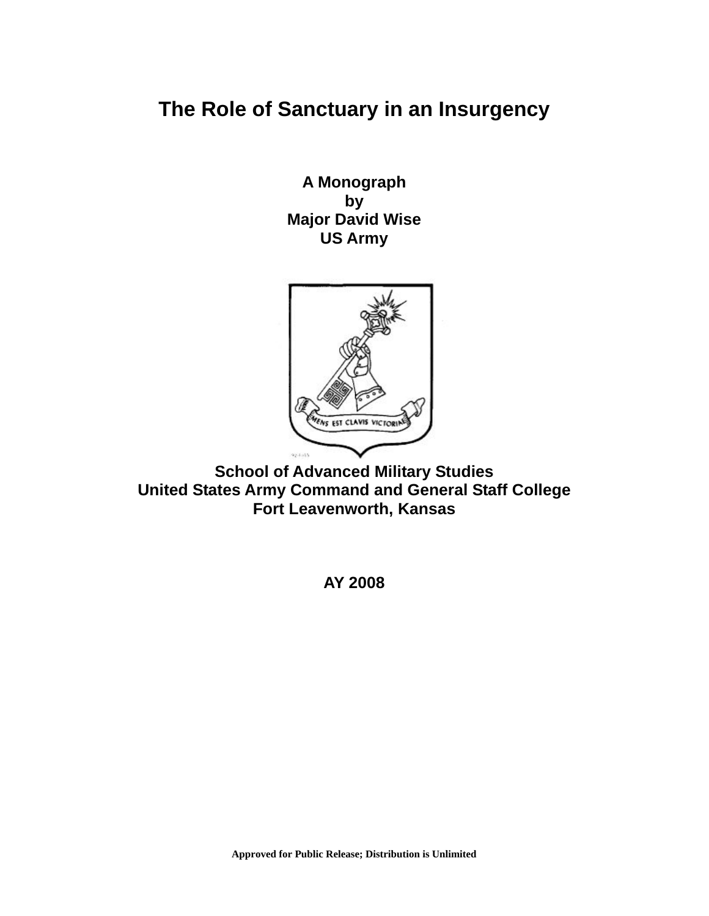# The Role of Sanctuary in an Insurgency

**A Monograph**
**by**
**Major David Wise**
**US Army**

**School of Advanced Military Studies**
**United States Army Command and General Staff College**
**Fort Leavenworth, Kansas**

**AY 2008**

**Approved for Public Release; Distribution is Unlimited**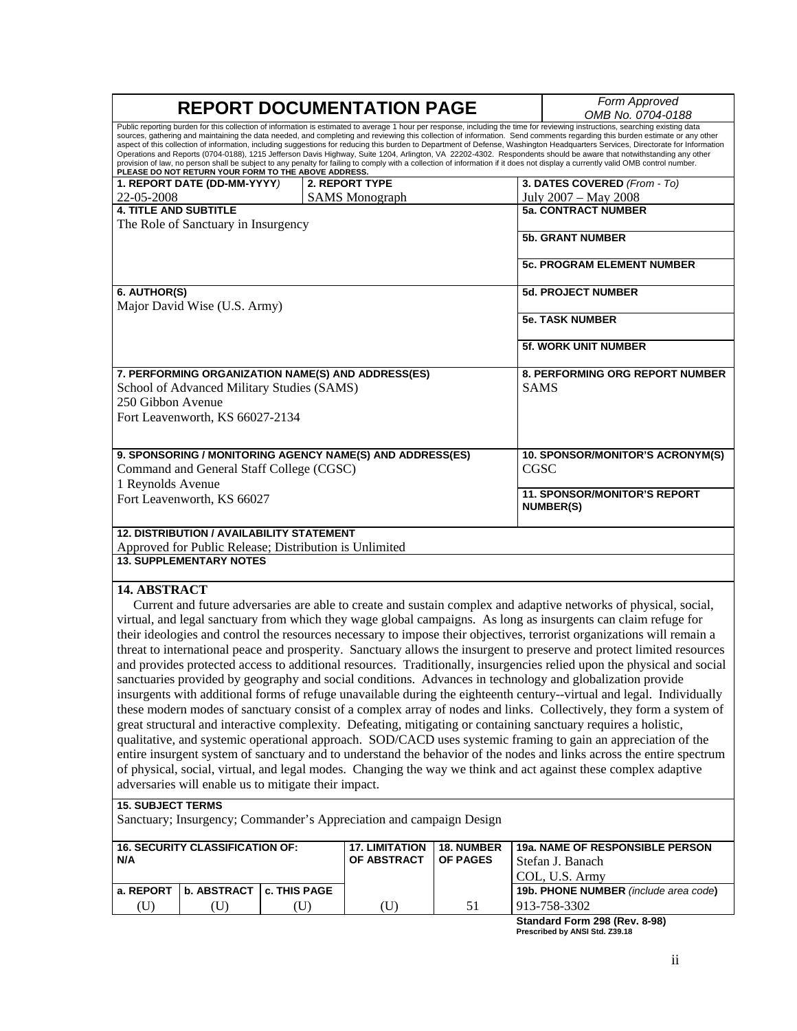# REPORT DOCUMENTATION PAGE

*Form Approved OMB No. 0704-0188*

Public reporting burden for this collection of information is estimated to average 1 hour per response, including the time for reviewing instructions, searching existing data sources, gathering and maintaining the data needed, and completing and reviewing this collection of information. Send comments regarding this burden estimate or any other aspect of this collection of information, including suggestions for reducing this burden to Department of Defense, Washington Headquarters Services, Directorate for Information Operations and Reports (0704-0188), 1215 Jefferson Davis Highway, Suite 1204, Arlington, VA 22202-4302. Respondents should be aware that notwithstanding any other provision of law, no person shall be subject to any penalty for failing to comply with a collection of information if it does not display a currently valid OMB control number. **PLEASE DO NOT RETURN YOUR FORM TO THE ABOVE ADDRESS.**

| **1. REPORT DATE (DD-MM-YYYY)** | **2. REPORT TYPE** | **3. DATES COVERED** *(From - To)* |
|---|---|---|
| 22-05-2008 | SAMS Monograph | July 2007 – May 2008 |

**4. TITLE AND SUBTITLE**
The Role of Sanctuary in Insurgency

**5a. CONTRACT NUMBER**

**5b. GRANT NUMBER**

**5c. PROGRAM ELEMENT NUMBER**

**6. AUTHOR(S)**
Major David Wise (U.S. Army)

**5d. PROJECT NUMBER**

**5e. TASK NUMBER**

**5f. WORK UNIT NUMBER**

**7. PERFORMING ORGANIZATION NAME(S) AND ADDRESS(ES)**
School of Advanced Military Studies (SAMS)
250 Gibbon Avenue
Fort Leavenworth, KS 66027-2134

**8. PERFORMING ORG REPORT NUMBER**
SAMS

**9. SPONSORING / MONITORING AGENCY NAME(S) AND ADDRESS(ES)**
Command and General Staff College (CGSC)
1 Reynolds Avenue
Fort Leavenworth, KS 66027

**10. SPONSOR/MONITOR'S ACRONYM(S)**
CGSC

**11. SPONSOR/MONITOR'S REPORT NUMBER(S)**

**12. DISTRIBUTION / AVAILABILITY STATEMENT**
Approved for Public Release; Distribution is Unlimited

**13. SUPPLEMENTARY NOTES**

**14. ABSTRACT**

Current and future adversaries are able to create and sustain complex and adaptive networks of physical, social, virtual, and legal sanctuary from which they wage global campaigns. As long as insurgents can claim refuge for their ideologies and control the resources necessary to impose their objectives, terrorist organizations will remain a threat to international peace and prosperity. Sanctuary allows the insurgent to preserve and protect limited resources and provides protected access to additional resources. Traditionally, insurgencies relied upon the physical and social sanctuaries provided by geography and social conditions. Advances in technology and globalization provide insurgents with additional forms of refuge unavailable during the eighteenth century--virtual and legal. Individually these modern modes of sanctuary consist of a complex array of nodes and links. Collectively, they form a system of great structural and interactive complexity. Defeating, mitigating or containing sanctuary requires a holistic, qualitative, and systemic operational approach. SOD/CACD uses systemic framing to gain an appreciation of the entire insurgent system of sanctuary and to understand the behavior of the nodes and links across the entire spectrum of physical, social, virtual, and legal modes. Changing the way we think and act against these complex adaptive adversaries will enable us to mitigate their impact.

**15. SUBJECT TERMS**
Sanctuary; Insurgency; Commander's Appreciation and campaign Design

| **16. SECURITY CLASSIFICATION OF: N/A** | | | **17. LIMITATION OF ABSTRACT** | **18. NUMBER OF PAGES** | **19a. NAME OF RESPONSIBLE PERSON** |
|---|---|---|---|---|---|
| | | | | | Stefan J. Banach COL, U.S. Army |
| **a. REPORT** | **b. ABSTRACT** | **c. THIS PAGE** | | | **19b. PHONE NUMBER** *(include area code)* |
| (U) | (U) | (U) | (U) | 51 | 913-758-3302 |

**Standard Form 298 (Rev. 8-98)**
**Prescribed by ANSI Std. Z39.18**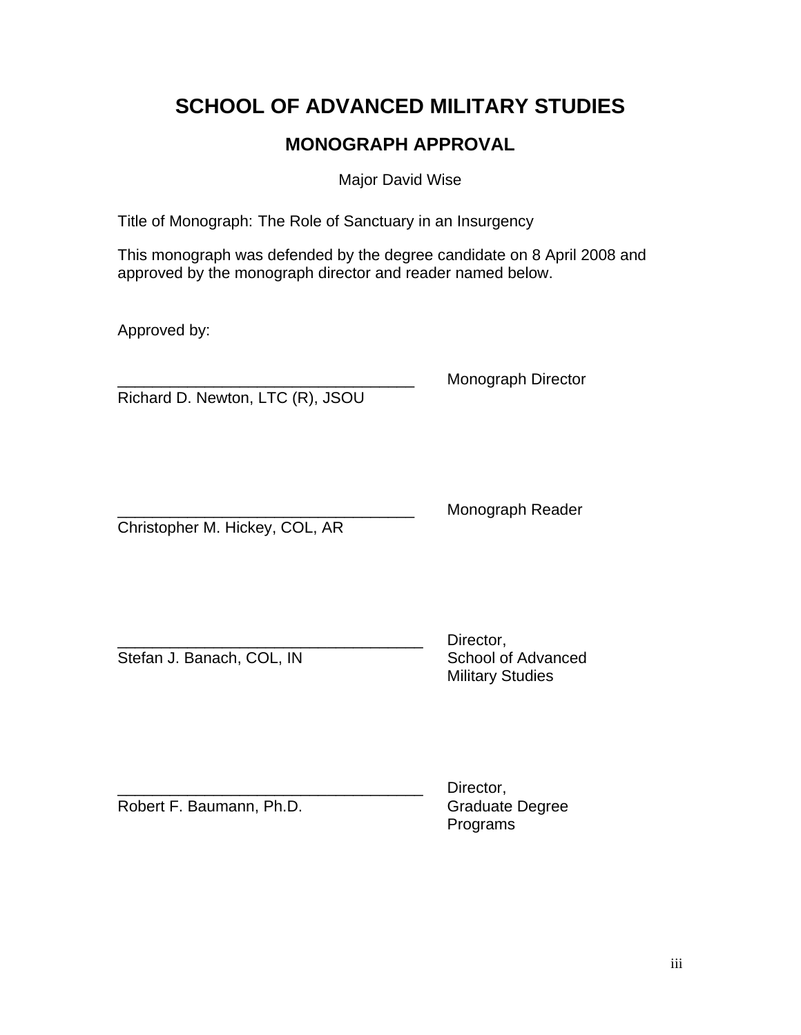# SCHOOL OF ADVANCED MILITARY STUDIES

## MONOGRAPH APPROVAL

Major David Wise

Title of Monograph: The Role of Sanctuary in an Insurgency

This monograph was defended by the degree candidate on 8 April 2008 and approved by the monograph director and reader named below.

Approved by:

__________________________________ Monograph Director
Richard D. Newton, LTC (R), JSOU

__________________________________ Monograph Reader
Christopher M. Hickey, COL, AR

__________________________________ Director, School of Advanced Military Studies
Stefan J. Banach, COL, IN

__________________________________ Director, Graduate Degree Programs
Robert F. Baumann, Ph.D.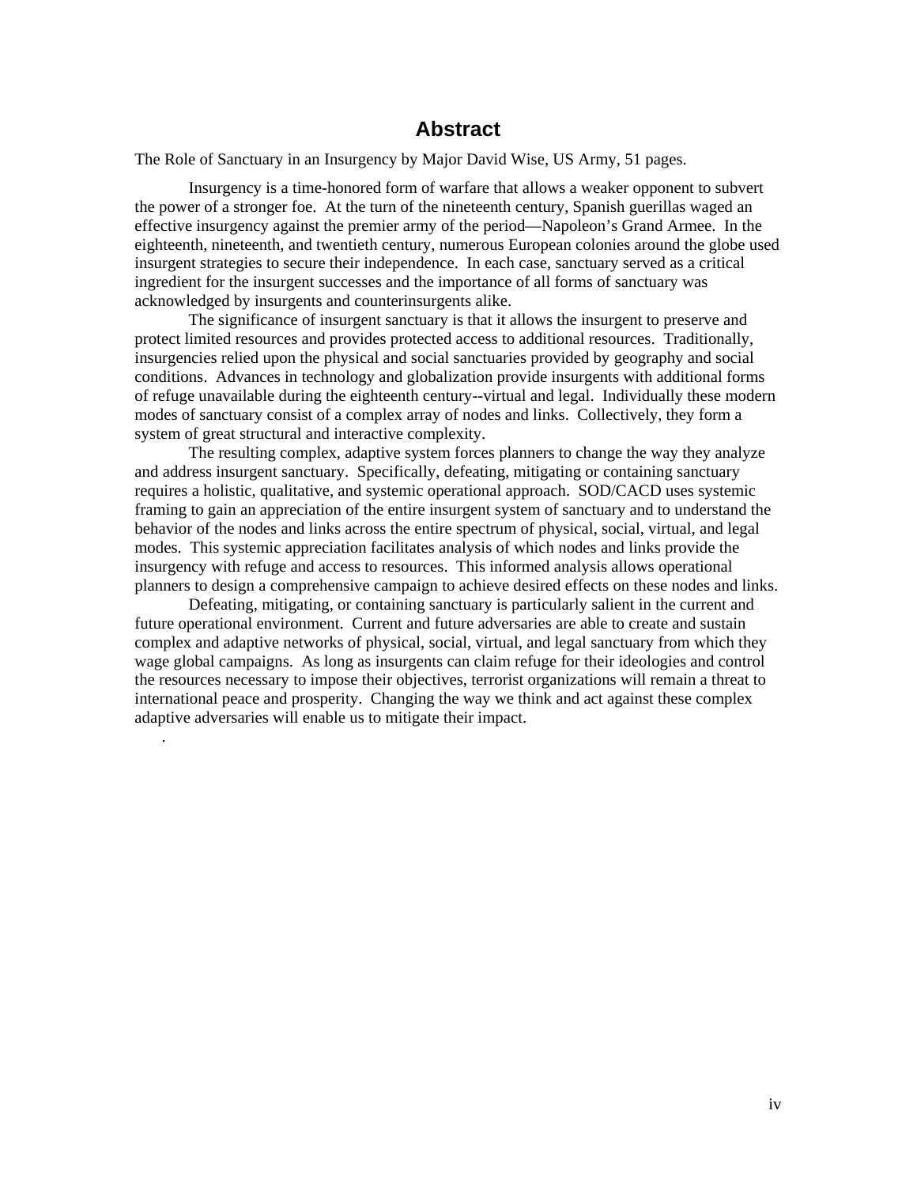# Abstract

The Role of Sanctuary in an Insurgency by Major David Wise, US Army, 51 pages.

Insurgency is a time-honored form of warfare that allows a weaker opponent to subvert the power of a stronger foe. At the turn of the nineteenth century, Spanish guerillas waged an effective insurgency against the premier army of the period—Napoleon's Grand Armee. In the eighteenth, nineteenth, and twentieth century, numerous European colonies around the globe used insurgent strategies to secure their independence. In each case, sanctuary served as a critical ingredient for the insurgent successes and the importance of all forms of sanctuary was acknowledged by insurgents and counterinsurgents alike.

The significance of insurgent sanctuary is that it allows the insurgent to preserve and protect limited resources and provides protected access to additional resources. Traditionally, insurgencies relied upon the physical and social sanctuaries provided by geography and social conditions. Advances in technology and globalization provide insurgents with additional forms of refuge unavailable during the eighteenth century--virtual and legal. Individually these modern modes of sanctuary consist of a complex array of nodes and links. Collectively, they form a system of great structural and interactive complexity.

The resulting complex, adaptive system forces planners to change the way they analyze and address insurgent sanctuary. Specifically, defeating, mitigating or containing sanctuary requires a holistic, qualitative, and systemic operational approach. SOD/CACD uses systemic framing to gain an appreciation of the entire insurgent system of sanctuary and to understand the behavior of the nodes and links across the entire spectrum of physical, social, virtual, and legal modes. This systemic appreciation facilitates analysis of which nodes and links provide the insurgency with refuge and access to resources. This informed analysis allows operational planners to design a comprehensive campaign to achieve desired effects on these nodes and links.

Defeating, mitigating, or containing sanctuary is particularly salient in the current and future operational environment. Current and future adversaries are able to create and sustain complex and adaptive networks of physical, social, virtual, and legal sanctuary from which they wage global campaigns. As long as insurgents can claim refuge for their ideologies and control the resources necessary to impose their objectives, terrorist organizations will remain a threat to international peace and prosperity. Changing the way we think and act against these complex adaptive adversaries will enable us to mitigate their impact.

.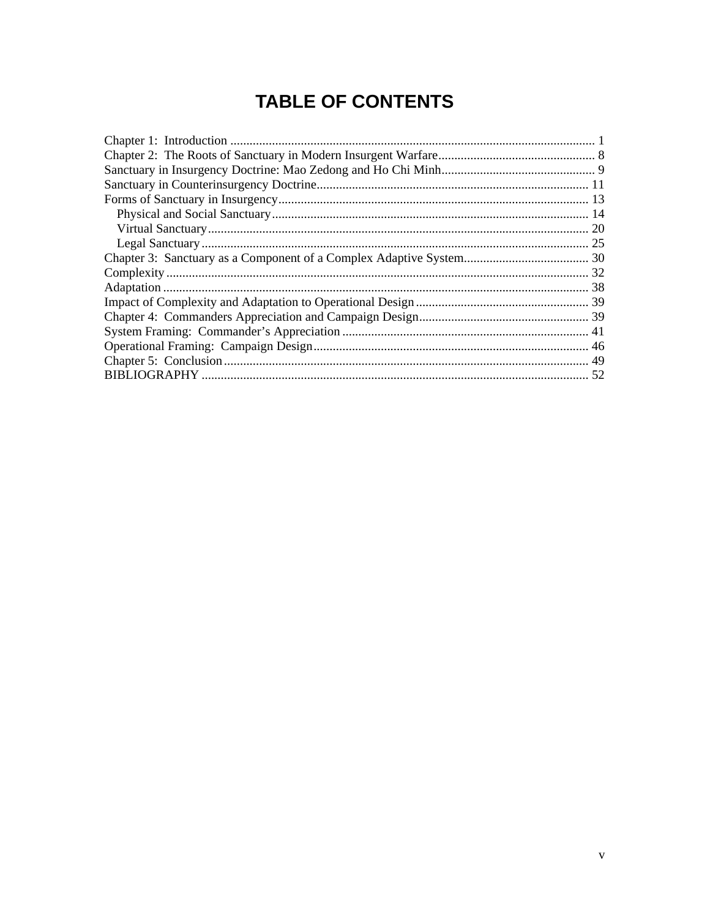# TABLE OF CONTENTS

Chapter 1: Introduction ..... 1
Chapter 2: The Roots of Sanctuary in Modern Insurgent Warfare ..... 8
Sanctuary in Insurgency Doctrine: Mao Zedong and Ho Chi Minh ..... 9
Sanctuary in Counterinsurgency Doctrine ..... 11
Forms of Sanctuary in Insurgency ..... 13
- Physical and Social Sanctuary ..... 14
- Virtual Sanctuary ..... 20
- Legal Sanctuary ..... 25

Chapter 3: Sanctuary as a Component of a Complex Adaptive System ..... 30
Complexity ..... 32
Adaptation ..... 38
Impact of Complexity and Adaptation to Operational Design ..... 39
Chapter 4: Commanders Appreciation and Campaign Design ..... 39
System Framing: Commander's Appreciation ..... 41
Operational Framing: Campaign Design ..... 46
Chapter 5: Conclusion ..... 49
BIBLIOGRAPHY ..... 52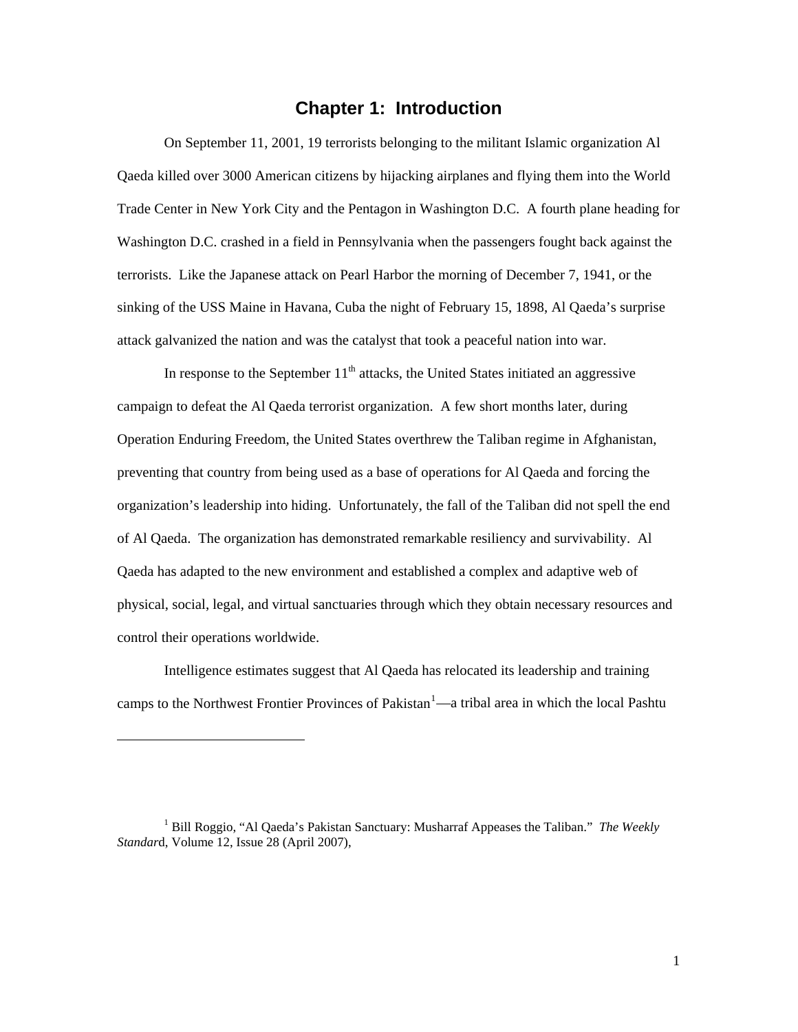# Chapter 1: Introduction

On September 11, 2001, 19 terrorists belonging to the militant Islamic organization Al Qaeda killed over 3000 American citizens by hijacking airplanes and flying them into the World Trade Center in New York City and the Pentagon in Washington D.C. A fourth plane heading for Washington D.C. crashed in a field in Pennsylvania when the passengers fought back against the terrorists. Like the Japanese attack on Pearl Harbor the morning of December 7, 1941, or the sinking of the USS Maine in Havana, Cuba the night of February 15, 1898, Al Qaeda's surprise attack galvanized the nation and was the catalyst that took a peaceful nation into war.

In response to the September 11th attacks, the United States initiated an aggressive campaign to defeat the Al Qaeda terrorist organization. A few short months later, during Operation Enduring Freedom, the United States overthrew the Taliban regime in Afghanistan, preventing that country from being used as a base of operations for Al Qaeda and forcing the organization's leadership into hiding. Unfortunately, the fall of the Taliban did not spell the end of Al Qaeda. The organization has demonstrated remarkable resiliency and survivability. Al Qaeda has adapted to the new environment and established a complex and adaptive web of physical, social, legal, and virtual sanctuaries through which they obtain necessary resources and control their operations worldwide.

Intelligence estimates suggest that Al Qaeda has relocated its leadership and training camps to the Northwest Frontier Provinces of Pakistan[1]—a tribal area in which the local Pashtu

---

[1] Bill Roggio, "Al Qaeda's Pakistan Sanctuary: Musharraf Appeases the Taliban." *The Weekly Standar*d, Volume 12, Issue 28 (April 2007),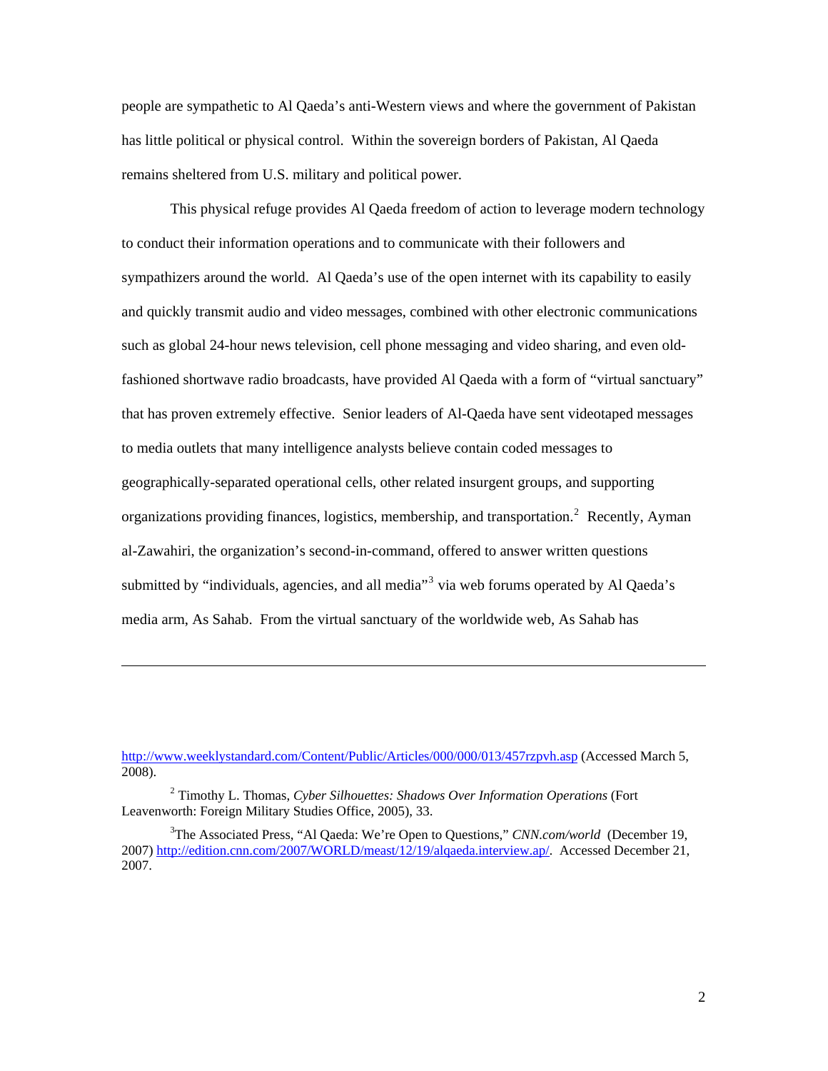people are sympathetic to Al Qaeda's anti-Western views and where the government of Pakistan has little political or physical control. Within the sovereign borders of Pakistan, Al Qaeda remains sheltered from U.S. military and political power.

This physical refuge provides Al Qaeda freedom of action to leverage modern technology to conduct their information operations and to communicate with their followers and sympathizers around the world. Al Qaeda's use of the open internet with its capability to easily and quickly transmit audio and video messages, combined with other electronic communications such as global 24-hour news television, cell phone messaging and video sharing, and even old-fashioned shortwave radio broadcasts, have provided Al Qaeda with a form of "virtual sanctuary" that has proven extremely effective. Senior leaders of Al-Qaeda have sent videotaped messages to media outlets that many intelligence analysts believe contain coded messages to geographically-separated operational cells, other related insurgent groups, and supporting organizations providing finances, logistics, membership, and transportation.[2] Recently, Ayman al-Zawahiri, the organization's second-in-command, offered to answer written questions submitted by "individuals, agencies, and all media"[3] via web forums operated by Al Qaeda's media arm, As Sahab. From the virtual sanctuary of the worldwide web, As Sahab has

---

http://www.weeklystandard.com/Content/Public/Articles/000/000/013/457rzpvh.asp (Accessed March 5, 2008).

[2] Timothy L. Thomas, *Cyber Silhouettes: Shadows Over Information Operations* (Fort Leavenworth: Foreign Military Studies Office, 2005), 33.

[3] The Associated Press, "Al Qaeda: We're Open to Questions," *CNN.com/world* (December 19, 2007) http://edition.cnn.com/2007/WORLD/meast/12/19/alqaeda.interview.ap/. Accessed December 21, 2007.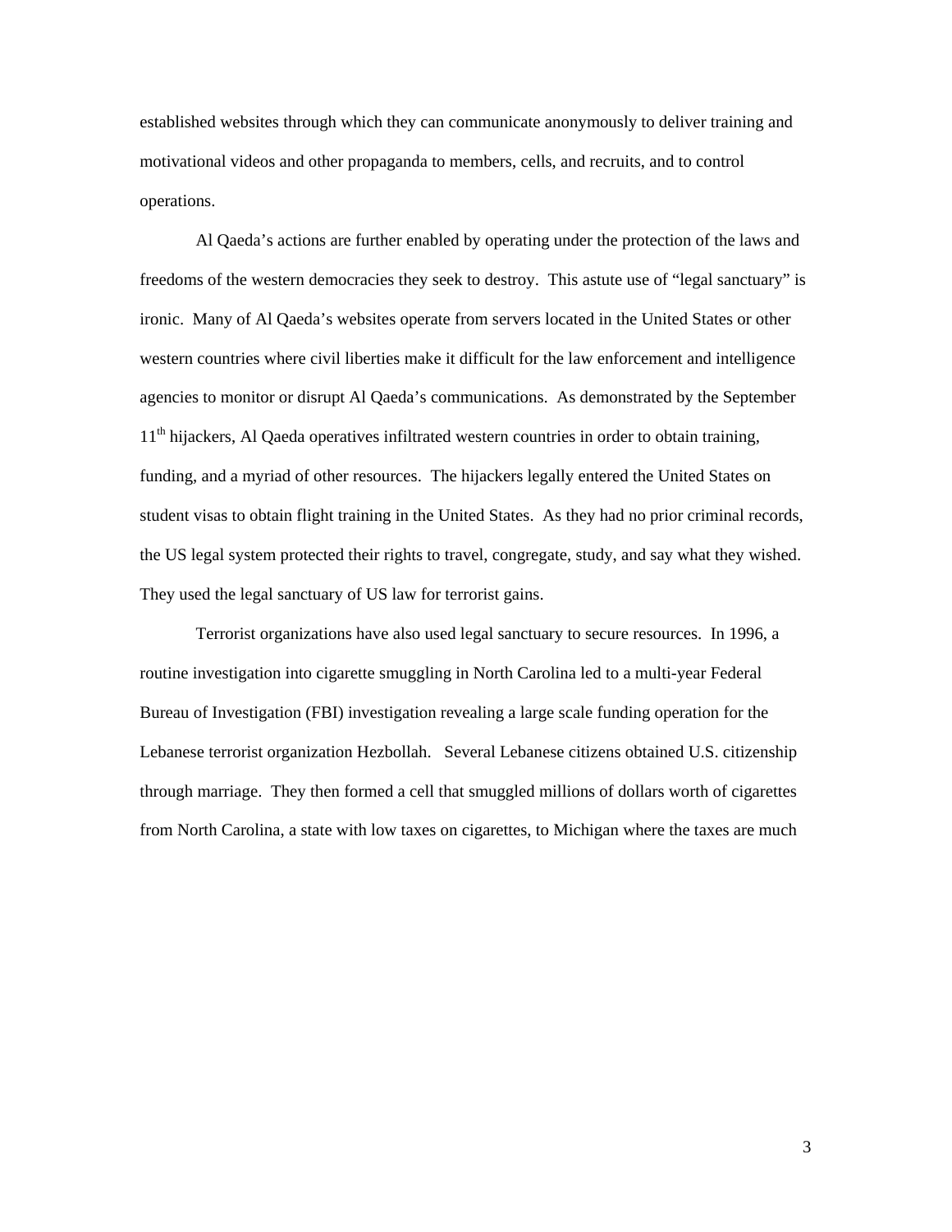established websites through which they can communicate anonymously to deliver training and motivational videos and other propaganda to members, cells, and recruits, and to control operations.

Al Qaeda's actions are further enabled by operating under the protection of the laws and freedoms of the western democracies they seek to destroy. This astute use of "legal sanctuary" is ironic. Many of Al Qaeda's websites operate from servers located in the United States or other western countries where civil liberties make it difficult for the law enforcement and intelligence agencies to monitor or disrupt Al Qaeda's communications. As demonstrated by the September 11th hijackers, Al Qaeda operatives infiltrated western countries in order to obtain training, funding, and a myriad of other resources. The hijackers legally entered the United States on student visas to obtain flight training in the United States. As they had no prior criminal records, the US legal system protected their rights to travel, congregate, study, and say what they wished. They used the legal sanctuary of US law for terrorist gains.

Terrorist organizations have also used legal sanctuary to secure resources. In 1996, a routine investigation into cigarette smuggling in North Carolina led to a multi-year Federal Bureau of Investigation (FBI) investigation revealing a large scale funding operation for the Lebanese terrorist organization Hezbollah. Several Lebanese citizens obtained U.S. citizenship through marriage. They then formed a cell that smuggled millions of dollars worth of cigarettes from North Carolina, a state with low taxes on cigarettes, to Michigan where the taxes are much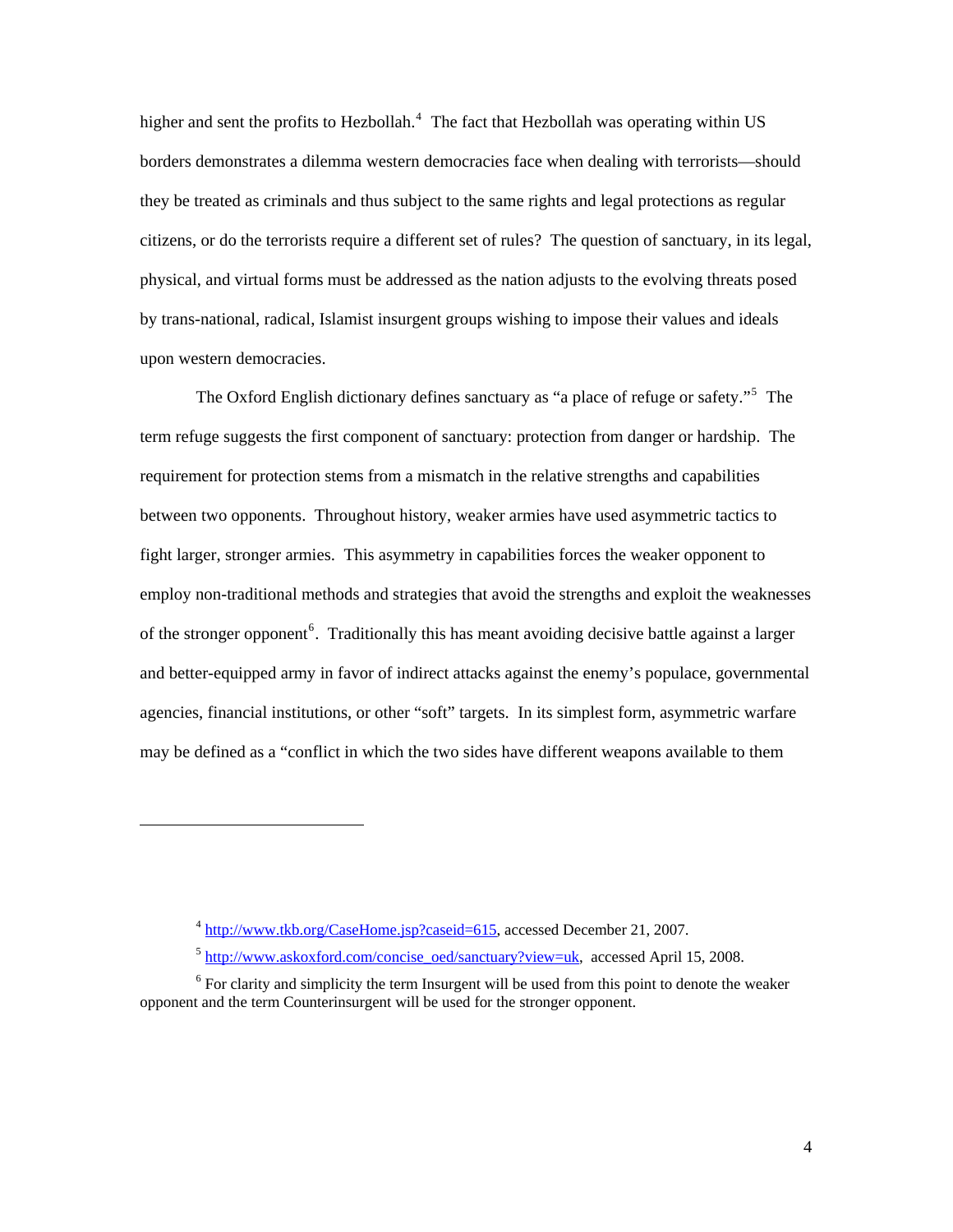higher and sent the profits to Hezbollah.[4] The fact that Hezbollah was operating within US borders demonstrates a dilemma western democracies face when dealing with terrorists—should they be treated as criminals and thus subject to the same rights and legal protections as regular citizens, or do the terrorists require a different set of rules? The question of sanctuary, in its legal, physical, and virtual forms must be addressed as the nation adjusts to the evolving threats posed by trans-national, radical, Islamist insurgent groups wishing to impose their values and ideals upon western democracies.

The Oxford English dictionary defines sanctuary as "a place of refuge or safety."[5] The term refuge suggests the first component of sanctuary: protection from danger or hardship. The requirement for protection stems from a mismatch in the relative strengths and capabilities between two opponents. Throughout history, weaker armies have used asymmetric tactics to fight larger, stronger armies. This asymmetry in capabilities forces the weaker opponent to employ non-traditional methods and strategies that avoid the strengths and exploit the weaknesses of the stronger opponent[6]. Traditionally this has meant avoiding decisive battle against a larger and better-equipped army in favor of indirect attacks against the enemy's populace, governmental agencies, financial institutions, or other "soft" targets. In its simplest form, asymmetric warfare may be defined as a "conflict in which the two sides have different weapons available to them

---

[4] http://www.tkb.org/CaseHome.jsp?caseid=615, accessed December 21, 2007.

[5] http://www.askoxford.com/concise_oed/sanctuary?view=uk, accessed April 15, 2008.

[6] For clarity and simplicity the term Insurgent will be used from this point to denote the weaker opponent and the term Counterinsurgent will be used for the stronger opponent.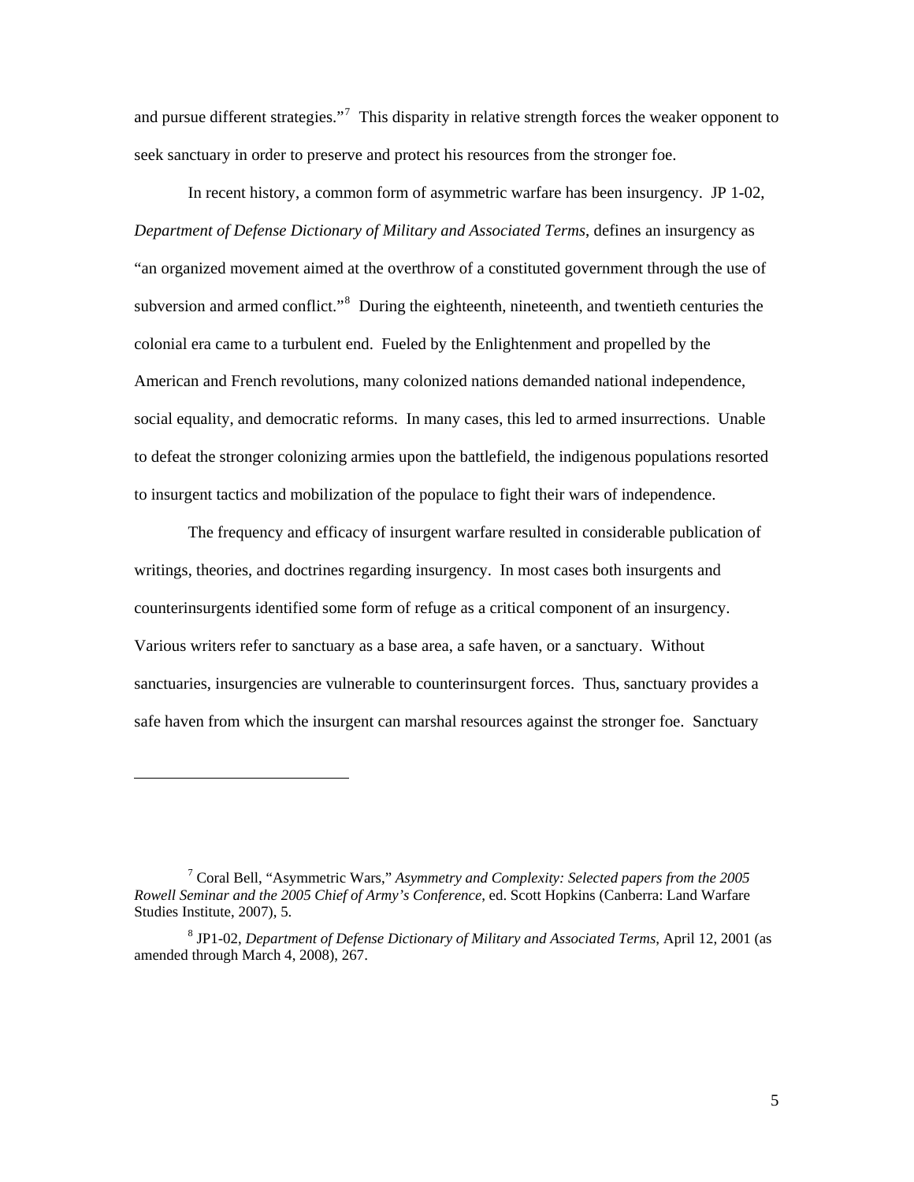and pursue different strategies."[7] This disparity in relative strength forces the weaker opponent to seek sanctuary in order to preserve and protect his resources from the stronger foe.

In recent history, a common form of asymmetric warfare has been insurgency. JP 1-02, *Department of Defense Dictionary of Military and Associated Terms*, defines an insurgency as "an organized movement aimed at the overthrow of a constituted government through the use of subversion and armed conflict."[8] During the eighteenth, nineteenth, and twentieth centuries the colonial era came to a turbulent end. Fueled by the Enlightenment and propelled by the American and French revolutions, many colonized nations demanded national independence, social equality, and democratic reforms. In many cases, this led to armed insurrections. Unable to defeat the stronger colonizing armies upon the battlefield, the indigenous populations resorted to insurgent tactics and mobilization of the populace to fight their wars of independence.

The frequency and efficacy of insurgent warfare resulted in considerable publication of writings, theories, and doctrines regarding insurgency. In most cases both insurgents and counterinsurgents identified some form of refuge as a critical component of an insurgency. Various writers refer to sanctuary as a base area, a safe haven, or a sanctuary. Without sanctuaries, insurgencies are vulnerable to counterinsurgent forces. Thus, sanctuary provides a safe haven from which the insurgent can marshal resources against the stronger foe. Sanctuary

---

[7] Coral Bell, "Asymmetric Wars," *Asymmetry and Complexity: Selected papers from the 2005 Rowell Seminar and the 2005 Chief of Army's Conference*, ed. Scott Hopkins (Canberra: Land Warfare Studies Institute, 2007), 5.

[8] JP1-02, *Department of Defense Dictionary of Military and Associated Terms*, April 12, 2001 (as amended through March 4, 2008), 267.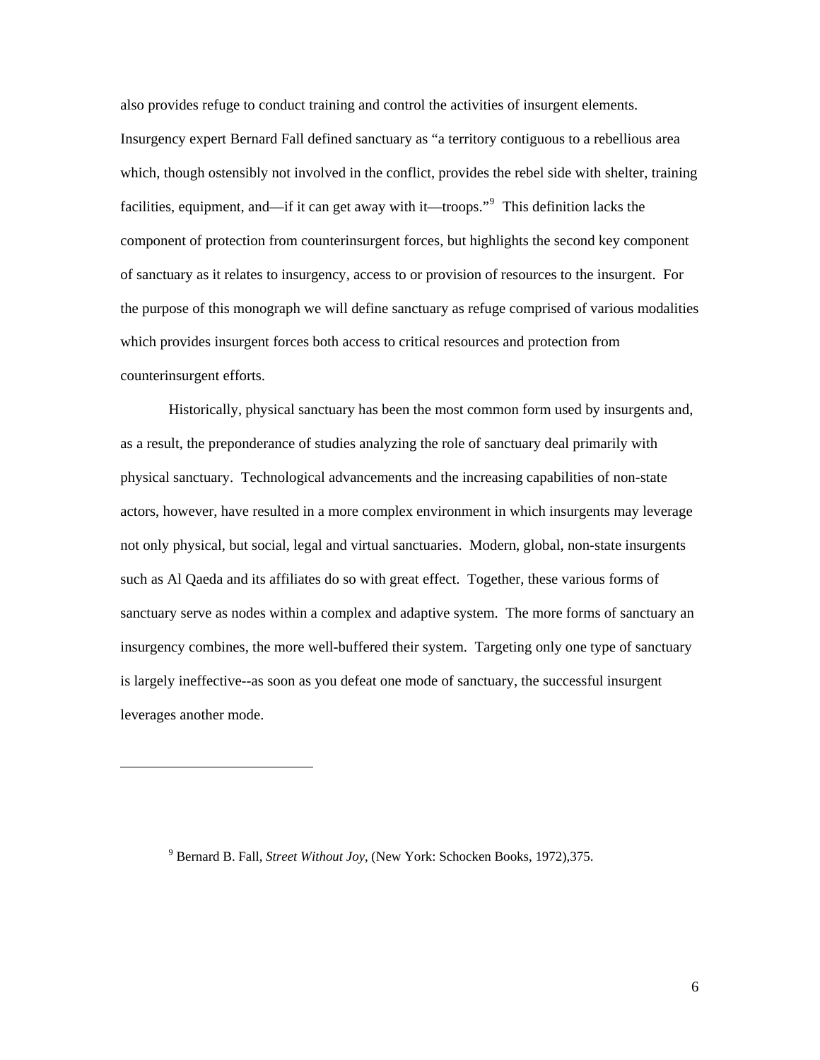also provides refuge to conduct training and control the activities of insurgent elements. Insurgency expert Bernard Fall defined sanctuary as "a territory contiguous to a rebellious area which, though ostensibly not involved in the conflict, provides the rebel side with shelter, training facilities, equipment, and—if it can get away with it—troops."[9] This definition lacks the component of protection from counterinsurgent forces, but highlights the second key component of sanctuary as it relates to insurgency, access to or provision of resources to the insurgent. For the purpose of this monograph we will define sanctuary as refuge comprised of various modalities which provides insurgent forces both access to critical resources and protection from counterinsurgent efforts.

Historically, physical sanctuary has been the most common form used by insurgents and, as a result, the preponderance of studies analyzing the role of sanctuary deal primarily with physical sanctuary. Technological advancements and the increasing capabilities of non-state actors, however, have resulted in a more complex environment in which insurgents may leverage not only physical, but social, legal and virtual sanctuaries. Modern, global, non-state insurgents such as Al Qaeda and its affiliates do so with great effect. Together, these various forms of sanctuary serve as nodes within a complex and adaptive system. The more forms of sanctuary an insurgency combines, the more well-buffered their system. Targeting only one type of sanctuary is largely ineffective--as soon as you defeat one mode of sanctuary, the successful insurgent leverages another mode.

---

[9] Bernard B. Fall, *Street Without Joy*, (New York: Schocken Books, 1972),375.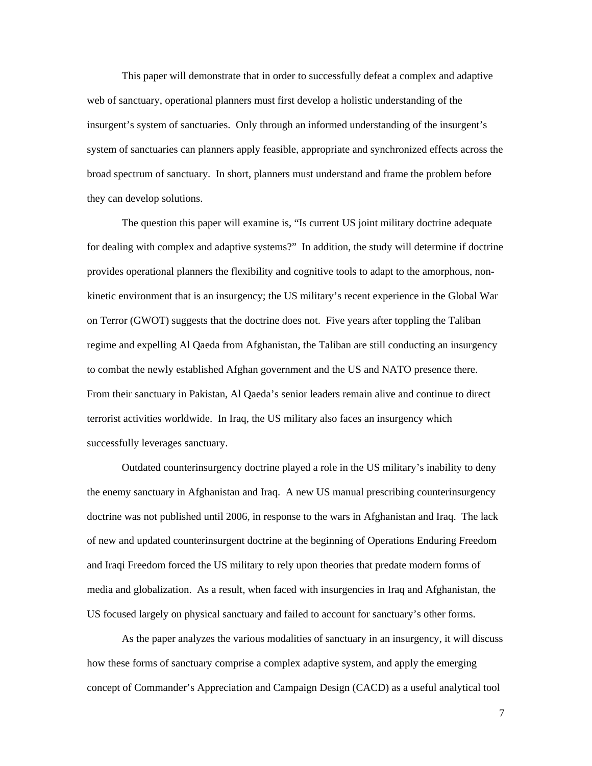This paper will demonstrate that in order to successfully defeat a complex and adaptive web of sanctuary, operational planners must first develop a holistic understanding of the insurgent's system of sanctuaries. Only through an informed understanding of the insurgent's system of sanctuaries can planners apply feasible, appropriate and synchronized effects across the broad spectrum of sanctuary. In short, planners must understand and frame the problem before they can develop solutions.

The question this paper will examine is, "Is current US joint military doctrine adequate for dealing with complex and adaptive systems?" In addition, the study will determine if doctrine provides operational planners the flexibility and cognitive tools to adapt to the amorphous, non-kinetic environment that is an insurgency; the US military's recent experience in the Global War on Terror (GWOT) suggests that the doctrine does not. Five years after toppling the Taliban regime and expelling Al Qaeda from Afghanistan, the Taliban are still conducting an insurgency to combat the newly established Afghan government and the US and NATO presence there. From their sanctuary in Pakistan, Al Qaeda's senior leaders remain alive and continue to direct terrorist activities worldwide. In Iraq, the US military also faces an insurgency which successfully leverages sanctuary.

Outdated counterinsurgency doctrine played a role in the US military's inability to deny the enemy sanctuary in Afghanistan and Iraq. A new US manual prescribing counterinsurgency doctrine was not published until 2006, in response to the wars in Afghanistan and Iraq. The lack of new and updated counterinsurgent doctrine at the beginning of Operations Enduring Freedom and Iraqi Freedom forced the US military to rely upon theories that predate modern forms of media and globalization. As a result, when faced with insurgencies in Iraq and Afghanistan, the US focused largely on physical sanctuary and failed to account for sanctuary's other forms.

As the paper analyzes the various modalities of sanctuary in an insurgency, it will discuss how these forms of sanctuary comprise a complex adaptive system, and apply the emerging concept of Commander's Appreciation and Campaign Design (CACD) as a useful analytical tool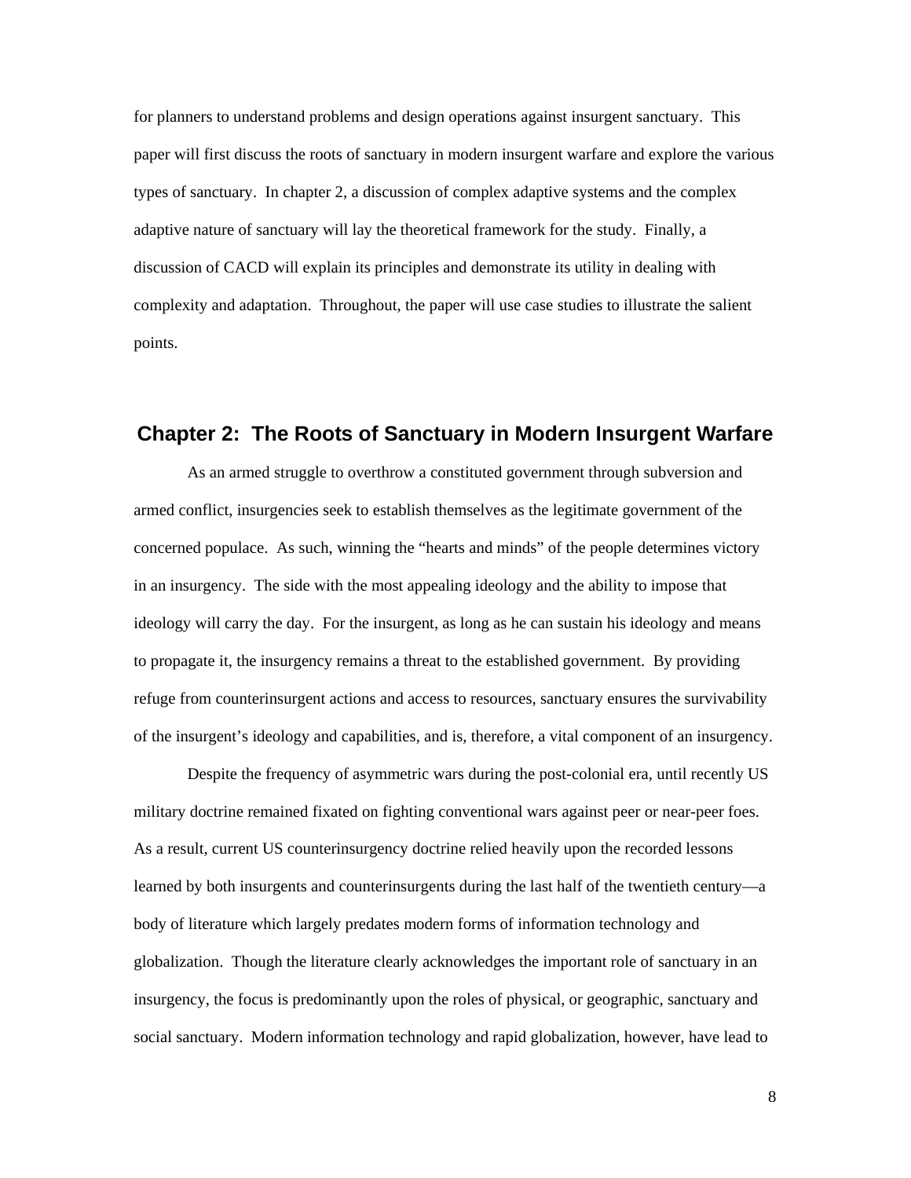for planners to understand problems and design operations against insurgent sanctuary. This paper will first discuss the roots of sanctuary in modern insurgent warfare and explore the various types of sanctuary. In chapter 2, a discussion of complex adaptive systems and the complex adaptive nature of sanctuary will lay the theoretical framework for the study. Finally, a discussion of CACD will explain its principles and demonstrate its utility in dealing with complexity and adaptation. Throughout, the paper will use case studies to illustrate the salient points.

## Chapter 2: The Roots of Sanctuary in Modern Insurgent Warfare

As an armed struggle to overthrow a constituted government through subversion and armed conflict, insurgencies seek to establish themselves as the legitimate government of the concerned populace. As such, winning the "hearts and minds" of the people determines victory in an insurgency. The side with the most appealing ideology and the ability to impose that ideology will carry the day. For the insurgent, as long as he can sustain his ideology and means to propagate it, the insurgency remains a threat to the established government. By providing refuge from counterinsurgent actions and access to resources, sanctuary ensures the survivability of the insurgent's ideology and capabilities, and is, therefore, a vital component of an insurgency.

Despite the frequency of asymmetric wars during the post-colonial era, until recently US military doctrine remained fixated on fighting conventional wars against peer or near-peer foes. As a result, current US counterinsurgency doctrine relied heavily upon the recorded lessons learned by both insurgents and counterinsurgents during the last half of the twentieth century—a body of literature which largely predates modern forms of information technology and globalization. Though the literature clearly acknowledges the important role of sanctuary in an insurgency, the focus is predominantly upon the roles of physical, or geographic, sanctuary and social sanctuary. Modern information technology and rapid globalization, however, have lead to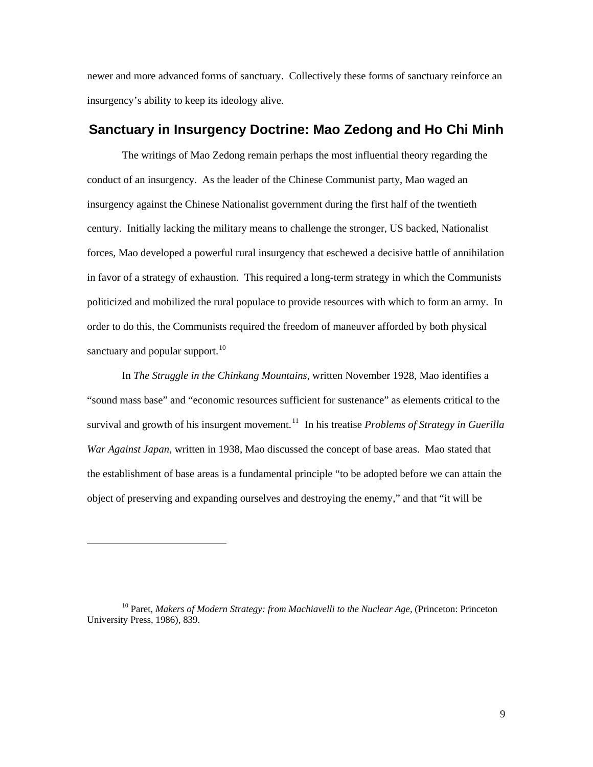newer and more advanced forms of sanctuary. Collectively these forms of sanctuary reinforce an insurgency's ability to keep its ideology alive.

## Sanctuary in Insurgency Doctrine: Mao Zedong and Ho Chi Minh

The writings of Mao Zedong remain perhaps the most influential theory regarding the conduct of an insurgency. As the leader of the Chinese Communist party, Mao waged an insurgency against the Chinese Nationalist government during the first half of the twentieth century. Initially lacking the military means to challenge the stronger, US backed, Nationalist forces, Mao developed a powerful rural insurgency that eschewed a decisive battle of annihilation in favor of a strategy of exhaustion. This required a long-term strategy in which the Communists politicized and mobilized the rural populace to provide resources with which to form an army. In order to do this, the Communists required the freedom of maneuver afforded by both physical sanctuary and popular support.[10]

In *The Struggle in the Chinkang Mountains*, written November 1928, Mao identifies a "sound mass base" and "economic resources sufficient for sustenance" as elements critical to the survival and growth of his insurgent movement.[11] In his treatise *Problems of Strategy in Guerilla War Against Japan*, written in 1938, Mao discussed the concept of base areas. Mao stated that the establishment of base areas is a fundamental principle "to be adopted before we can attain the object of preserving and expanding ourselves and destroying the enemy," and that "it will be

---

[10] Paret, *Makers of Modern Strategy: from Machiavelli to the Nuclear Age*, (Princeton: Princeton University Press, 1986), 839.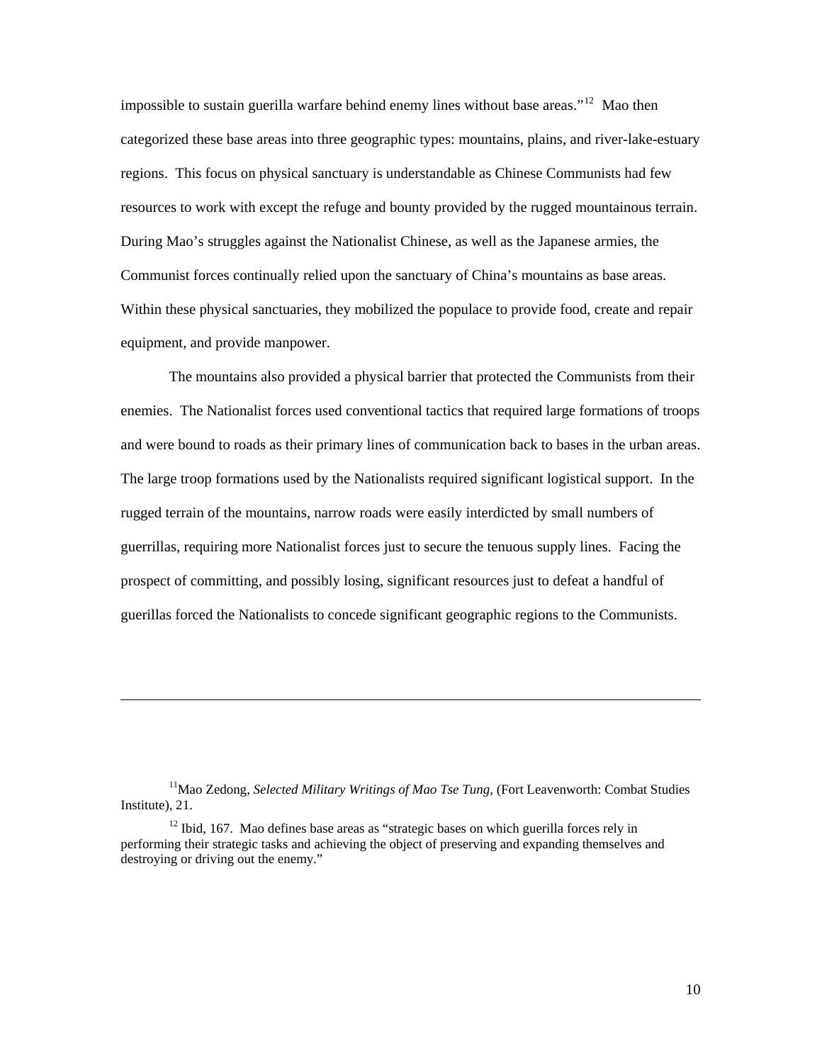impossible to sustain guerilla warfare behind enemy lines without base areas."[12] Mao then categorized these base areas into three geographic types: mountains, plains, and river-lake-estuary regions. This focus on physical sanctuary is understandable as Chinese Communists had few resources to work with except the refuge and bounty provided by the rugged mountainous terrain. During Mao's struggles against the Nationalist Chinese, as well as the Japanese armies, the Communist forces continually relied upon the sanctuary of China's mountains as base areas. Within these physical sanctuaries, they mobilized the populace to provide food, create and repair equipment, and provide manpower.

The mountains also provided a physical barrier that protected the Communists from their enemies. The Nationalist forces used conventional tactics that required large formations of troops and were bound to roads as their primary lines of communication back to bases in the urban areas. The large troop formations used by the Nationalists required significant logistical support. In the rugged terrain of the mountains, narrow roads were easily interdicted by small numbers of guerrillas, requiring more Nationalist forces just to secure the tenuous supply lines. Facing the prospect of committing, and possibly losing, significant resources just to defeat a handful of guerillas forced the Nationalists to concede significant geographic regions to the Communists.

---

[11]Mao Zedong, *Selected Military Writings of Mao Tse Tung*, (Fort Leavenworth: Combat Studies Institute), 21.

[12] Ibid, 167. Mao defines base areas as "strategic bases on which guerilla forces rely in performing their strategic tasks and achieving the object of preserving and expanding themselves and destroying or driving out the enemy."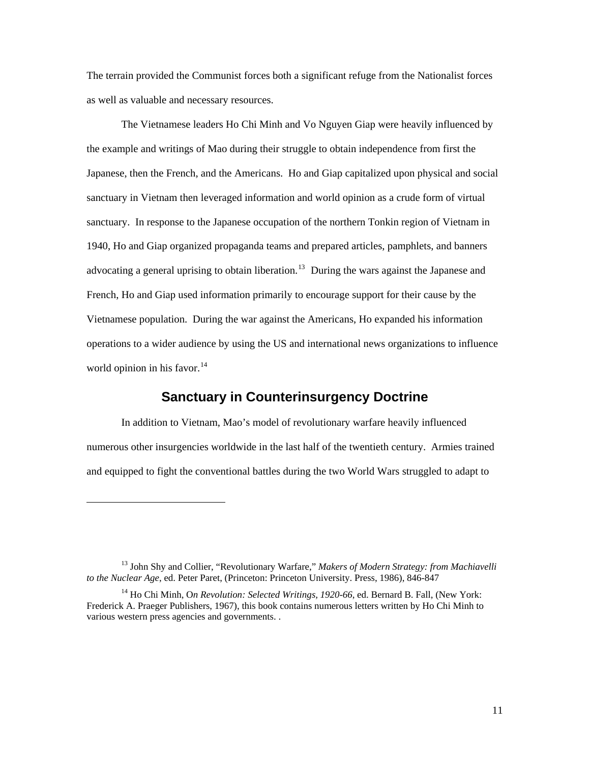The terrain provided the Communist forces both a significant refuge from the Nationalist forces as well as valuable and necessary resources.

The Vietnamese leaders Ho Chi Minh and Vo Nguyen Giap were heavily influenced by the example and writings of Mao during their struggle to obtain independence from first the Japanese, then the French, and the Americans. Ho and Giap capitalized upon physical and social sanctuary in Vietnam then leveraged information and world opinion as a crude form of virtual sanctuary. In response to the Japanese occupation of the northern Tonkin region of Vietnam in 1940, Ho and Giap organized propaganda teams and prepared articles, pamphlets, and banners advocating a general uprising to obtain liberation.[13] During the wars against the Japanese and French, Ho and Giap used information primarily to encourage support for their cause by the Vietnamese population. During the war against the Americans, Ho expanded his information operations to a wider audience by using the US and international news organizations to influence world opinion in his favor.[14]

## Sanctuary in Counterinsurgency Doctrine

In addition to Vietnam, Mao's model of revolutionary warfare heavily influenced numerous other insurgencies worldwide in the last half of the twentieth century. Armies trained and equipped to fight the conventional battles during the two World Wars struggled to adapt to

---

[13] John Shy and Collier, "Revolutionary Warfare," *Makers of Modern Strategy: from Machiavelli to the Nuclear Age*, ed. Peter Paret, (Princeton: Princeton University. Press, 1986), 846-847

[14] Ho Chi Minh, O*n Revolution: Selected Writings, 1920-66*, ed. Bernard B. Fall, (New York: Frederick A. Praeger Publishers, 1967), this book contains numerous letters written by Ho Chi Minh to various western press agencies and governments. .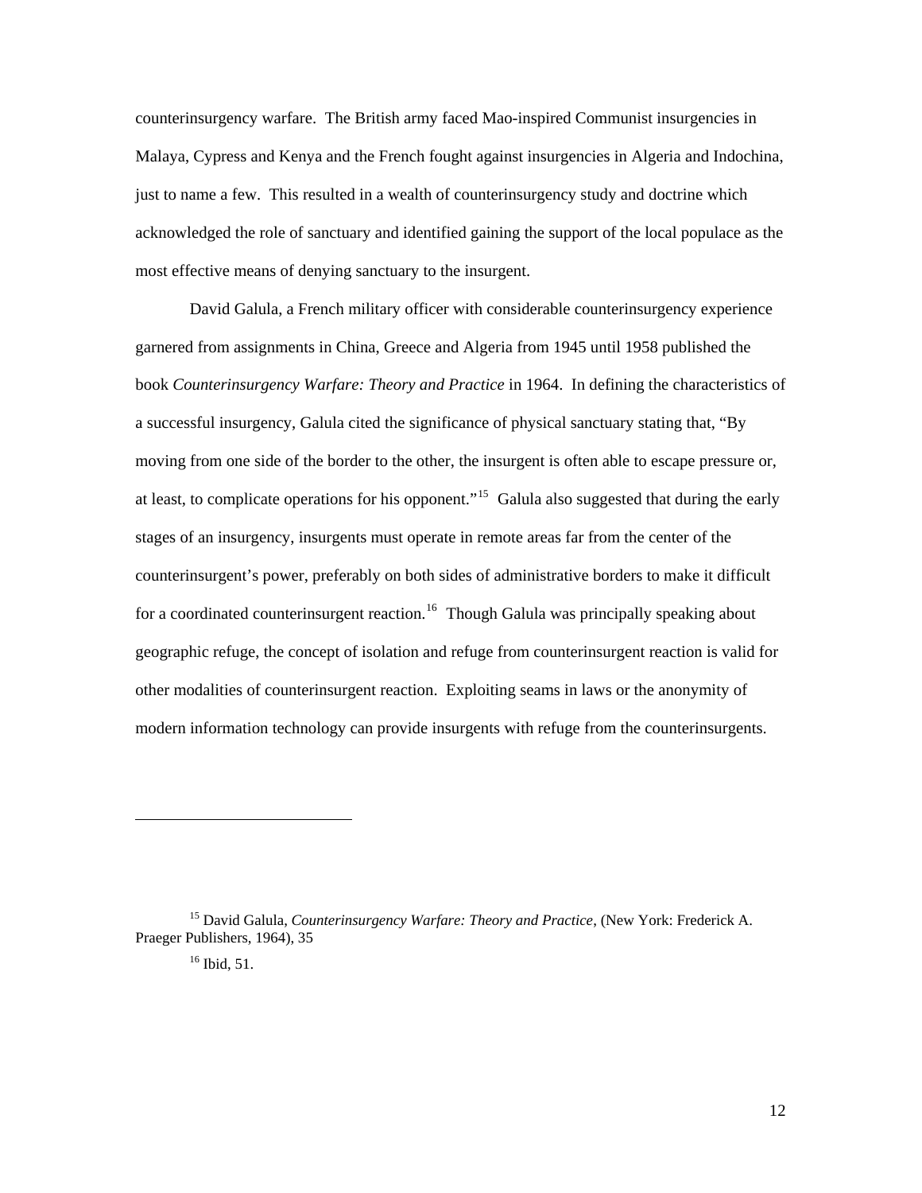counterinsurgency warfare. The British army faced Mao-inspired Communist insurgencies in Malaya, Cypress and Kenya and the French fought against insurgencies in Algeria and Indochina, just to name a few. This resulted in a wealth of counterinsurgency study and doctrine which acknowledged the role of sanctuary and identified gaining the support of the local populace as the most effective means of denying sanctuary to the insurgent.

David Galula, a French military officer with considerable counterinsurgency experience garnered from assignments in China, Greece and Algeria from 1945 until 1958 published the book *Counterinsurgency Warfare: Theory and Practice* in 1964. In defining the characteristics of a successful insurgency, Galula cited the significance of physical sanctuary stating that, "By moving from one side of the border to the other, the insurgent is often able to escape pressure or, at least, to complicate operations for his opponent."[15] Galula also suggested that during the early stages of an insurgency, insurgents must operate in remote areas far from the center of the counterinsurgent's power, preferably on both sides of administrative borders to make it difficult for a coordinated counterinsurgent reaction.[16] Though Galula was principally speaking about geographic refuge, the concept of isolation and refuge from counterinsurgent reaction is valid for other modalities of counterinsurgent reaction. Exploiting seams in laws or the anonymity of modern information technology can provide insurgents with refuge from the counterinsurgents.

---

[15] David Galula, *Counterinsurgency Warfare: Theory and Practice*, (New York: Frederick A. Praeger Publishers, 1964), 35

[16] Ibid, 51.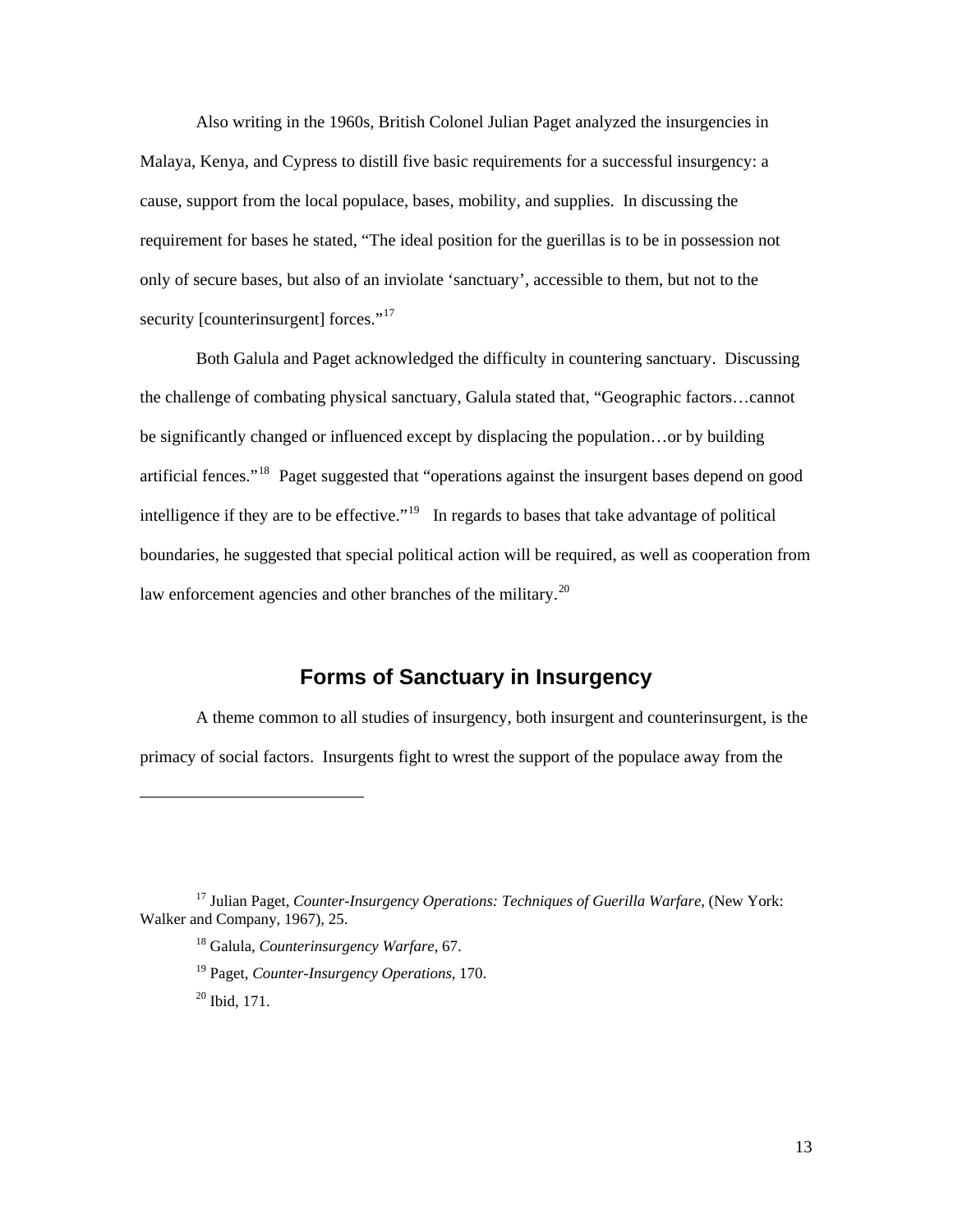Also writing in the 1960s, British Colonel Julian Paget analyzed the insurgencies in Malaya, Kenya, and Cypress to distill five basic requirements for a successful insurgency: a cause, support from the local populace, bases, mobility, and supplies. In discussing the requirement for bases he stated, "The ideal position for the guerillas is to be in possession not only of secure bases, but also of an inviolate 'sanctuary', accessible to them, but not to the security [counterinsurgent] forces."[17]

Both Galula and Paget acknowledged the difficulty in countering sanctuary. Discussing the challenge of combating physical sanctuary, Galula stated that, "Geographic factors…cannot be significantly changed or influenced except by displacing the population…or by building artificial fences."[18] Paget suggested that "operations against the insurgent bases depend on good intelligence if they are to be effective."[19] In regards to bases that take advantage of political boundaries, he suggested that special political action will be required, as well as cooperation from law enforcement agencies and other branches of the military.[20]

## Forms of Sanctuary in Insurgency

A theme common to all studies of insurgency, both insurgent and counterinsurgent, is the primacy of social factors. Insurgents fight to wrest the support of the populace away from the

---

[17] Julian Paget, *Counter-Insurgency Operations: Techniques of Guerilla Warfare*, (New York: Walker and Company, 1967), 25.

[18] Galula, *Counterinsurgency Warfare*, 67.

[19] Paget, *Counter-Insurgency Operations*, 170.

[20] Ibid, 171.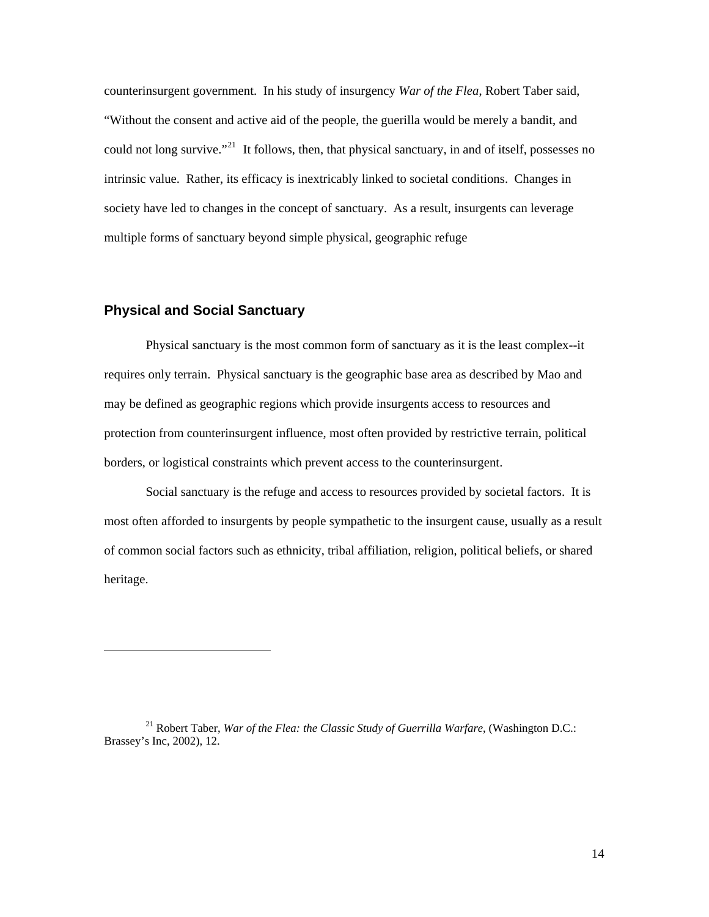counterinsurgent government. In his study of insurgency *War of the Flea*, Robert Taber said, "Without the consent and active aid of the people, the guerilla would be merely a bandit, and could not long survive."[21] It follows, then, that physical sanctuary, in and of itself, possesses no intrinsic value. Rather, its efficacy is inextricably linked to societal conditions. Changes in society have led to changes in the concept of sanctuary. As a result, insurgents can leverage multiple forms of sanctuary beyond simple physical, geographic refuge

## Physical and Social Sanctuary

Physical sanctuary is the most common form of sanctuary as it is the least complex--it requires only terrain. Physical sanctuary is the geographic base area as described by Mao and may be defined as geographic regions which provide insurgents access to resources and protection from counterinsurgent influence, most often provided by restrictive terrain, political borders, or logistical constraints which prevent access to the counterinsurgent.

Social sanctuary is the refuge and access to resources provided by societal factors. It is most often afforded to insurgents by people sympathetic to the insurgent cause, usually as a result of common social factors such as ethnicity, tribal affiliation, religion, political beliefs, or shared heritage.

---

[21] Robert Taber, *War of the Flea: the Classic Study of Guerrilla Warfare*, (Washington D.C.: Brassey's Inc, 2002), 12.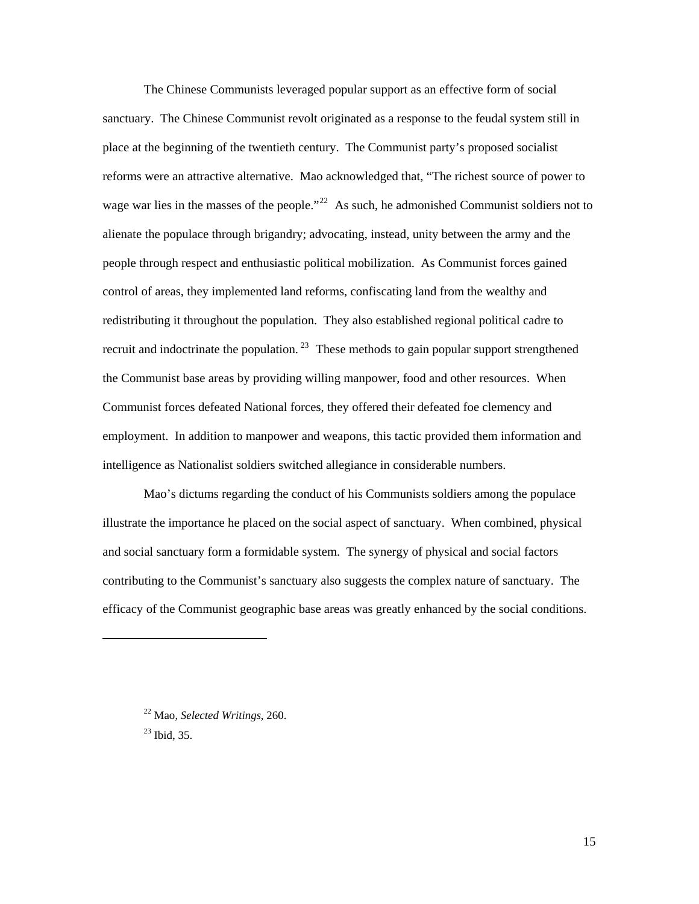The Chinese Communists leveraged popular support as an effective form of social sanctuary. The Chinese Communist revolt originated as a response to the feudal system still in place at the beginning of the twentieth century. The Communist party's proposed socialist reforms were an attractive alternative. Mao acknowledged that, "The richest source of power to wage war lies in the masses of the people."[22] As such, he admonished Communist soldiers not to alienate the populace through brigandry; advocating, instead, unity between the army and the people through respect and enthusiastic political mobilization. As Communist forces gained control of areas, they implemented land reforms, confiscating land from the wealthy and redistributing it throughout the population. They also established regional political cadre to recruit and indoctrinate the population. [23] These methods to gain popular support strengthened the Communist base areas by providing willing manpower, food and other resources. When Communist forces defeated National forces, they offered their defeated foe clemency and employment. In addition to manpower and weapons, this tactic provided them information and intelligence as Nationalist soldiers switched allegiance in considerable numbers.

Mao's dictums regarding the conduct of his Communists soldiers among the populace illustrate the importance he placed on the social aspect of sanctuary. When combined, physical and social sanctuary form a formidable system. The synergy of physical and social factors contributing to the Communist's sanctuary also suggests the complex nature of sanctuary. The efficacy of the Communist geographic base areas was greatly enhanced by the social conditions.

---

[22] Mao, *Selected Writings*, 260.

[23] Ibid, 35.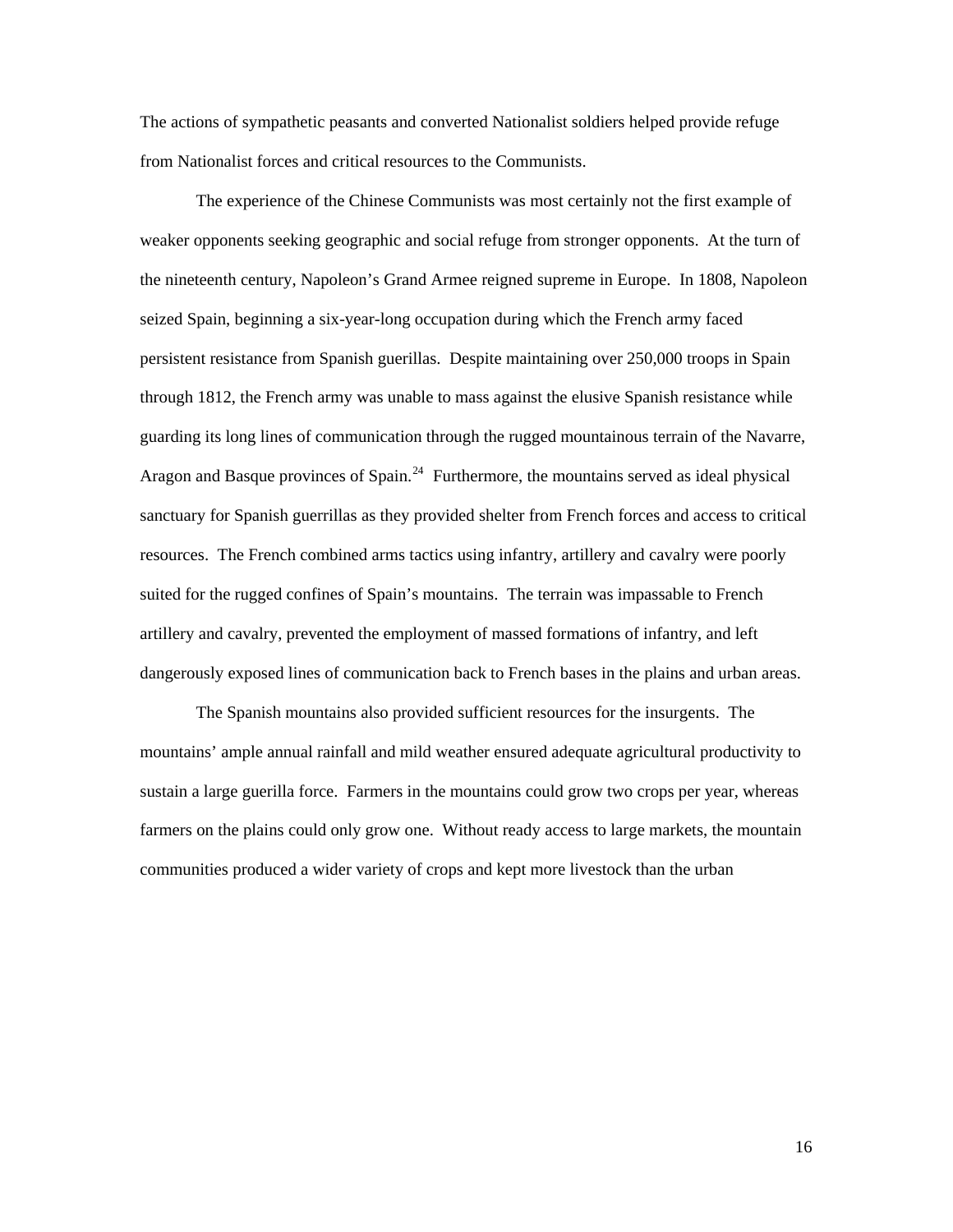The actions of sympathetic peasants and converted Nationalist soldiers helped provide refuge from Nationalist forces and critical resources to the Communists.

The experience of the Chinese Communists was most certainly not the first example of weaker opponents seeking geographic and social refuge from stronger opponents. At the turn of the nineteenth century, Napoleon's Grand Armee reigned supreme in Europe. In 1808, Napoleon seized Spain, beginning a six-year-long occupation during which the French army faced persistent resistance from Spanish guerillas. Despite maintaining over 250,000 troops in Spain through 1812, the French army was unable to mass against the elusive Spanish resistance while guarding its long lines of communication through the rugged mountainous terrain of the Navarre, Aragon and Basque provinces of Spain.[24] Furthermore, the mountains served as ideal physical sanctuary for Spanish guerrillas as they provided shelter from French forces and access to critical resources. The French combined arms tactics using infantry, artillery and cavalry were poorly suited for the rugged confines of Spain's mountains. The terrain was impassable to French artillery and cavalry, prevented the employment of massed formations of infantry, and left dangerously exposed lines of communication back to French bases in the plains and urban areas.

The Spanish mountains also provided sufficient resources for the insurgents. The mountains' ample annual rainfall and mild weather ensured adequate agricultural productivity to sustain a large guerilla force. Farmers in the mountains could grow two crops per year, whereas farmers on the plains could only grow one. Without ready access to large markets, the mountain communities produced a wider variety of crops and kept more livestock than the urban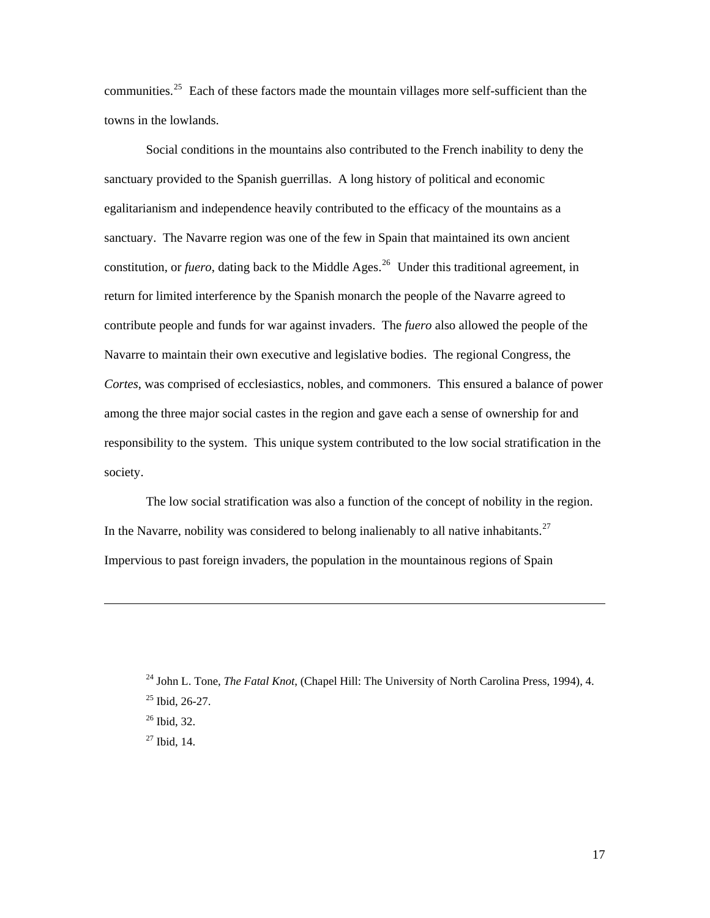communities.[25] Each of these factors made the mountain villages more self-sufficient than the towns in the lowlands.

Social conditions in the mountains also contributed to the French inability to deny the sanctuary provided to the Spanish guerrillas. A long history of political and economic egalitarianism and independence heavily contributed to the efficacy of the mountains as a sanctuary. The Navarre region was one of the few in Spain that maintained its own ancient constitution, or *fuero*, dating back to the Middle Ages.[26] Under this traditional agreement, in return for limited interference by the Spanish monarch the people of the Navarre agreed to contribute people and funds for war against invaders. The *fuero* also allowed the people of the Navarre to maintain their own executive and legislative bodies. The regional Congress, the *Cortes*, was comprised of ecclesiastics, nobles, and commoners. This ensured a balance of power among the three major social castes in the region and gave each a sense of ownership for and responsibility to the system. This unique system contributed to the low social stratification in the society.

The low social stratification was also a function of the concept of nobility in the region. In the Navarre, nobility was considered to belong inalienably to all native inhabitants.[27] Impervious to past foreign invaders, the population in the mountainous regions of Spain

---

[24] John L. Tone, *The Fatal Knot*, (Chapel Hill: The University of North Carolina Press, 1994), 4.

[25] Ibid, 26-27.

[26] Ibid, 32.

[27] Ibid, 14.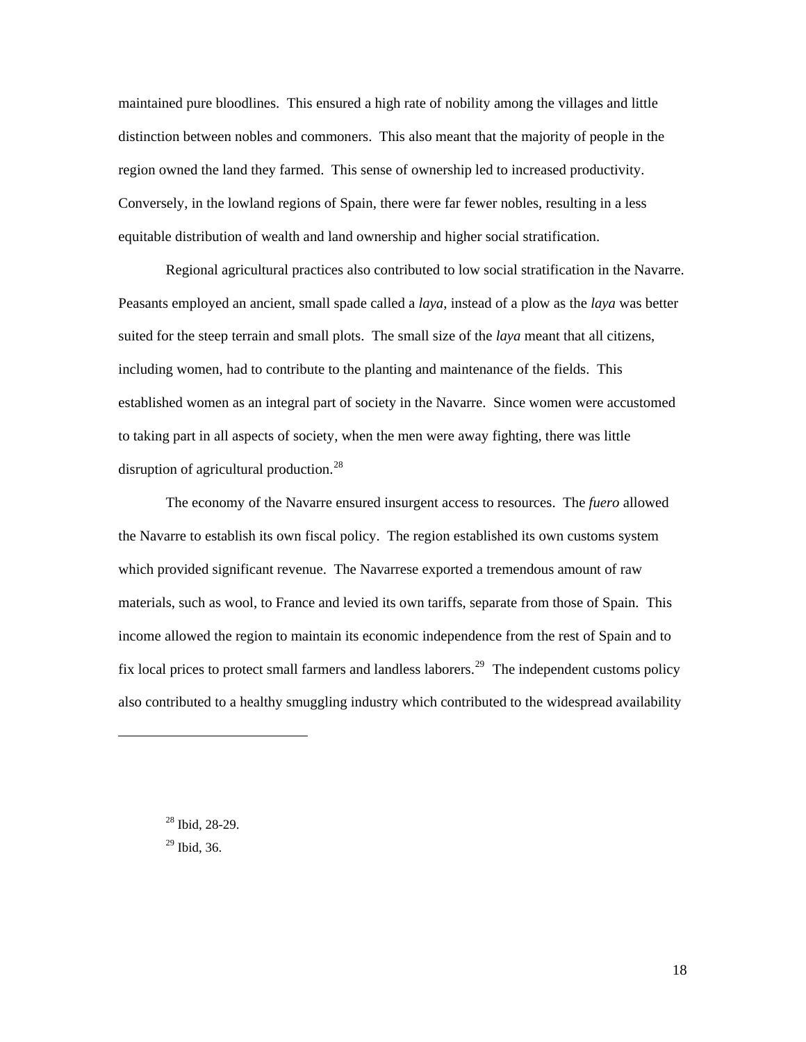maintained pure bloodlines. This ensured a high rate of nobility among the villages and little distinction between nobles and commoners. This also meant that the majority of people in the region owned the land they farmed. This sense of ownership led to increased productivity. Conversely, in the lowland regions of Spain, there were far fewer nobles, resulting in a less equitable distribution of wealth and land ownership and higher social stratification.

Regional agricultural practices also contributed to low social stratification in the Navarre. Peasants employed an ancient, small spade called a *laya*, instead of a plow as the *laya* was better suited for the steep terrain and small plots. The small size of the *laya* meant that all citizens, including women, had to contribute to the planting and maintenance of the fields. This established women as an integral part of society in the Navarre. Since women were accustomed to taking part in all aspects of society, when the men were away fighting, there was little disruption of agricultural production.[28]

The economy of the Navarre ensured insurgent access to resources. The *fuero* allowed the Navarre to establish its own fiscal policy. The region established its own customs system which provided significant revenue. The Navarrese exported a tremendous amount of raw materials, such as wool, to France and levied its own tariffs, separate from those of Spain. This income allowed the region to maintain its economic independence from the rest of Spain and to fix local prices to protect small farmers and landless laborers.[29] The independent customs policy also contributed to a healthy smuggling industry which contributed to the widespread availability

---

[28] Ibid, 28-29.

[29] Ibid, 36.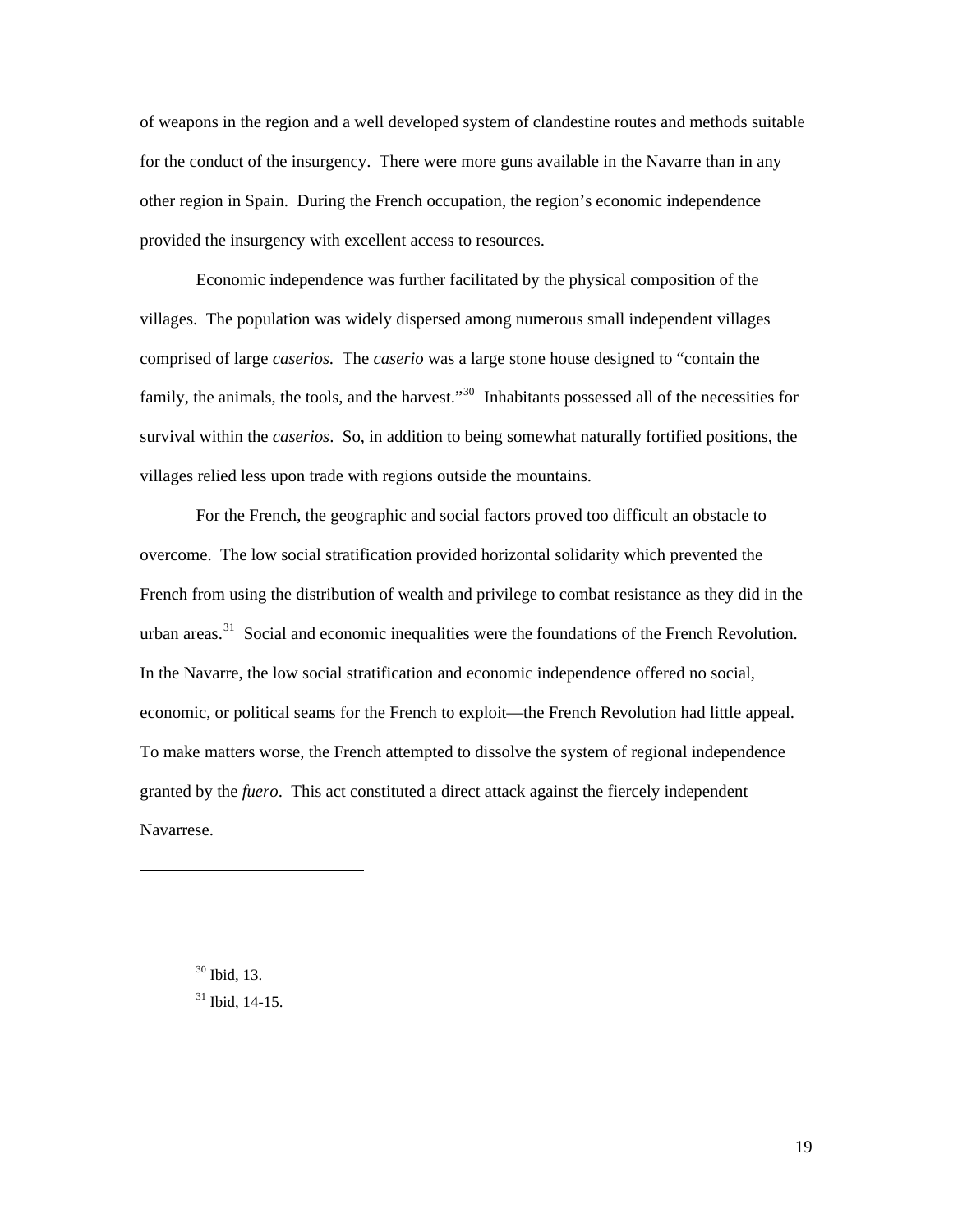of weapons in the region and a well developed system of clandestine routes and methods suitable for the conduct of the insurgency. There were more guns available in the Navarre than in any other region in Spain. During the French occupation, the region's economic independence provided the insurgency with excellent access to resources.

Economic independence was further facilitated by the physical composition of the villages. The population was widely dispersed among numerous small independent villages comprised of large *caserios.* The *caserio* was a large stone house designed to "contain the family, the animals, the tools, and the harvest."[30] Inhabitants possessed all of the necessities for survival within the *caserios*. So, in addition to being somewhat naturally fortified positions, the villages relied less upon trade with regions outside the mountains.

For the French, the geographic and social factors proved too difficult an obstacle to overcome. The low social stratification provided horizontal solidarity which prevented the French from using the distribution of wealth and privilege to combat resistance as they did in the urban areas.[31] Social and economic inequalities were the foundations of the French Revolution. In the Navarre, the low social stratification and economic independence offered no social, economic, or political seams for the French to exploit—the French Revolution had little appeal. To make matters worse, the French attempted to dissolve the system of regional independence granted by the *fuero*. This act constituted a direct attack against the fiercely independent Navarrese.

---

[30] Ibid, 13.

[31] Ibid, 14-15.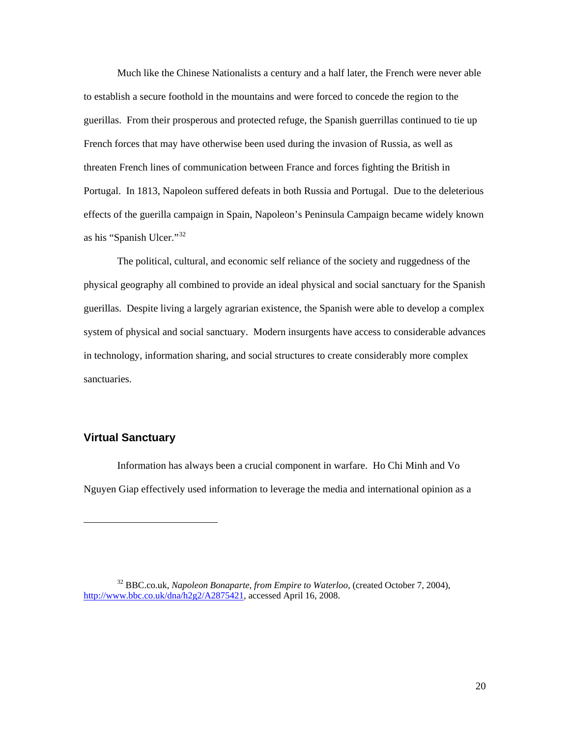Much like the Chinese Nationalists a century and a half later, the French were never able to establish a secure foothold in the mountains and were forced to concede the region to the guerillas. From their prosperous and protected refuge, the Spanish guerrillas continued to tie up French forces that may have otherwise been used during the invasion of Russia, as well as threaten French lines of communication between France and forces fighting the British in Portugal. In 1813, Napoleon suffered defeats in both Russia and Portugal. Due to the deleterious effects of the guerilla campaign in Spain, Napoleon's Peninsula Campaign became widely known as his "Spanish Ulcer."[32]

The political, cultural, and economic self reliance of the society and ruggedness of the physical geography all combined to provide an ideal physical and social sanctuary for the Spanish guerillas. Despite living a largely agrarian existence, the Spanish were able to develop a complex system of physical and social sanctuary. Modern insurgents have access to considerable advances in technology, information sharing, and social structures to create considerably more complex sanctuaries.

## Virtual Sanctuary

Information has always been a crucial component in warfare. Ho Chi Minh and Vo Nguyen Giap effectively used information to leverage the media and international opinion as a

---

[32] BBC.co.uk, *Napoleon Bonaparte, from Empire to Waterloo*, (created October 7, 2004), http://www.bbc.co.uk/dna/h2g2/A2875421, accessed April 16, 2008.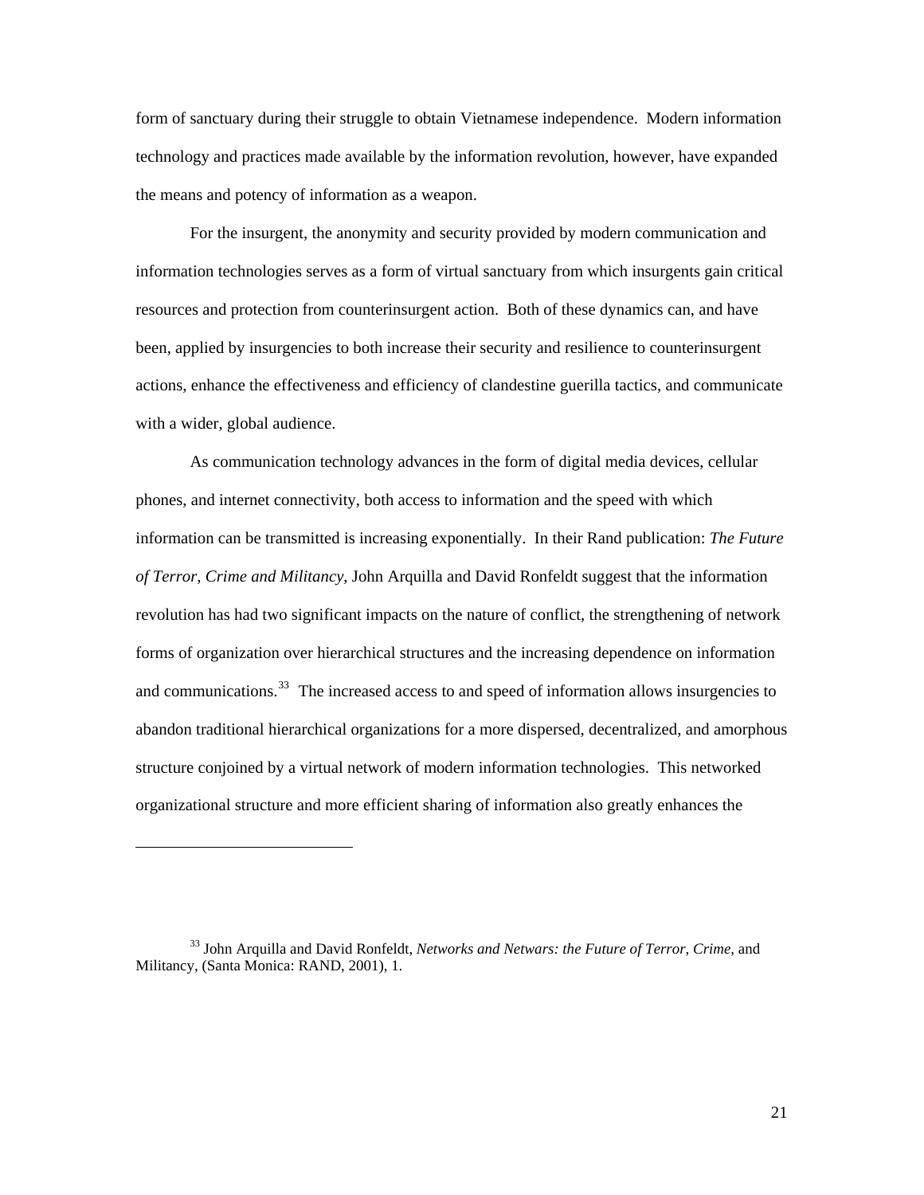form of sanctuary during their struggle to obtain Vietnamese independence. Modern information technology and practices made available by the information revolution, however, have expanded the means and potency of information as a weapon.

For the insurgent, the anonymity and security provided by modern communication and information technologies serves as a form of virtual sanctuary from which insurgents gain critical resources and protection from counterinsurgent action. Both of these dynamics can, and have been, applied by insurgencies to both increase their security and resilience to counterinsurgent actions, enhance the effectiveness and efficiency of clandestine guerilla tactics, and communicate with a wider, global audience.

As communication technology advances in the form of digital media devices, cellular phones, and internet connectivity, both access to information and the speed with which information can be transmitted is increasing exponentially. In their Rand publication: *The Future of Terror, Crime and Militancy*, John Arquilla and David Ronfeldt suggest that the information revolution has had two significant impacts on the nature of conflict, the strengthening of network forms of organization over hierarchical structures and the increasing dependence on information and communications.[33] The increased access to and speed of information allows insurgencies to abandon traditional hierarchical organizations for a more dispersed, decentralized, and amorphous structure conjoined by a virtual network of modern information technologies. This networked organizational structure and more efficient sharing of information also greatly enhances the

---

[33] John Arquilla and David Ronfeldt, *Networks and Netwars: the Future of Terror, Crime*, and Militancy, (Santa Monica: RAND, 2001), 1.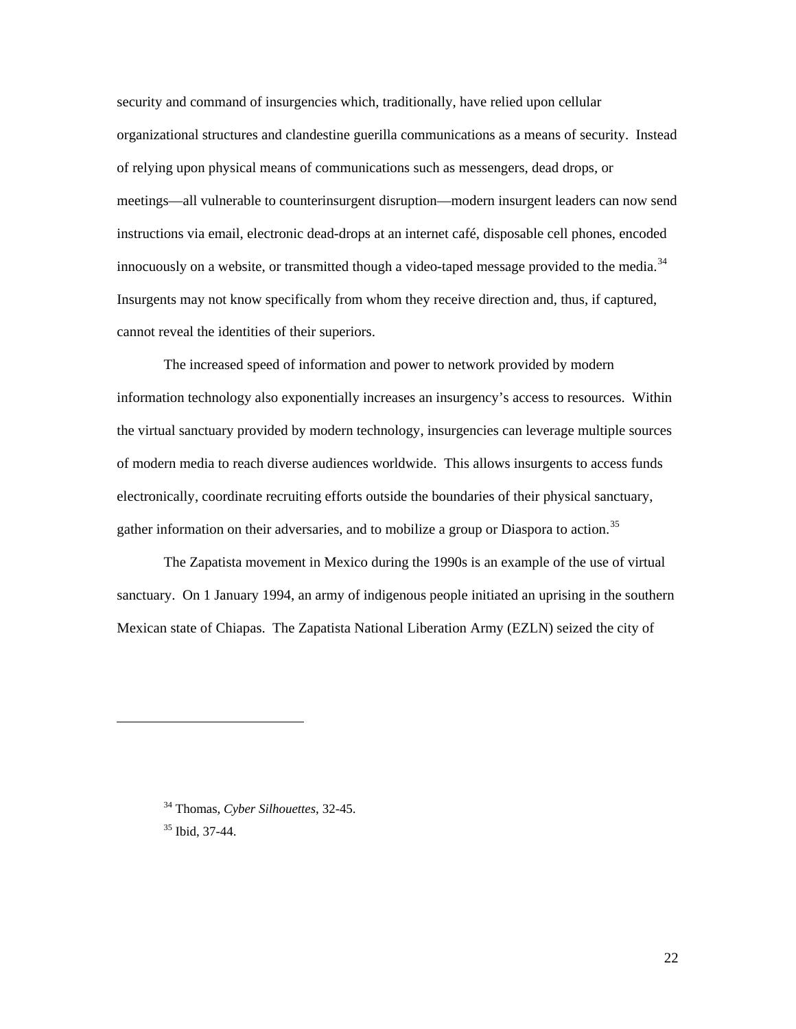security and command of insurgencies which, traditionally, have relied upon cellular organizational structures and clandestine guerilla communications as a means of security. Instead of relying upon physical means of communications such as messengers, dead drops, or meetings—all vulnerable to counterinsurgent disruption—modern insurgent leaders can now send instructions via email, electronic dead-drops at an internet café, disposable cell phones, encoded innocuously on a website, or transmitted though a video-taped message provided to the media.[34] Insurgents may not know specifically from whom they receive direction and, thus, if captured, cannot reveal the identities of their superiors.

The increased speed of information and power to network provided by modern information technology also exponentially increases an insurgency's access to resources. Within the virtual sanctuary provided by modern technology, insurgencies can leverage multiple sources of modern media to reach diverse audiences worldwide. This allows insurgents to access funds electronically, coordinate recruiting efforts outside the boundaries of their physical sanctuary, gather information on their adversaries, and to mobilize a group or Diaspora to action.[35]

The Zapatista movement in Mexico during the 1990s is an example of the use of virtual sanctuary. On 1 January 1994, an army of indigenous people initiated an uprising in the southern Mexican state of Chiapas. The Zapatista National Liberation Army (EZLN) seized the city of

---

[34] Thomas, *Cyber Silhouettes*, 32-45.

[35] Ibid, 37-44.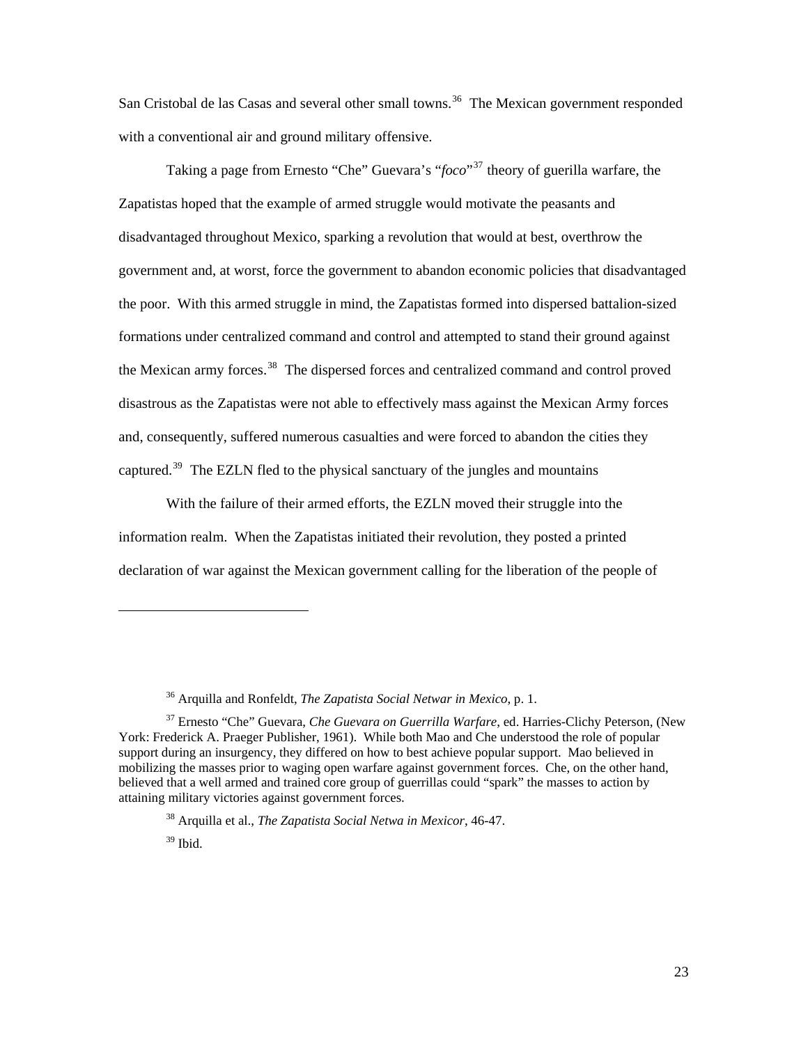San Cristobal de las Casas and several other small towns.[36] The Mexican government responded with a conventional air and ground military offensive.

Taking a page from Ernesto "Che" Guevara's "*foco*"[37] theory of guerilla warfare, the Zapatistas hoped that the example of armed struggle would motivate the peasants and disadvantaged throughout Mexico, sparking a revolution that would at best, overthrow the government and, at worst, force the government to abandon economic policies that disadvantaged the poor. With this armed struggle in mind, the Zapatistas formed into dispersed battalion-sized formations under centralized command and control and attempted to stand their ground against the Mexican army forces.[38] The dispersed forces and centralized command and control proved disastrous as the Zapatistas were not able to effectively mass against the Mexican Army forces and, consequently, suffered numerous casualties and were forced to abandon the cities they captured.[39] The EZLN fled to the physical sanctuary of the jungles and mountains

With the failure of their armed efforts, the EZLN moved their struggle into the information realm. When the Zapatistas initiated their revolution, they posted a printed declaration of war against the Mexican government calling for the liberation of the people of

---

[36] Arquilla and Ronfeldt, *The Zapatista Social Netwar in Mexico*, p. 1.

[37] Ernesto "Che" Guevara, *Che Guevara on Guerrilla Warfare*, ed. Harries-Clichy Peterson, (New York: Frederick A. Praeger Publisher, 1961). While both Mao and Che understood the role of popular support during an insurgency, they differed on how to best achieve popular support. Mao believed in mobilizing the masses prior to waging open warfare against government forces. Che, on the other hand, believed that a well armed and trained core group of guerrillas could "spark" the masses to action by attaining military victories against government forces.

[38] Arquilla et al., *The Zapatista Social Netwa in Mexicor*, 46-47.

[39] Ibid.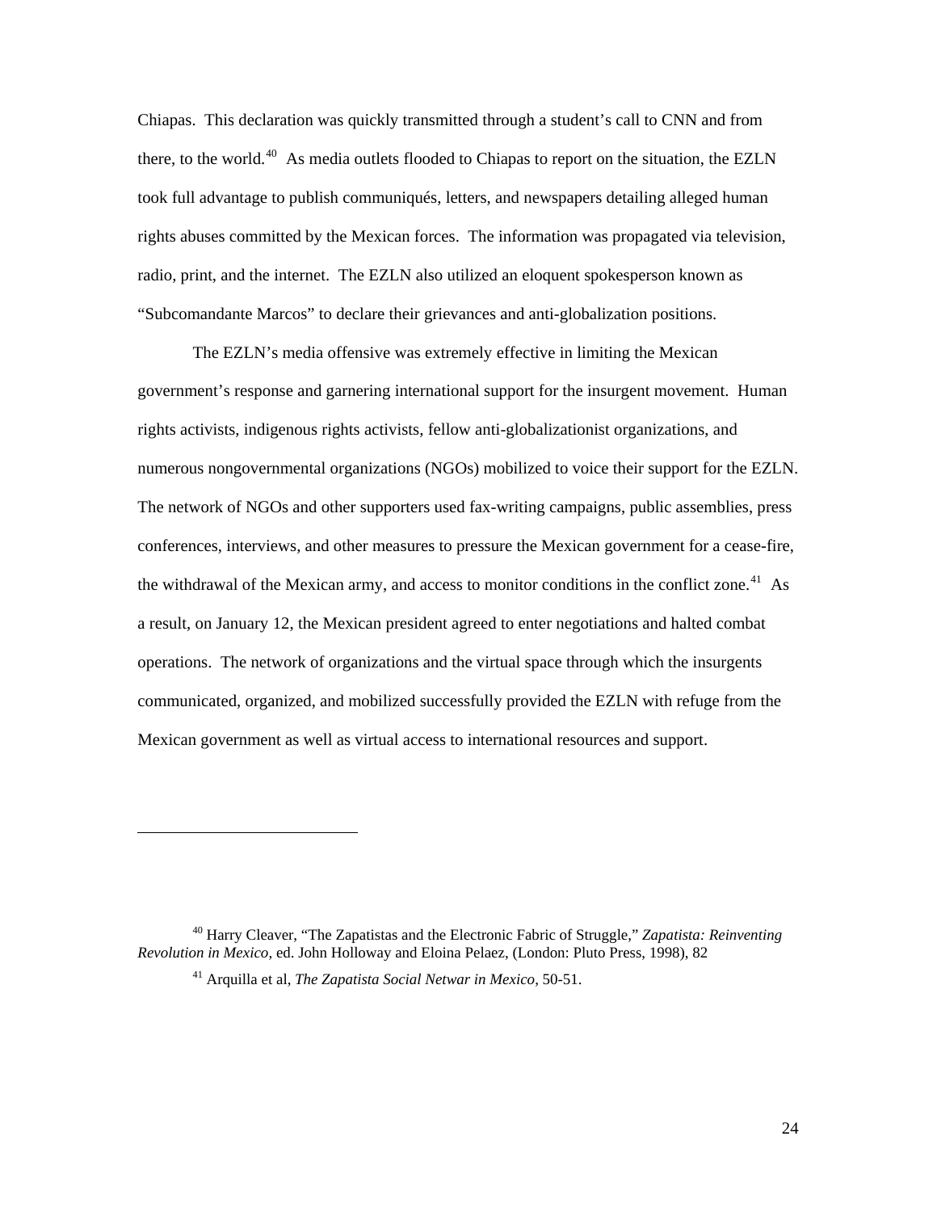Chiapas. This declaration was quickly transmitted through a student's call to CNN and from there, to the world.[40] As media outlets flooded to Chiapas to report on the situation, the EZLN took full advantage to publish communiqués, letters, and newspapers detailing alleged human rights abuses committed by the Mexican forces. The information was propagated via television, radio, print, and the internet. The EZLN also utilized an eloquent spokesperson known as "Subcomandante Marcos" to declare their grievances and anti-globalization positions.

The EZLN's media offensive was extremely effective in limiting the Mexican government's response and garnering international support for the insurgent movement. Human rights activists, indigenous rights activists, fellow anti-globalizationist organizations, and numerous nongovernmental organizations (NGOs) mobilized to voice their support for the EZLN. The network of NGOs and other supporters used fax-writing campaigns, public assemblies, press conferences, interviews, and other measures to pressure the Mexican government for a cease-fire, the withdrawal of the Mexican army, and access to monitor conditions in the conflict zone.[41] As a result, on January 12, the Mexican president agreed to enter negotiations and halted combat operations. The network of organizations and the virtual space through which the insurgents communicated, organized, and mobilized successfully provided the EZLN with refuge from the Mexican government as well as virtual access to international resources and support.

---

[40] Harry Cleaver, "The Zapatistas and the Electronic Fabric of Struggle," *Zapatista: Reinventing Revolution in Mexico*, ed. John Holloway and Eloina Pelaez, (London: Pluto Press, 1998), 82

[41] Arquilla et al, *The Zapatista Social Netwar in Mexico*, 50-51.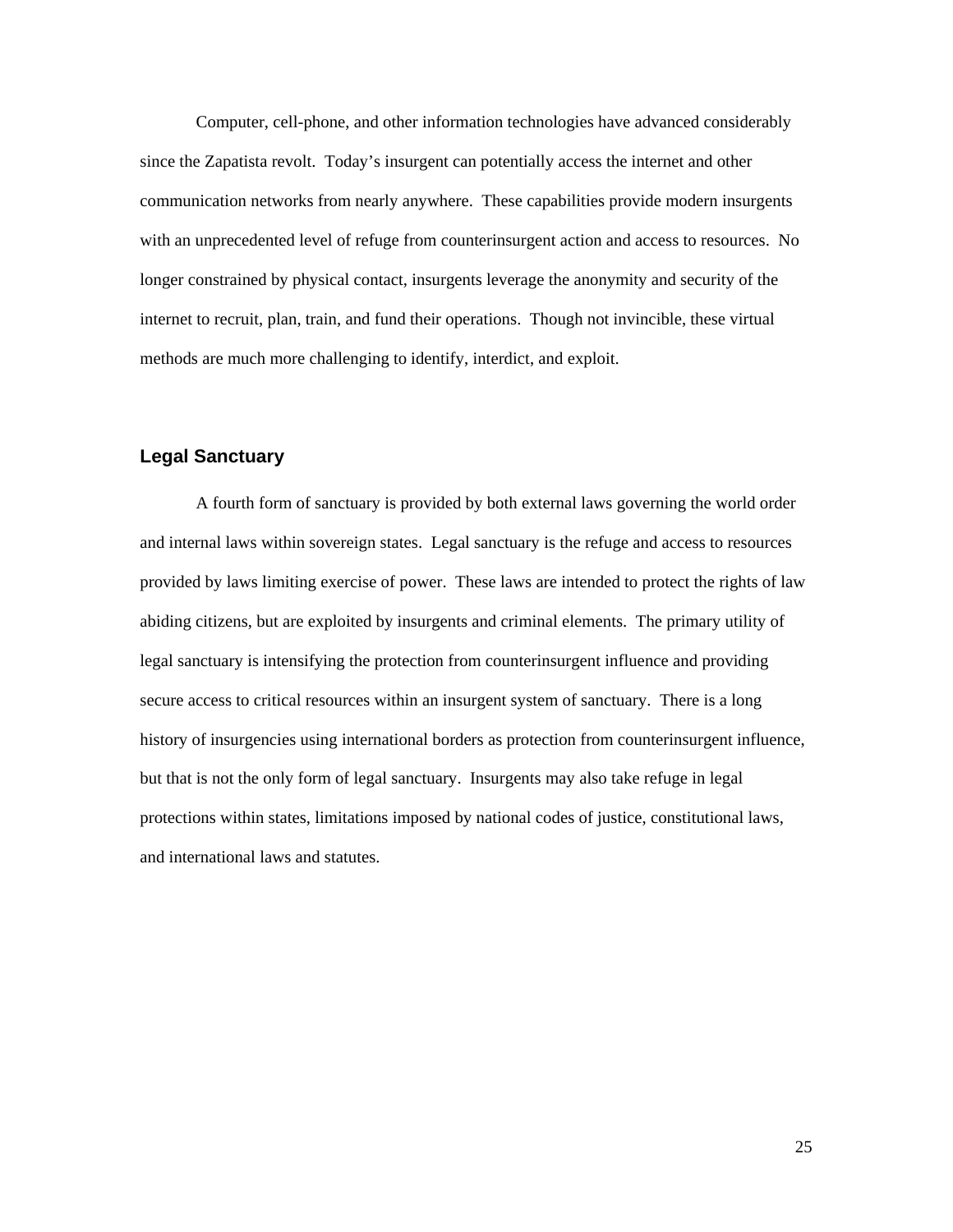Computer, cell-phone, and other information technologies have advanced considerably since the Zapatista revolt. Today's insurgent can potentially access the internet and other communication networks from nearly anywhere. These capabilities provide modern insurgents with an unprecedented level of refuge from counterinsurgent action and access to resources. No longer constrained by physical contact, insurgents leverage the anonymity and security of the internet to recruit, plan, train, and fund their operations. Though not invincible, these virtual methods are much more challenging to identify, interdict, and exploit.

### Legal Sanctuary

A fourth form of sanctuary is provided by both external laws governing the world order and internal laws within sovereign states. Legal sanctuary is the refuge and access to resources provided by laws limiting exercise of power. These laws are intended to protect the rights of law abiding citizens, but are exploited by insurgents and criminal elements. The primary utility of legal sanctuary is intensifying the protection from counterinsurgent influence and providing secure access to critical resources within an insurgent system of sanctuary. There is a long history of insurgencies using international borders as protection from counterinsurgent influence, but that is not the only form of legal sanctuary. Insurgents may also take refuge in legal protections within states, limitations imposed by national codes of justice, constitutional laws, and international laws and statutes.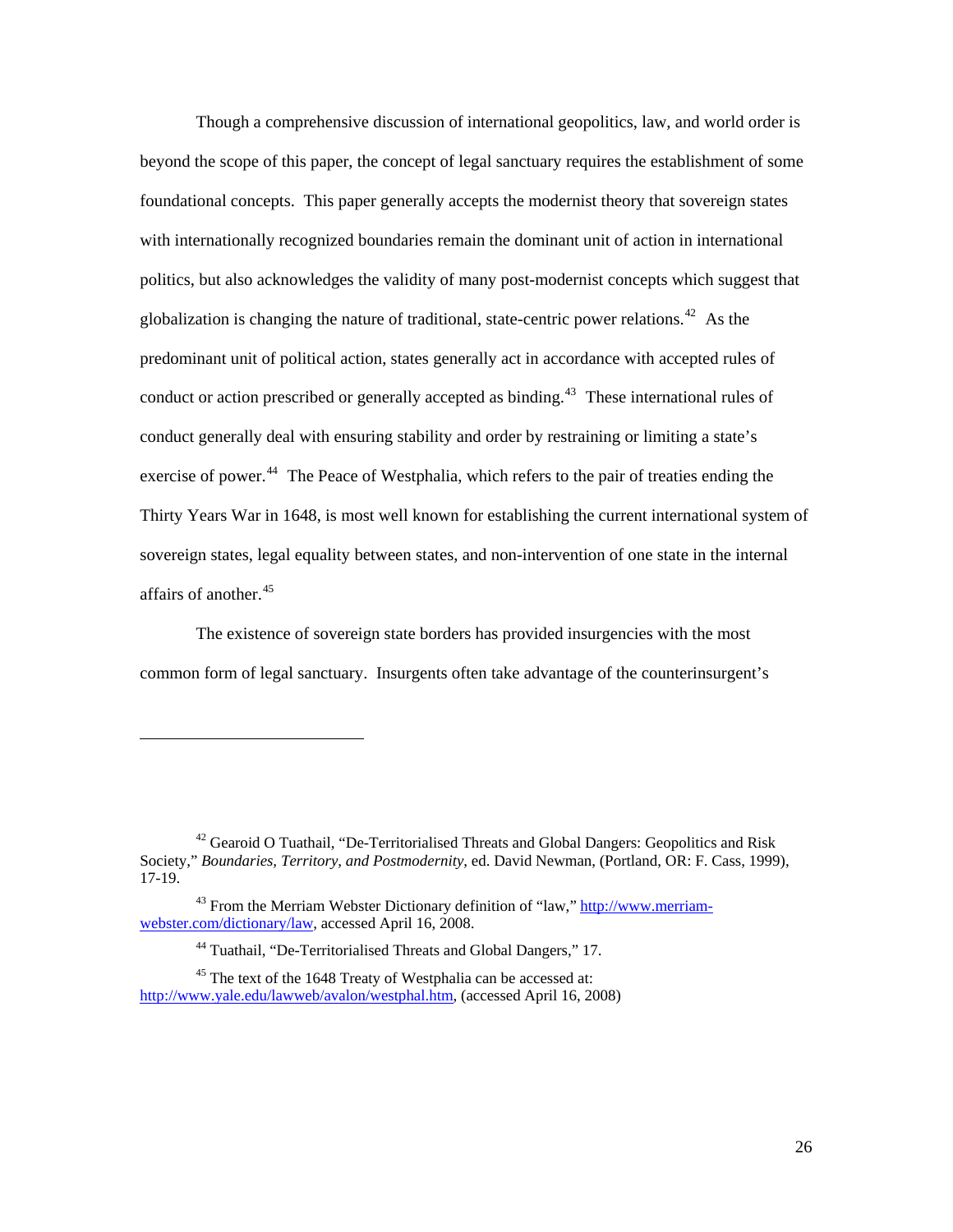Though a comprehensive discussion of international geopolitics, law, and world order is beyond the scope of this paper, the concept of legal sanctuary requires the establishment of some foundational concepts. This paper generally accepts the modernist theory that sovereign states with internationally recognized boundaries remain the dominant unit of action in international politics, but also acknowledges the validity of many post-modernist concepts which suggest that globalization is changing the nature of traditional, state-centric power relations.[42] As the predominant unit of political action, states generally act in accordance with accepted rules of conduct or action prescribed or generally accepted as binding.[43] These international rules of conduct generally deal with ensuring stability and order by restraining or limiting a state's exercise of power.[44] The Peace of Westphalia, which refers to the pair of treaties ending the Thirty Years War in 1648, is most well known for establishing the current international system of sovereign states, legal equality between states, and non-intervention of one state in the internal affairs of another.[45]

The existence of sovereign state borders has provided insurgencies with the most common form of legal sanctuary. Insurgents often take advantage of the counterinsurgent's

---

[42] Gearoid O Tuathail, "De-Territorialised Threats and Global Dangers: Geopolitics and Risk Society," *Boundaries, Territory, and Postmodernity*, ed. David Newman, (Portland, OR: F. Cass, 1999), 17-19.

[43] From the Merriam Webster Dictionary definition of "law," http://www.merriam-webster.com/dictionary/law, accessed April 16, 2008.

[44] Tuathail, "De-Territorialised Threats and Global Dangers," 17.

[45] The text of the 1648 Treaty of Westphalia can be accessed at: http://www.yale.edu/lawweb/avalon/westphal.htm, (accessed April 16, 2008)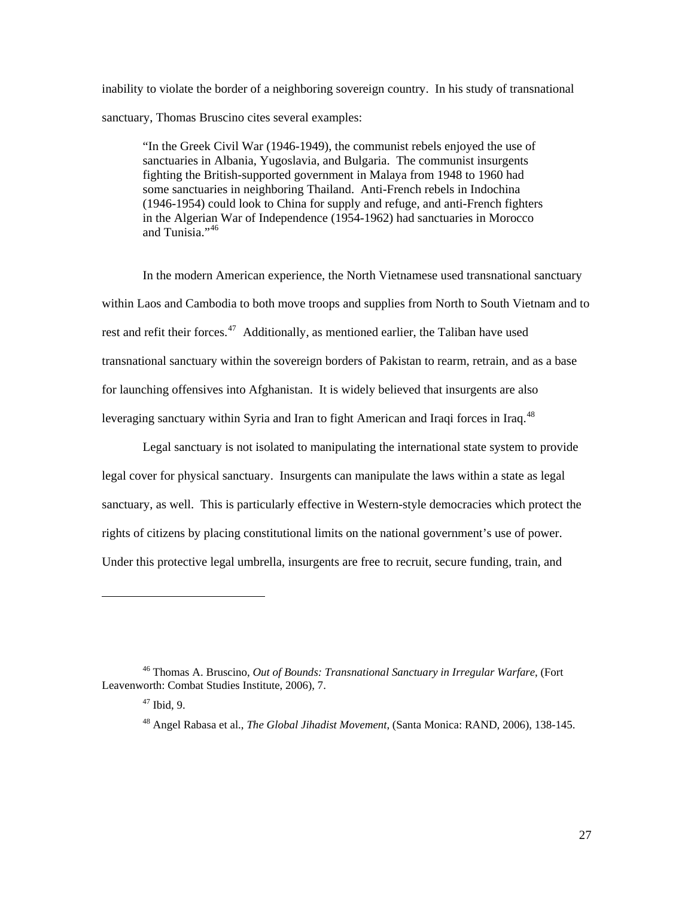inability to violate the border of a neighboring sovereign country. In his study of transnational sanctuary, Thomas Bruscino cites several examples:

> "In the Greek Civil War (1946-1949), the communist rebels enjoyed the use of sanctuaries in Albania, Yugoslavia, and Bulgaria. The communist insurgents fighting the British-supported government in Malaya from 1948 to 1960 had some sanctuaries in neighboring Thailand. Anti-French rebels in Indochina (1946-1954) could look to China for supply and refuge, and anti-French fighters in the Algerian War of Independence (1954-1962) had sanctuaries in Morocco and Tunisia."[46]

In the modern American experience, the North Vietnamese used transnational sanctuary within Laos and Cambodia to both move troops and supplies from North to South Vietnam and to rest and refit their forces.[47] Additionally, as mentioned earlier, the Taliban have used transnational sanctuary within the sovereign borders of Pakistan to rearm, retrain, and as a base for launching offensives into Afghanistan. It is widely believed that insurgents are also leveraging sanctuary within Syria and Iran to fight American and Iraqi forces in Iraq.[48]

Legal sanctuary is not isolated to manipulating the international state system to provide legal cover for physical sanctuary. Insurgents can manipulate the laws within a state as legal sanctuary, as well. This is particularly effective in Western-style democracies which protect the rights of citizens by placing constitutional limits on the national government's use of power. Under this protective legal umbrella, insurgents are free to recruit, secure funding, train, and

---

[46] Thomas A. Bruscino, *Out of Bounds: Transnational Sanctuary in Irregular Warfare*, (Fort Leavenworth: Combat Studies Institute, 2006), 7.

[47] Ibid, 9.

[48] Angel Rabasa et al., *The Global Jihadist Movement*, (Santa Monica: RAND, 2006), 138-145.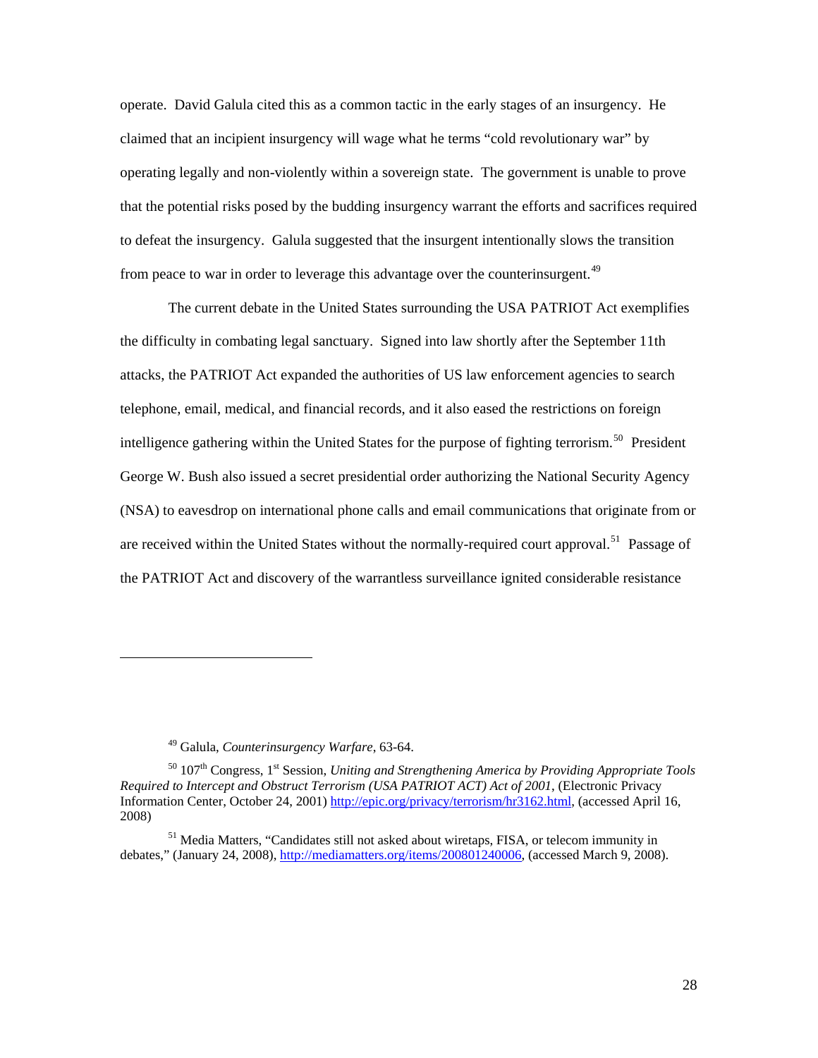operate. David Galula cited this as a common tactic in the early stages of an insurgency. He claimed that an incipient insurgency will wage what he terms "cold revolutionary war" by operating legally and non-violently within a sovereign state. The government is unable to prove that the potential risks posed by the budding insurgency warrant the efforts and sacrifices required to defeat the insurgency. Galula suggested that the insurgent intentionally slows the transition from peace to war in order to leverage this advantage over the counterinsurgent.[49]

The current debate in the United States surrounding the USA PATRIOT Act exemplifies the difficulty in combating legal sanctuary. Signed into law shortly after the September 11th attacks, the PATRIOT Act expanded the authorities of US law enforcement agencies to search telephone, email, medical, and financial records, and it also eased the restrictions on foreign intelligence gathering within the United States for the purpose of fighting terrorism.[50] President George W. Bush also issued a secret presidential order authorizing the National Security Agency (NSA) to eavesdrop on international phone calls and email communications that originate from or are received within the United States without the normally-required court approval.[51] Passage of the PATRIOT Act and discovery of the warrantless surveillance ignited considerable resistance

---

[49] Galula, *Counterinsurgency Warfare*, 63-64.

[50] 107th Congress, 1st Session, *Uniting and Strengthening America by Providing Appropriate Tools Required to Intercept and Obstruct Terrorism (USA PATRIOT ACT) Act of 2001*, (Electronic Privacy Information Center, October 24, 2001) http://epic.org/privacy/terrorism/hr3162.html, (accessed April 16, 2008)

[51] Media Matters, "Candidates still not asked about wiretaps, FISA, or telecom immunity in debates," (January 24, 2008), http://mediamatters.org/items/200801240006, (accessed March 9, 2008).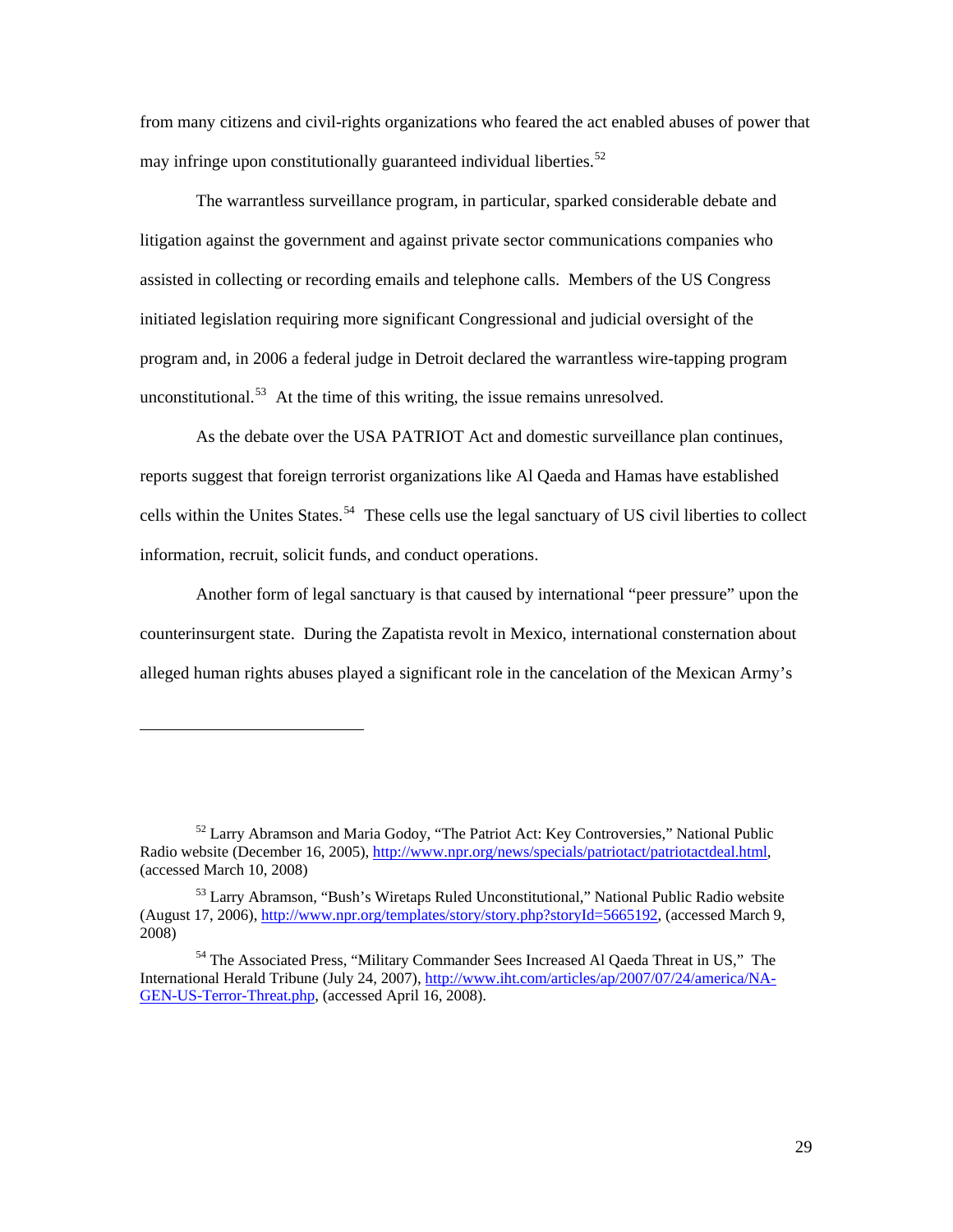from many citizens and civil-rights organizations who feared the act enabled abuses of power that may infringe upon constitutionally guaranteed individual liberties.[52]

The warrantless surveillance program, in particular, sparked considerable debate and litigation against the government and against private sector communications companies who assisted in collecting or recording emails and telephone calls. Members of the US Congress initiated legislation requiring more significant Congressional and judicial oversight of the program and, in 2006 a federal judge in Detroit declared the warrantless wire-tapping program unconstitutional.[53] At the time of this writing, the issue remains unresolved.

As the debate over the USA PATRIOT Act and domestic surveillance plan continues, reports suggest that foreign terrorist organizations like Al Qaeda and Hamas have established cells within the Unites States.[54] These cells use the legal sanctuary of US civil liberties to collect information, recruit, solicit funds, and conduct operations.

Another form of legal sanctuary is that caused by international "peer pressure" upon the counterinsurgent state. During the Zapatista revolt in Mexico, international consternation about alleged human rights abuses played a significant role in the cancelation of the Mexican Army's

---

[52] Larry Abramson and Maria Godoy, "The Patriot Act: Key Controversies," National Public Radio website (December 16, 2005), http://www.npr.org/news/specials/patriotact/patriotactdeal.html, (accessed March 10, 2008)

[53] Larry Abramson, "Bush's Wiretaps Ruled Unconstitutional," National Public Radio website (August 17, 2006), http://www.npr.org/templates/story/story.php?storyId=5665192, (accessed March 9, 2008)

[54] The Associated Press, "Military Commander Sees Increased Al Qaeda Threat in US," The International Herald Tribune (July 24, 2007), http://www.iht.com/articles/ap/2007/07/24/america/NA-GEN-US-Terror-Threat.php, (accessed April 16, 2008).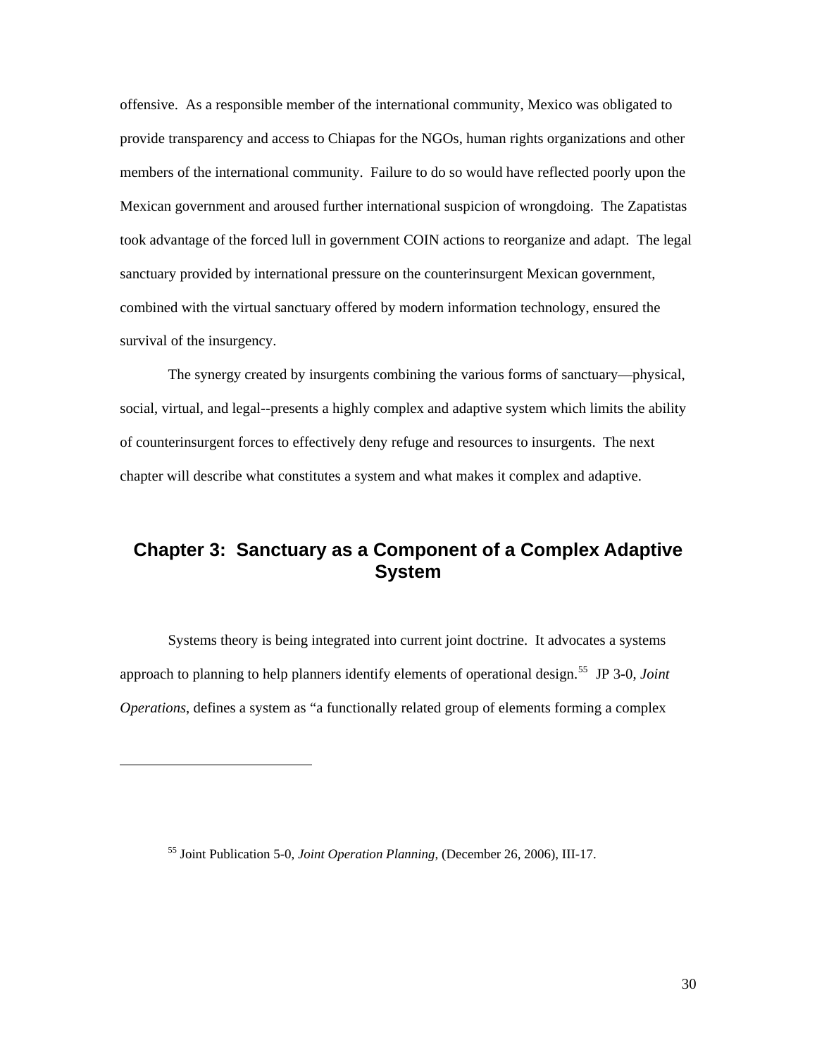offensive. As a responsible member of the international community, Mexico was obligated to provide transparency and access to Chiapas for the NGOs, human rights organizations and other members of the international community. Failure to do so would have reflected poorly upon the Mexican government and aroused further international suspicion of wrongdoing. The Zapatistas took advantage of the forced lull in government COIN actions to reorganize and adapt. The legal sanctuary provided by international pressure on the counterinsurgent Mexican government, combined with the virtual sanctuary offered by modern information technology, ensured the survival of the insurgency.

The synergy created by insurgents combining the various forms of sanctuary—physical, social, virtual, and legal--presents a highly complex and adaptive system which limits the ability of counterinsurgent forces to effectively deny refuge and resources to insurgents. The next chapter will describe what constitutes a system and what makes it complex and adaptive.

## Chapter 3: Sanctuary as a Component of a Complex Adaptive System

Systems theory is being integrated into current joint doctrine. It advocates a systems approach to planning to help planners identify elements of operational design.[55] JP 3-0, *Joint Operations*, defines a system as "a functionally related group of elements forming a complex

---

[55] Joint Publication 5-0, *Joint Operation Planning*, (December 26, 2006), III-17.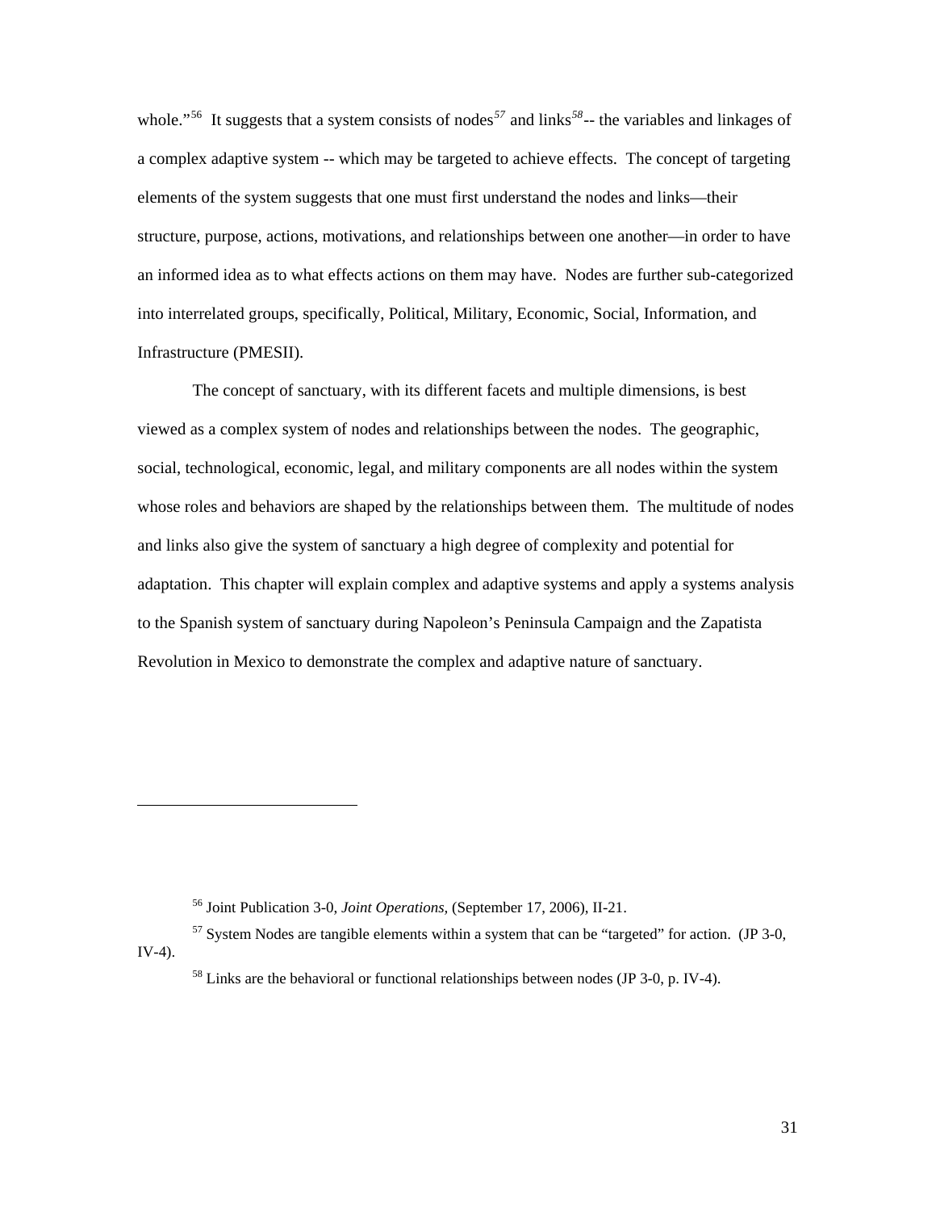whole."[56] It suggests that a system consists of nodes[57] and links[58]-- the variables and linkages of a complex adaptive system -- which may be targeted to achieve effects. The concept of targeting elements of the system suggests that one must first understand the nodes and links—their structure, purpose, actions, motivations, and relationships between one another—in order to have an informed idea as to what effects actions on them may have. Nodes are further sub-categorized into interrelated groups, specifically, Political, Military, Economic, Social, Information, and Infrastructure (PMESII).

The concept of sanctuary, with its different facets and multiple dimensions, is best viewed as a complex system of nodes and relationships between the nodes. The geographic, social, technological, economic, legal, and military components are all nodes within the system whose roles and behaviors are shaped by the relationships between them. The multitude of nodes and links also give the system of sanctuary a high degree of complexity and potential for adaptation. This chapter will explain complex and adaptive systems and apply a systems analysis to the Spanish system of sanctuary during Napoleon's Peninsula Campaign and the Zapatista Revolution in Mexico to demonstrate the complex and adaptive nature of sanctuary.

---

[56] Joint Publication 3-0, *Joint Operations,* (September 17, 2006), II-21.

[57] System Nodes are tangible elements within a system that can be "targeted" for action. (JP 3-0, IV-4).

[58] Links are the behavioral or functional relationships between nodes (JP 3-0, p. IV-4).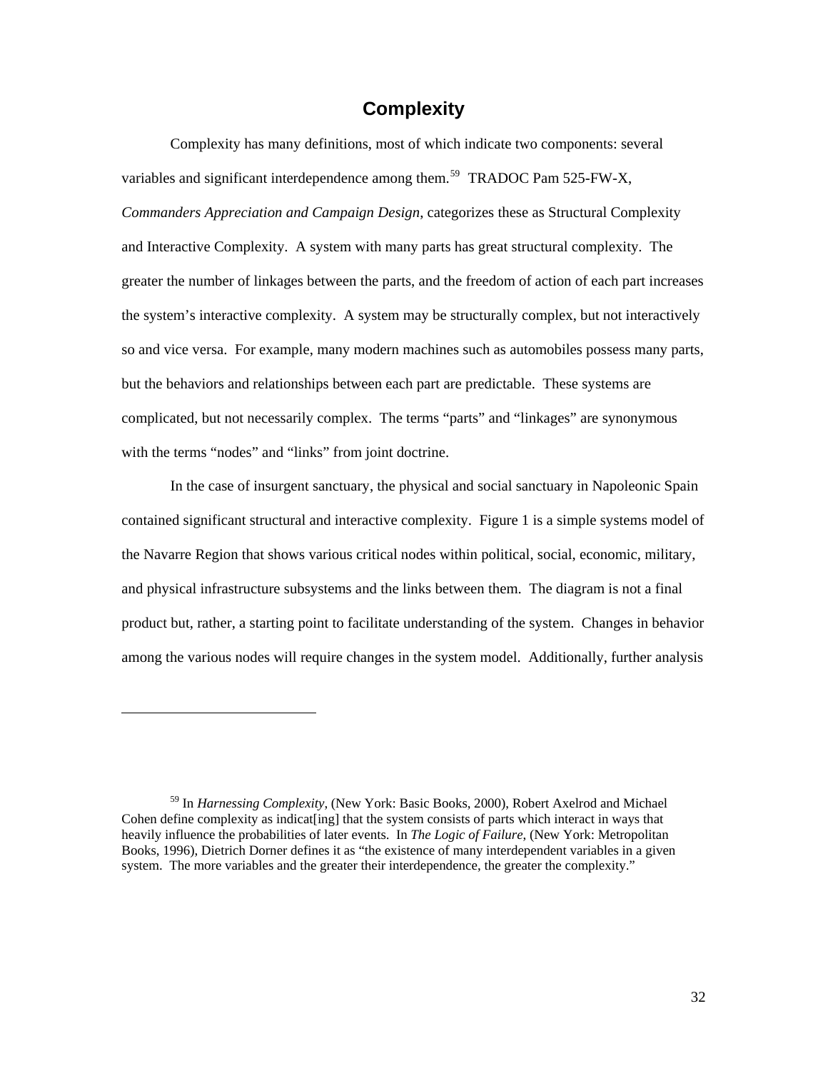## Complexity

Complexity has many definitions, most of which indicate two components: several variables and significant interdependence among them.[59] TRADOC Pam 525-FW-X, *Commanders Appreciation and Campaign Design*, categorizes these as Structural Complexity and Interactive Complexity. A system with many parts has great structural complexity. The greater the number of linkages between the parts, and the freedom of action of each part increases the system's interactive complexity. A system may be structurally complex, but not interactively so and vice versa. For example, many modern machines such as automobiles possess many parts, but the behaviors and relationships between each part are predictable. These systems are complicated, but not necessarily complex. The terms "parts" and "linkages" are synonymous with the terms "nodes" and "links" from joint doctrine.

In the case of insurgent sanctuary, the physical and social sanctuary in Napoleonic Spain contained significant structural and interactive complexity. Figure 1 is a simple systems model of the Navarre Region that shows various critical nodes within political, social, economic, military, and physical infrastructure subsystems and the links between them. The diagram is not a final product but, rather, a starting point to facilitate understanding of the system. Changes in behavior among the various nodes will require changes in the system model. Additionally, further analysis

---

[59] In *Harnessing Complexity*, (New York: Basic Books, 2000), Robert Axelrod and Michael Cohen define complexity as indicat[ing] that the system consists of parts which interact in ways that heavily influence the probabilities of later events. In *The Logic of Failure*, (New York: Metropolitan Books, 1996), Dietrich Dorner defines it as "the existence of many interdependent variables in a given system. The more variables and the greater their interdependence, the greater the complexity."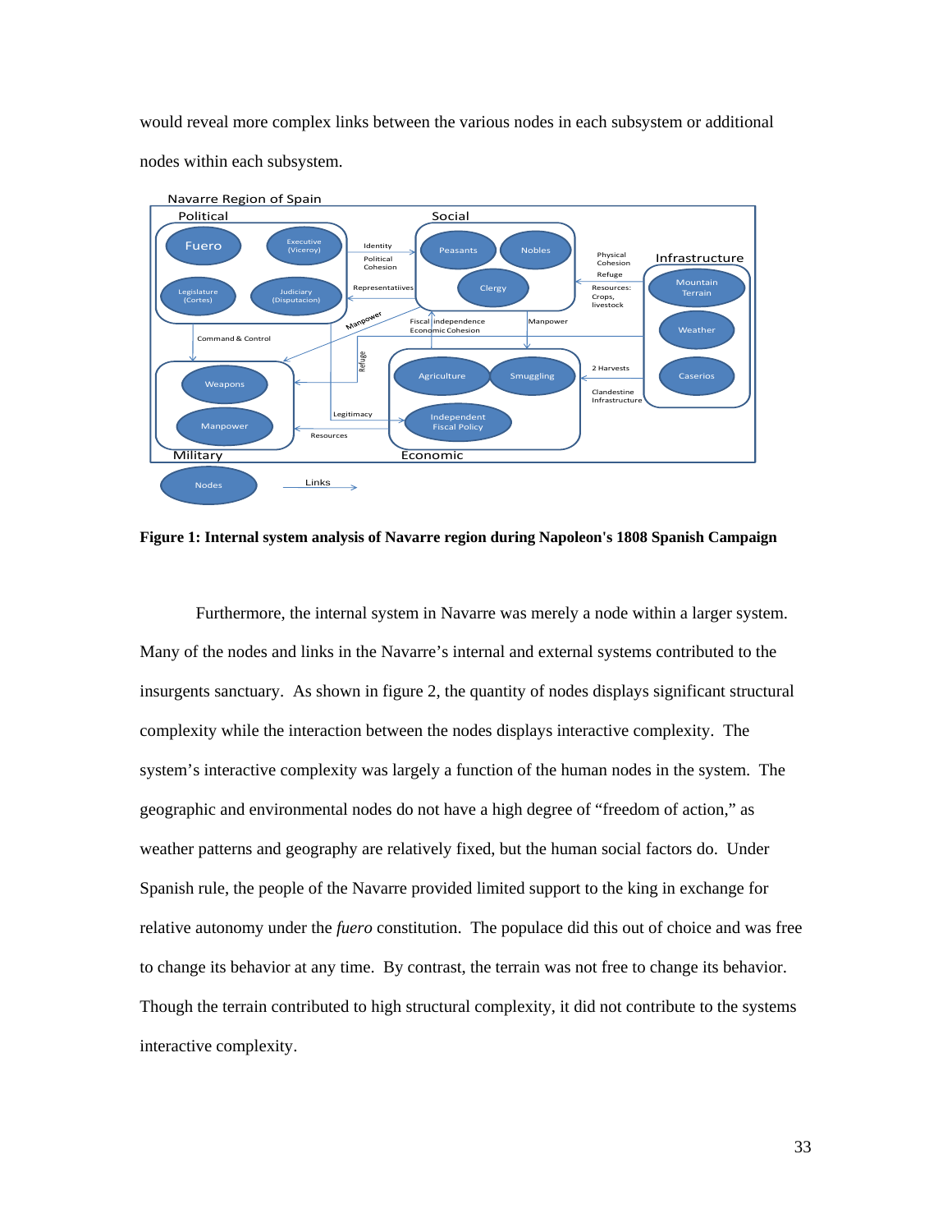would reveal more complex links between the various nodes in each subsystem or additional nodes within each subsystem.

**Figure 1: Internal system analysis of Navarre region during Napoleon's 1808 Spanish Campaign**

Furthermore, the internal system in Navarre was merely a node within a larger system. Many of the nodes and links in the Navarre's internal and external systems contributed to the insurgents sanctuary. As shown in figure 2, the quantity of nodes displays significant structural complexity while the interaction between the nodes displays interactive complexity. The system's interactive complexity was largely a function of the human nodes in the system. The geographic and environmental nodes do not have a high degree of "freedom of action," as weather patterns and geography are relatively fixed, but the human social factors do. Under Spanish rule, the people of the Navarre provided limited support to the king in exchange for relative autonomy under the *fuero* constitution. The populace did this out of choice and was free to change its behavior at any time. By contrast, the terrain was not free to change its behavior. Though the terrain contributed to high structural complexity, it did not contribute to the systems interactive complexity.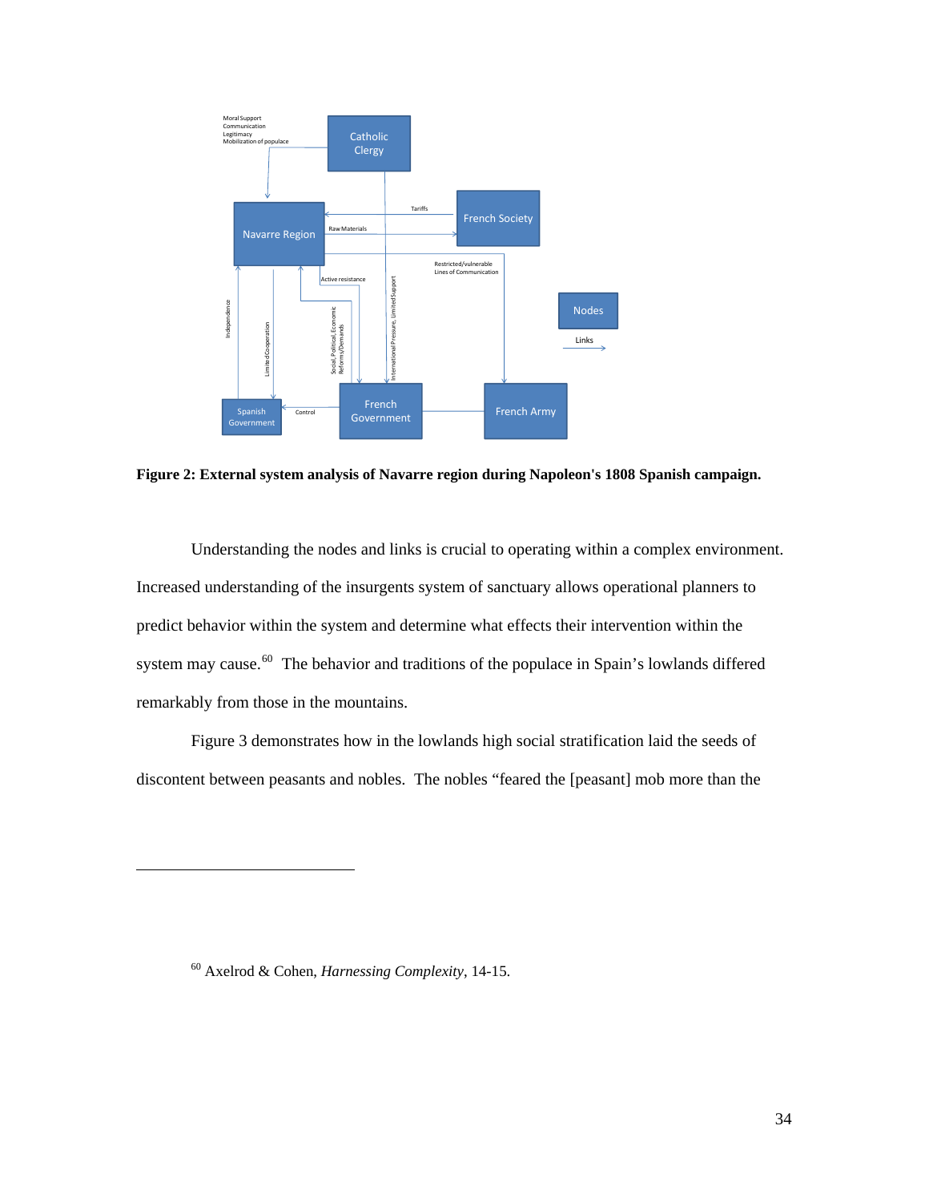**Figure 2: External system analysis of Navarre region during Napoleon's 1808 Spanish campaign.**

Understanding the nodes and links is crucial to operating within a complex environment. Increased understanding of the insurgents system of sanctuary allows operational planners to predict behavior within the system and determine what effects their intervention within the system may cause.[60] The behavior and traditions of the populace in Spain's lowlands differed remarkably from those in the mountains.

Figure 3 demonstrates how in the lowlands high social stratification laid the seeds of discontent between peasants and nobles. The nobles "feared the [peasant] mob more than the

---

[60] Axelrod & Cohen, *Harnessing Complexity*, 14-15.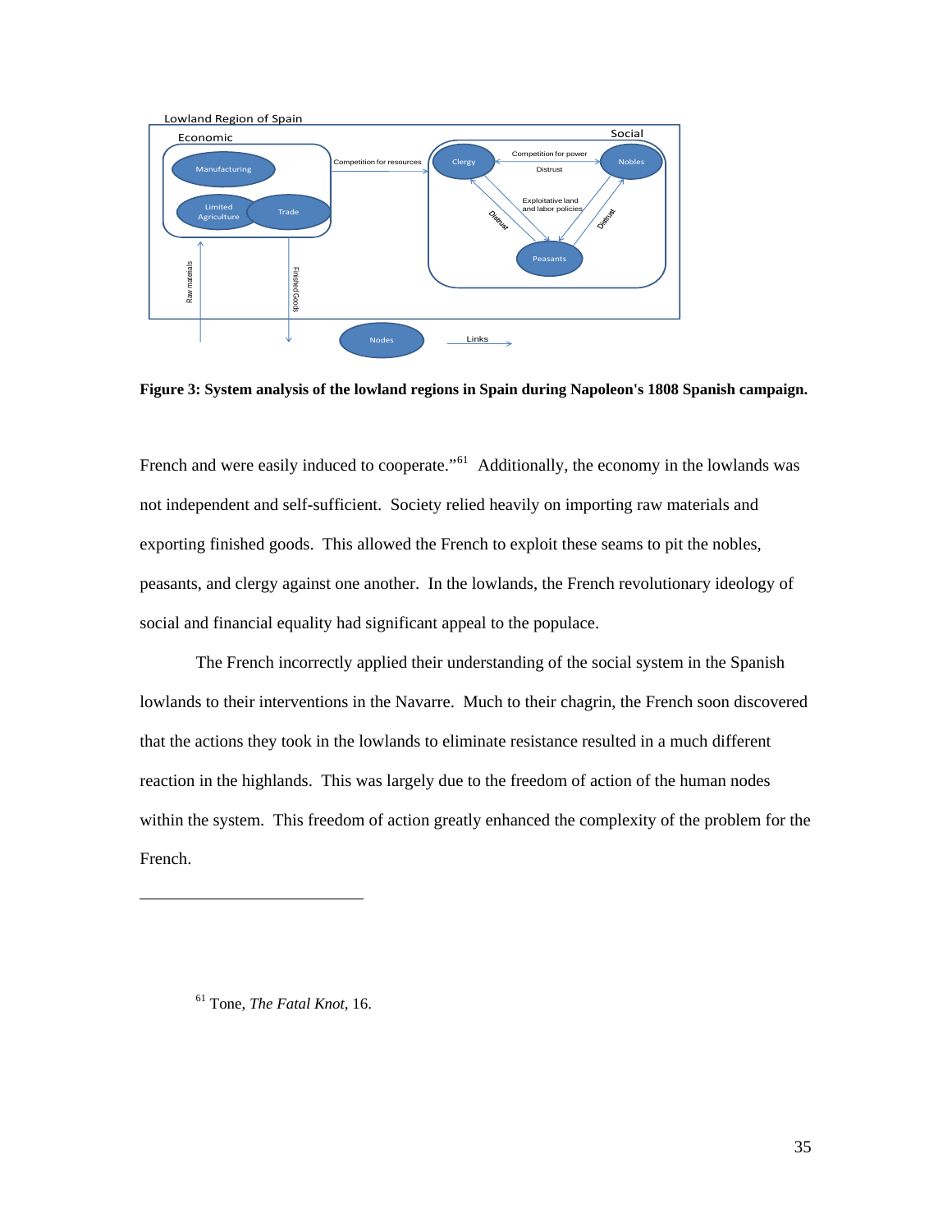**Figure 3: System analysis of the lowland regions in Spain during Napoleon's 1808 Spanish campaign.**

French and were easily induced to cooperate."[61] Additionally, the economy in the lowlands was not independent and self-sufficient. Society relied heavily on importing raw materials and exporting finished goods. This allowed the French to exploit these seams to pit the nobles, peasants, and clergy against one another. In the lowlands, the French revolutionary ideology of social and financial equality had significant appeal to the populace.

The French incorrectly applied their understanding of the social system in the Spanish lowlands to their interventions in the Navarre. Much to their chagrin, the French soon discovered that the actions they took in the lowlands to eliminate resistance resulted in a much different reaction in the highlands. This was largely due to the freedom of action of the human nodes within the system. This freedom of action greatly enhanced the complexity of the problem for the French.

---

[61] Tone, *The Fatal Knot*, 16.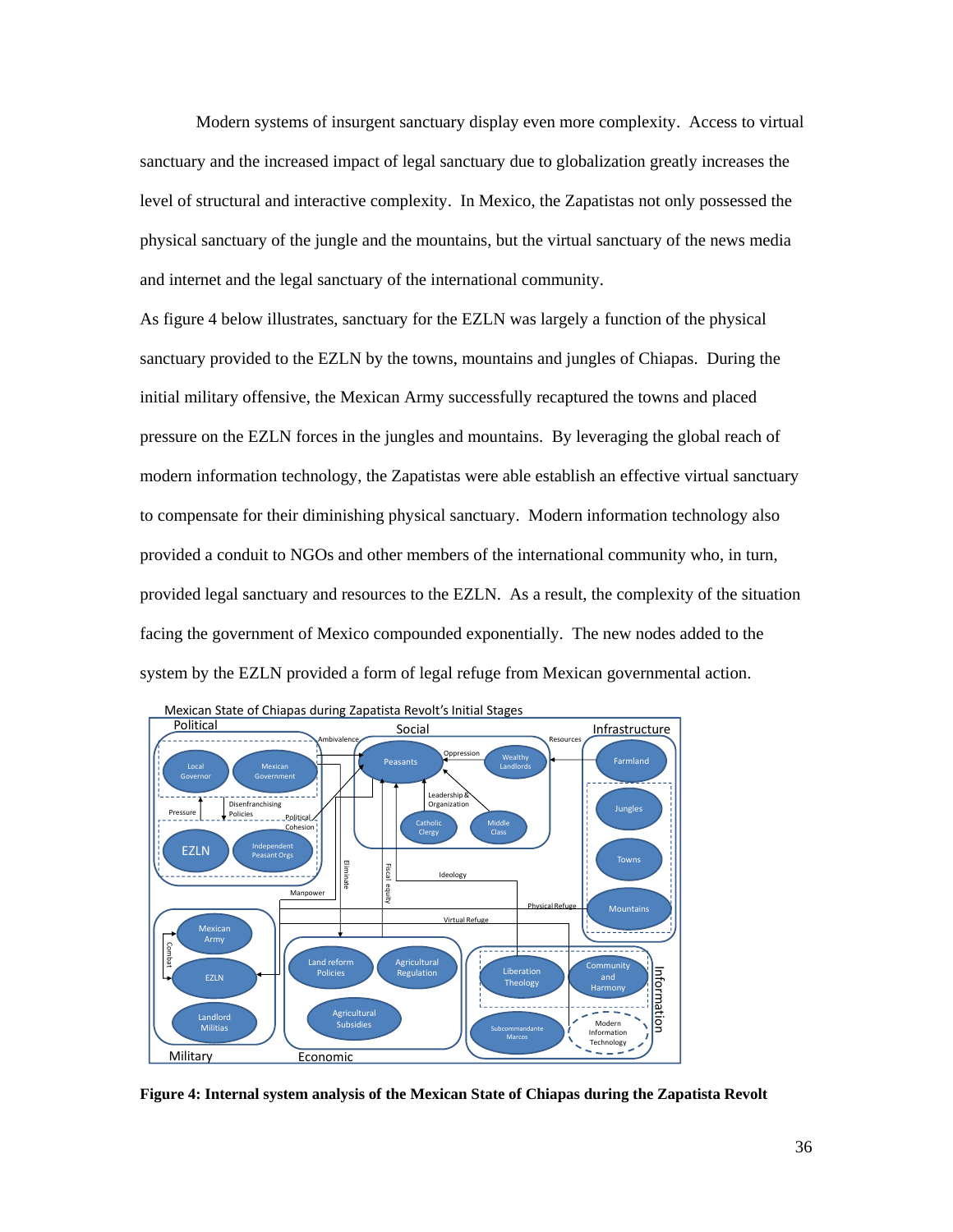Modern systems of insurgent sanctuary display even more complexity. Access to virtual sanctuary and the increased impact of legal sanctuary due to globalization greatly increases the level of structural and interactive complexity. In Mexico, the Zapatistas not only possessed the physical sanctuary of the jungle and the mountains, but the virtual sanctuary of the news media and internet and the legal sanctuary of the international community.

As figure 4 below illustrates, sanctuary for the EZLN was largely a function of the physical sanctuary provided to the EZLN by the towns, mountains and jungles of Chiapas. During the initial military offensive, the Mexican Army successfully recaptured the towns and placed pressure on the EZLN forces in the jungles and mountains. By leveraging the global reach of modern information technology, the Zapatistas were able establish an effective virtual sanctuary to compensate for their diminishing physical sanctuary. Modern information technology also provided a conduit to NGOs and other members of the international community who, in turn, provided legal sanctuary and resources to the EZLN. As a result, the complexity of the situation facing the government of Mexico compounded exponentially. The new nodes added to the system by the EZLN provided a form of legal refuge from Mexican governmental action.

**Figure 4: Internal system analysis of the Mexican State of Chiapas during the Zapatista Revolt**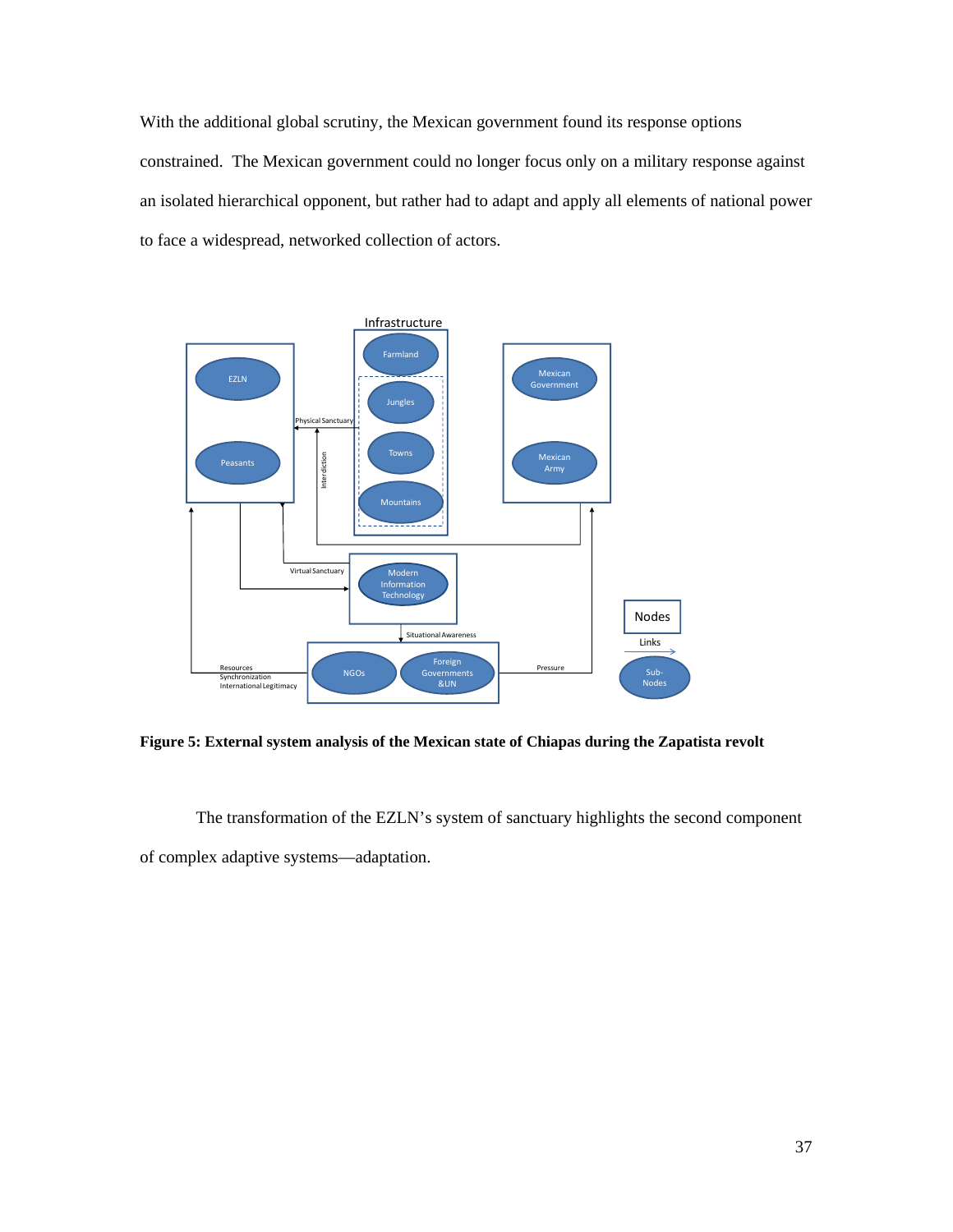With the additional global scrutiny, the Mexican government found its response options constrained. The Mexican government could no longer focus only on a military response against an isolated hierarchical opponent, but rather had to adapt and apply all elements of national power to face a widespread, networked collection of actors.

**Figure 5: External system analysis of the Mexican state of Chiapas during the Zapatista revolt**

The transformation of the EZLN's system of sanctuary highlights the second component of complex adaptive systems—adaptation.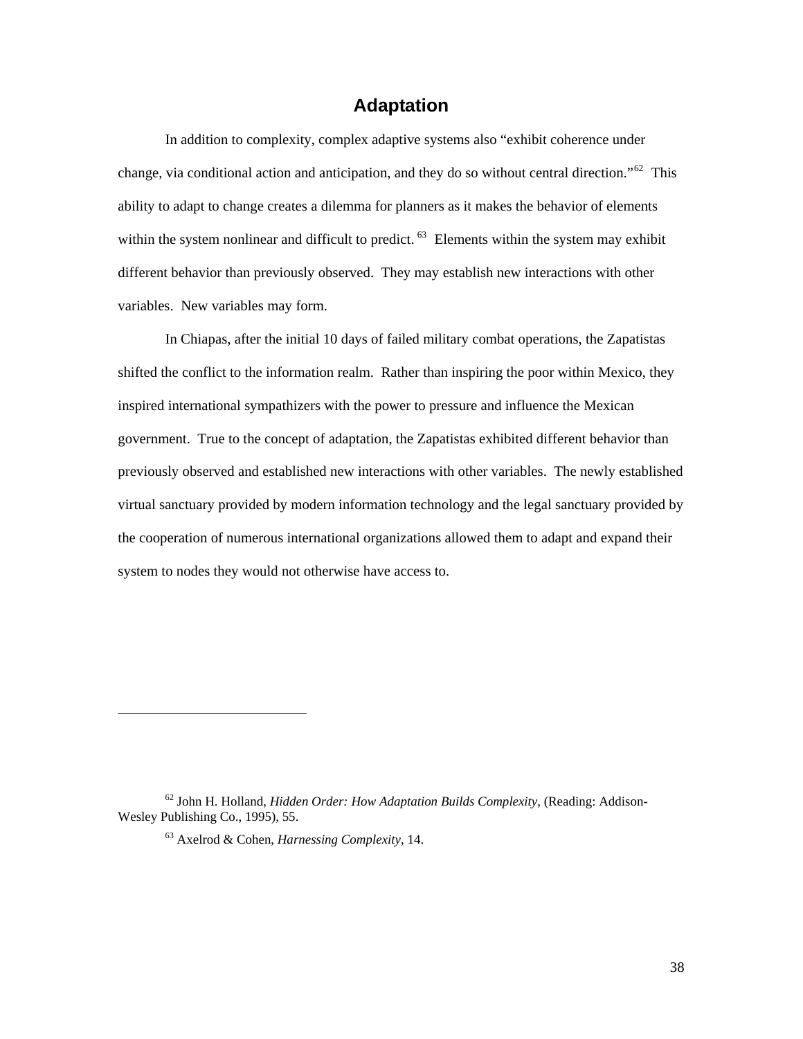## Adaptation

In addition to complexity, complex adaptive systems also "exhibit coherence under change, via conditional action and anticipation, and they do so without central direction."[62] This ability to adapt to change creates a dilemma for planners as it makes the behavior of elements within the system nonlinear and difficult to predict.[63] Elements within the system may exhibit different behavior than previously observed. They may establish new interactions with other variables. New variables may form.

In Chiapas, after the initial 10 days of failed military combat operations, the Zapatistas shifted the conflict to the information realm. Rather than inspiring the poor within Mexico, they inspired international sympathizers with the power to pressure and influence the Mexican government. True to the concept of adaptation, the Zapatistas exhibited different behavior than previously observed and established new interactions with other variables. The newly established virtual sanctuary provided by modern information technology and the legal sanctuary provided by the cooperation of numerous international organizations allowed them to adapt and expand their system to nodes they would not otherwise have access to.

---

[62] John H. Holland, *Hidden Order: How Adaptation Builds Complexity*, (Reading: Addison-Wesley Publishing Co., 1995), 55.

[63] Axelrod & Cohen, *Harnessing Complexity*, 14.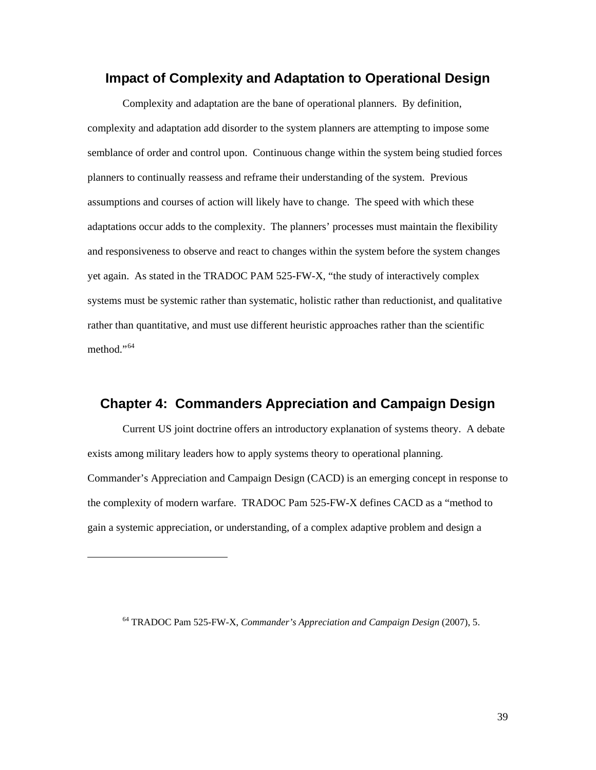### Impact of Complexity and Adaptation to Operational Design

Complexity and adaptation are the bane of operational planners. By definition, complexity and adaptation add disorder to the system planners are attempting to impose some semblance of order and control upon. Continuous change within the system being studied forces planners to continually reassess and reframe their understanding of the system. Previous assumptions and courses of action will likely have to change. The speed with which these adaptations occur adds to the complexity. The planners' processes must maintain the flexibility and responsiveness to observe and react to changes within the system before the system changes yet again. As stated in the TRADOC PAM 525-FW-X, "the study of interactively complex systems must be systemic rather than systematic, holistic rather than reductionist, and qualitative rather than quantitative, and must use different heuristic approaches rather than the scientific method."[64]

## Chapter 4: Commanders Appreciation and Campaign Design

Current US joint doctrine offers an introductory explanation of systems theory. A debate exists among military leaders how to apply systems theory to operational planning. Commander's Appreciation and Campaign Design (CACD) is an emerging concept in response to the complexity of modern warfare. TRADOC Pam 525-FW-X defines CACD as a "method to gain a systemic appreciation, or understanding, of a complex adaptive problem and design a

---

[64] TRADOC Pam 525-FW-X, *Commander's Appreciation and Campaign Design* (2007), 5.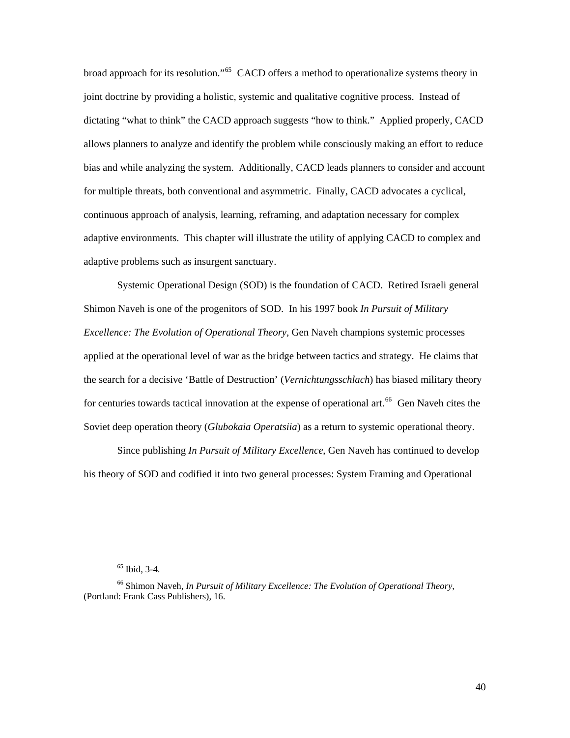broad approach for its resolution."[65] CACD offers a method to operationalize systems theory in joint doctrine by providing a holistic, systemic and qualitative cognitive process. Instead of dictating "what to think" the CACD approach suggests "how to think." Applied properly, CACD allows planners to analyze and identify the problem while consciously making an effort to reduce bias and while analyzing the system. Additionally, CACD leads planners to consider and account for multiple threats, both conventional and asymmetric. Finally, CACD advocates a cyclical, continuous approach of analysis, learning, reframing, and adaptation necessary for complex adaptive environments. This chapter will illustrate the utility of applying CACD to complex and adaptive problems such as insurgent sanctuary.

Systemic Operational Design (SOD) is the foundation of CACD. Retired Israeli general Shimon Naveh is one of the progenitors of SOD. In his 1997 book *In Pursuit of Military Excellence: The Evolution of Operational Theory*, Gen Naveh champions systemic processes applied at the operational level of war as the bridge between tactics and strategy. He claims that the search for a decisive 'Battle of Destruction' (*Vernichtungsschlach*) has biased military theory for centuries towards tactical innovation at the expense of operational art.[66] Gen Naveh cites the Soviet deep operation theory (*Glubokaia Operatsiia*) as a return to systemic operational theory.

Since publishing *In Pursuit of Military Excellence*, Gen Naveh has continued to develop his theory of SOD and codified it into two general processes: System Framing and Operational

---

[65] Ibid, 3-4.

[66] Shimon Naveh, *In Pursuit of Military Excellence: The Evolution of Operational Theory*, (Portland: Frank Cass Publishers), 16.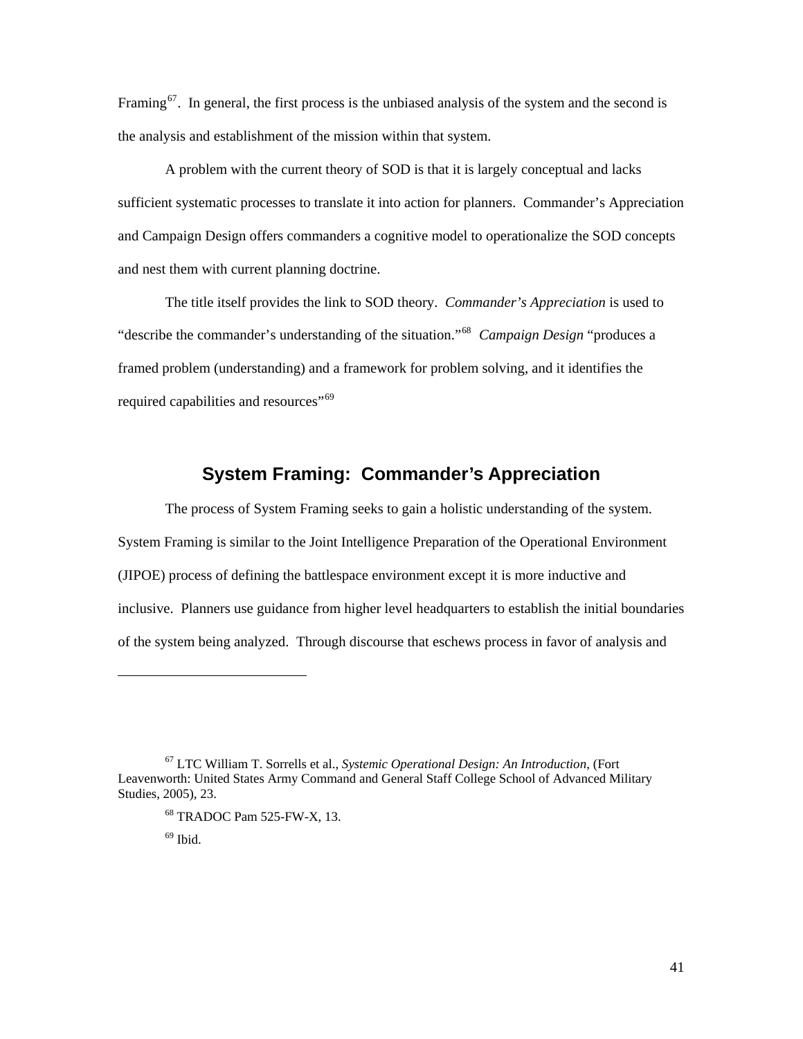Framing[67]. In general, the first process is the unbiased analysis of the system and the second is the analysis and establishment of the mission within that system.

A problem with the current theory of SOD is that it is largely conceptual and lacks sufficient systematic processes to translate it into action for planners. Commander's Appreciation and Campaign Design offers commanders a cognitive model to operationalize the SOD concepts and nest them with current planning doctrine.

The title itself provides the link to SOD theory. *Commander's Appreciation* is used to "describe the commander's understanding of the situation."[68] *Campaign Design* "produces a framed problem (understanding) and a framework for problem solving, and it identifies the required capabilities and resources"[69]

## System Framing: Commander's Appreciation

The process of System Framing seeks to gain a holistic understanding of the system. System Framing is similar to the Joint Intelligence Preparation of the Operational Environment (JIPOE) process of defining the battlespace environment except it is more inductive and inclusive. Planners use guidance from higher level headquarters to establish the initial boundaries of the system being analyzed. Through discourse that eschews process in favor of analysis and

---

[67] LTC William T. Sorrells et al., *Systemic Operational Design: An Introduction*, (Fort Leavenworth: United States Army Command and General Staff College School of Advanced Military Studies, 2005), 23.

[68] TRADOC Pam 525-FW-X, 13.

[69] Ibid.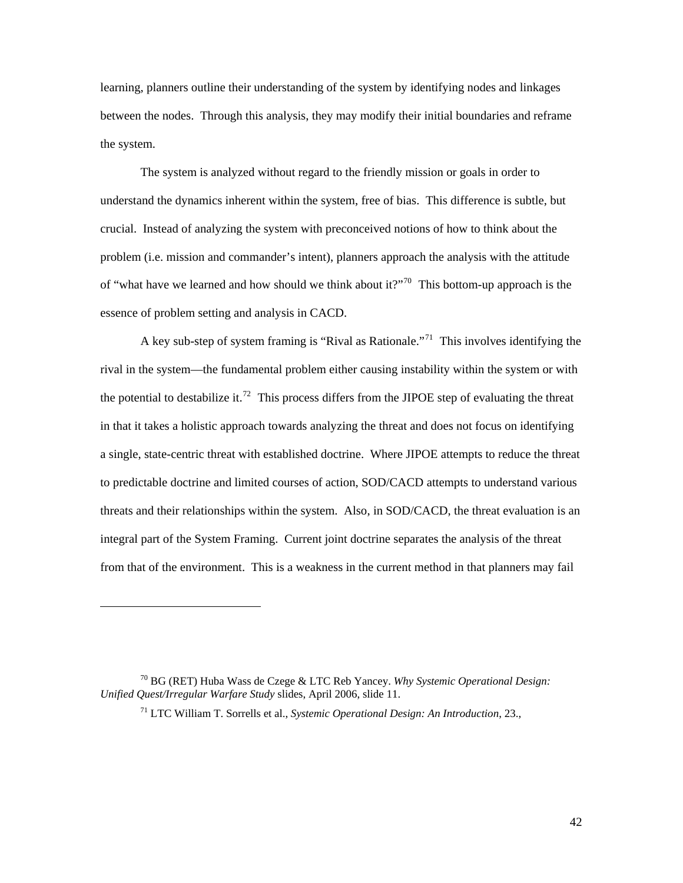learning, planners outline their understanding of the system by identifying nodes and linkages between the nodes. Through this analysis, they may modify their initial boundaries and reframe the system.

The system is analyzed without regard to the friendly mission or goals in order to understand the dynamics inherent within the system, free of bias. This difference is subtle, but crucial. Instead of analyzing the system with preconceived notions of how to think about the problem (i.e. mission and commander's intent), planners approach the analysis with the attitude of "what have we learned and how should we think about it?"[70] This bottom-up approach is the essence of problem setting and analysis in CACD.

A key sub-step of system framing is "Rival as Rationale."[71] This involves identifying the rival in the system—the fundamental problem either causing instability within the system or with the potential to destabilize it.[72] This process differs from the JIPOE step of evaluating the threat in that it takes a holistic approach towards analyzing the threat and does not focus on identifying a single, state-centric threat with established doctrine. Where JIPOE attempts to reduce the threat to predictable doctrine and limited courses of action, SOD/CACD attempts to understand various threats and their relationships within the system. Also, in SOD/CACD, the threat evaluation is an integral part of the System Framing. Current joint doctrine separates the analysis of the threat from that of the environment. This is a weakness in the current method in that planners may fail

---

[70] BG (RET) Huba Wass de Czege & LTC Reb Yancey. *Why Systemic Operational Design: Unified Quest/Irregular Warfare Study* slides, April 2006, slide 11.

[71] LTC William T. Sorrells et al., *Systemic Operational Design: An Introduction*, 23.,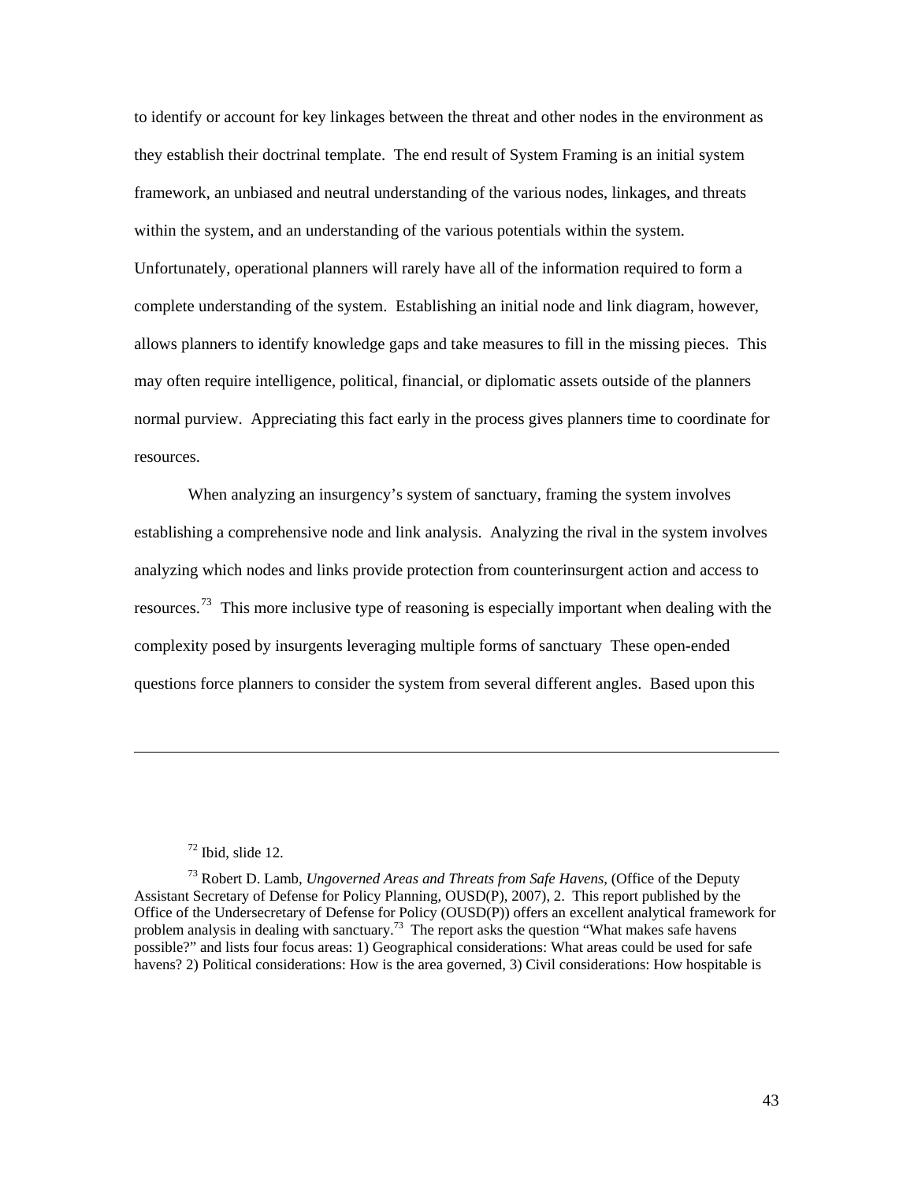to identify or account for key linkages between the threat and other nodes in the environment as they establish their doctrinal template. The end result of System Framing is an initial system framework, an unbiased and neutral understanding of the various nodes, linkages, and threats within the system, and an understanding of the various potentials within the system. Unfortunately, operational planners will rarely have all of the information required to form a complete understanding of the system. Establishing an initial node and link diagram, however, allows planners to identify knowledge gaps and take measures to fill in the missing pieces. This may often require intelligence, political, financial, or diplomatic assets outside of the planners normal purview. Appreciating this fact early in the process gives planners time to coordinate for resources.

When analyzing an insurgency's system of sanctuary, framing the system involves establishing a comprehensive node and link analysis. Analyzing the rival in the system involves analyzing which nodes and links provide protection from counterinsurgent action and access to resources.[73] This more inclusive type of reasoning is especially important when dealing with the complexity posed by insurgents leveraging multiple forms of sanctuary These open-ended questions force planners to consider the system from several different angles. Based upon this

---

[72] Ibid, slide 12.

[73] Robert D. Lamb, *Ungoverned Areas and Threats from Safe Havens*, (Office of the Deputy Assistant Secretary of Defense for Policy Planning, OUSD(P), 2007), 2. This report published by the Office of the Undersecretary of Defense for Policy (OUSD(P)) offers an excellent analytical framework for problem analysis in dealing with sanctuary.[73] The report asks the question "What makes safe havens possible?" and lists four focus areas: 1) Geographical considerations: What areas could be used for safe havens? 2) Political considerations: How is the area governed, 3) Civil considerations: How hospitable is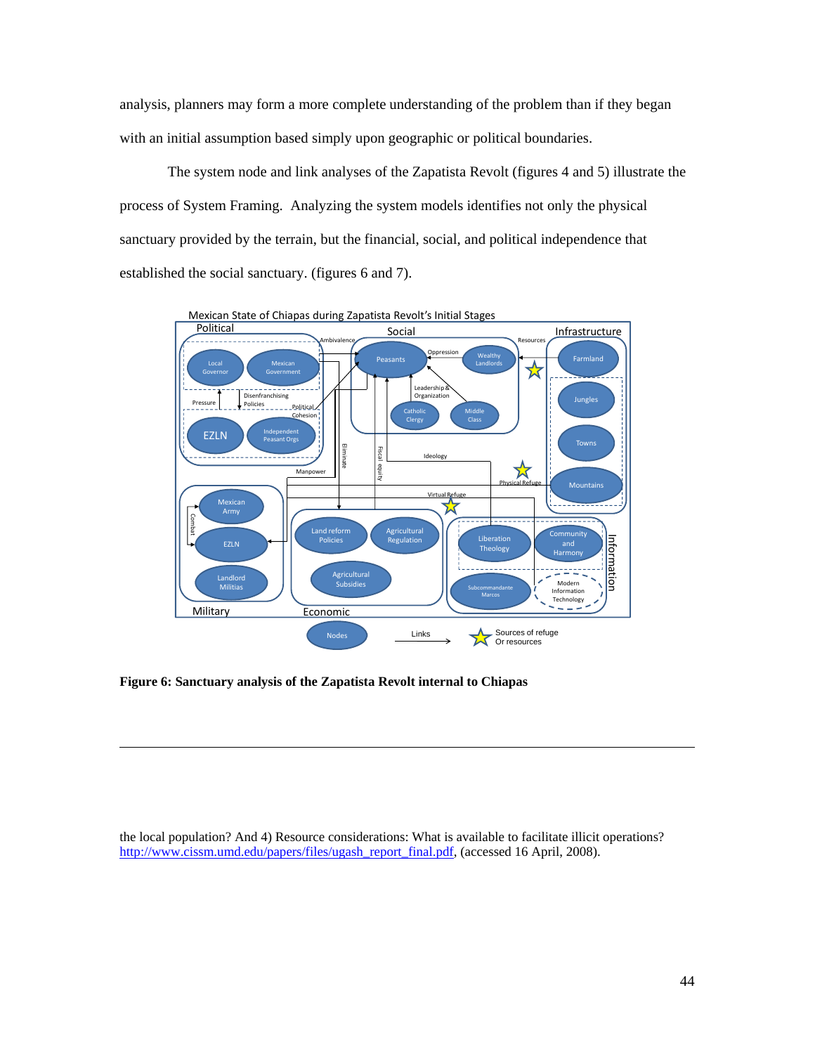analysis, planners may form a more complete understanding of the problem than if they began with an initial assumption based simply upon geographic or political boundaries.

The system node and link analyses of the Zapatista Revolt (figures 4 and 5) illustrate the process of System Framing. Analyzing the system models identifies not only the physical sanctuary provided by the terrain, but the financial, social, and political independence that established the social sanctuary. (figures 6 and 7).

**Figure 6: Sanctuary analysis of the Zapatista Revolt internal to Chiapas**

---

the local population? And 4) Resource considerations: What is available to facilitate illicit operations? http://www.cissm.umd.edu/papers/files/ugash_report_final.pdf, (accessed 16 April, 2008).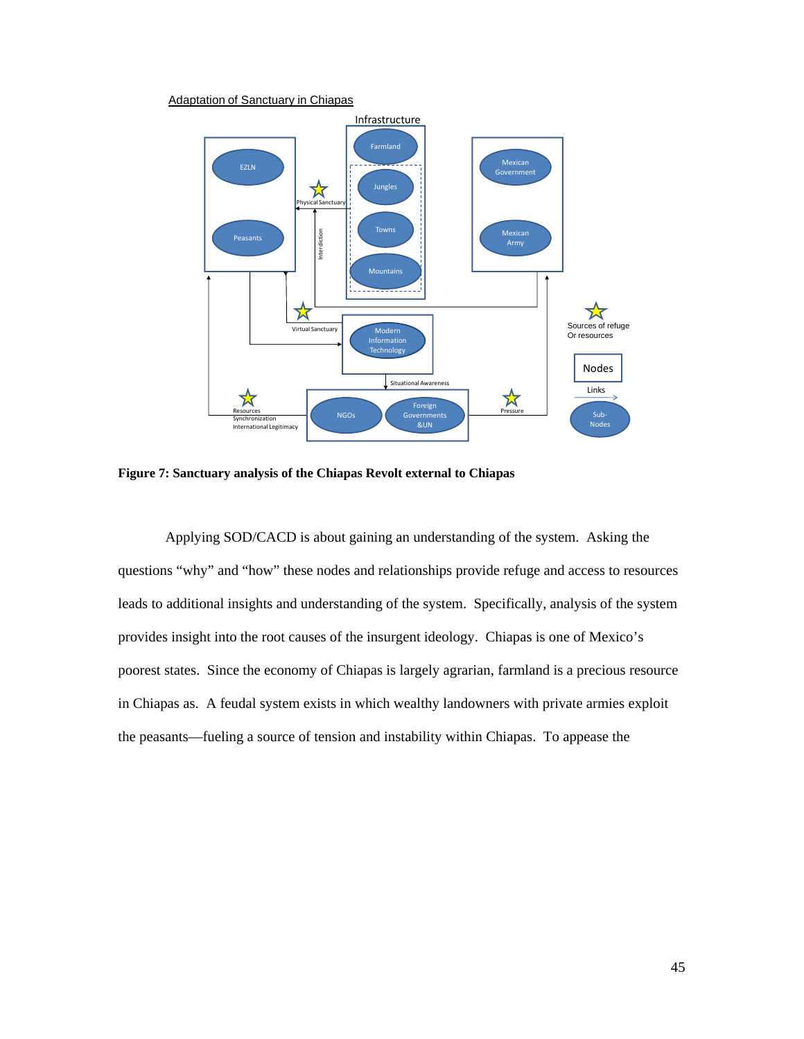Adaptation of Sanctuary in Chiapas

Infrastructure

Farmland

Jungles

Towns

Mountains

EZLN

Peasants

Mexican Government

Mexican Army

Physical Sanctuary

Interdiction

Virtual Sanctuary

Modern Information Technology

Situational Awareness

NGOs

Foreign Governments &UN

Resources Synchronization International Legitimacy

Pressure

Sources of refuge Or resources

Nodes

Links

Sub-Nodes

**Figure 7: Sanctuary analysis of the Chiapas Revolt external to Chiapas**

Applying SOD/CACD is about gaining an understanding of the system. Asking the questions "why" and "how" these nodes and relationships provide refuge and access to resources leads to additional insights and understanding of the system. Specifically, analysis of the system provides insight into the root causes of the insurgent ideology. Chiapas is one of Mexico's poorest states. Since the economy of Chiapas is largely agrarian, farmland is a precious resource in Chiapas as. A feudal system exists in which wealthy landowners with private armies exploit the peasants—fueling a source of tension and instability within Chiapas. To appease the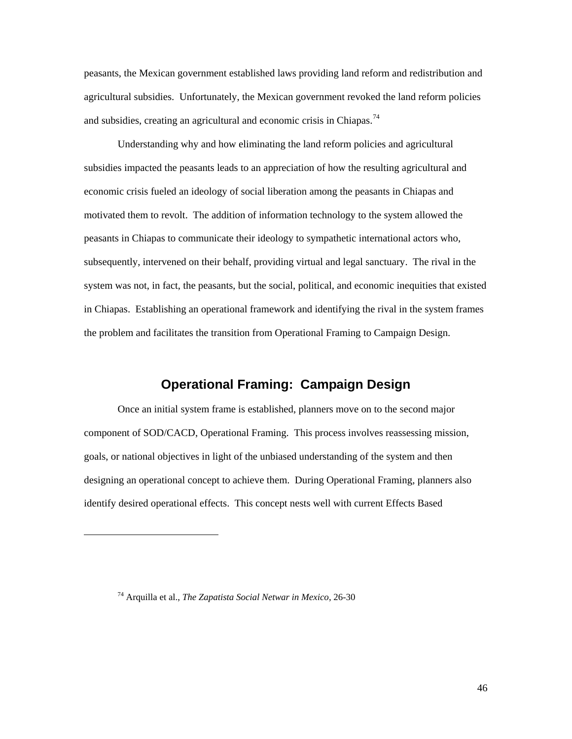peasants, the Mexican government established laws providing land reform and redistribution and agricultural subsidies. Unfortunately, the Mexican government revoked the land reform policies and subsidies, creating an agricultural and economic crisis in Chiapas.[74]

Understanding why and how eliminating the land reform policies and agricultural subsidies impacted the peasants leads to an appreciation of how the resulting agricultural and economic crisis fueled an ideology of social liberation among the peasants in Chiapas and motivated them to revolt. The addition of information technology to the system allowed the peasants in Chiapas to communicate their ideology to sympathetic international actors who, subsequently, intervened on their behalf, providing virtual and legal sanctuary. The rival in the system was not, in fact, the peasants, but the social, political, and economic inequities that existed in Chiapas. Establishing an operational framework and identifying the rival in the system frames the problem and facilitates the transition from Operational Framing to Campaign Design.

## Operational Framing: Campaign Design

Once an initial system frame is established, planners move on to the second major component of SOD/CACD, Operational Framing. This process involves reassessing mission, goals, or national objectives in light of the unbiased understanding of the system and then designing an operational concept to achieve them. During Operational Framing, planners also identify desired operational effects. This concept nests well with current Effects Based

---

[74] Arquilla et al., *The Zapatista Social Netwar in Mexico*, 26-30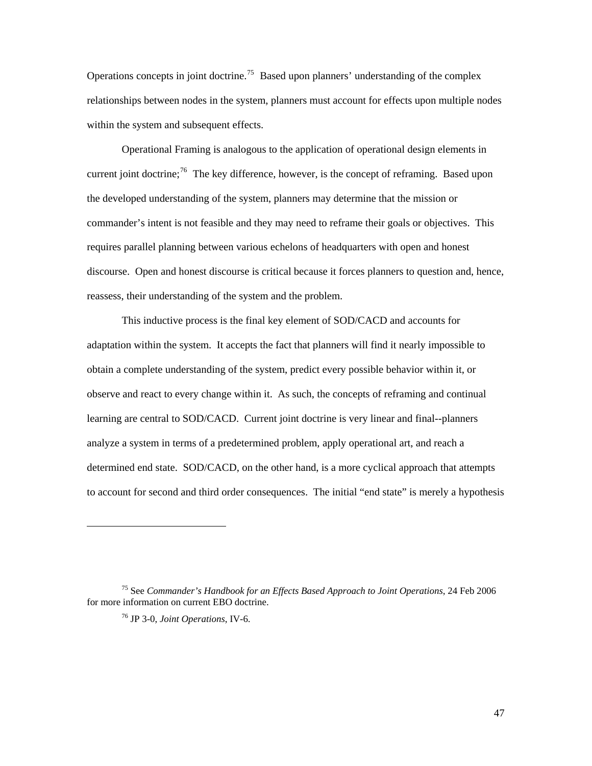Operations concepts in joint doctrine.[75] Based upon planners' understanding of the complex relationships between nodes in the system, planners must account for effects upon multiple nodes within the system and subsequent effects.

Operational Framing is analogous to the application of operational design elements in current joint doctrine;[76] The key difference, however, is the concept of reframing. Based upon the developed understanding of the system, planners may determine that the mission or commander's intent is not feasible and they may need to reframe their goals or objectives. This requires parallel planning between various echelons of headquarters with open and honest discourse. Open and honest discourse is critical because it forces planners to question and, hence, reassess, their understanding of the system and the problem.

This inductive process is the final key element of SOD/CACD and accounts for adaptation within the system. It accepts the fact that planners will find it nearly impossible to obtain a complete understanding of the system, predict every possible behavior within it, or observe and react to every change within it. As such, the concepts of reframing and continual learning are central to SOD/CACD. Current joint doctrine is very linear and final--planners analyze a system in terms of a predetermined problem, apply operational art, and reach a determined end state. SOD/CACD, on the other hand, is a more cyclical approach that attempts to account for second and third order consequences. The initial "end state" is merely a hypothesis

---

[75] See *Commander's Handbook for an Effects Based Approach to Joint Operations*, 24 Feb 2006 for more information on current EBO doctrine.

[76] JP 3-0, *Joint Operations*, IV-6.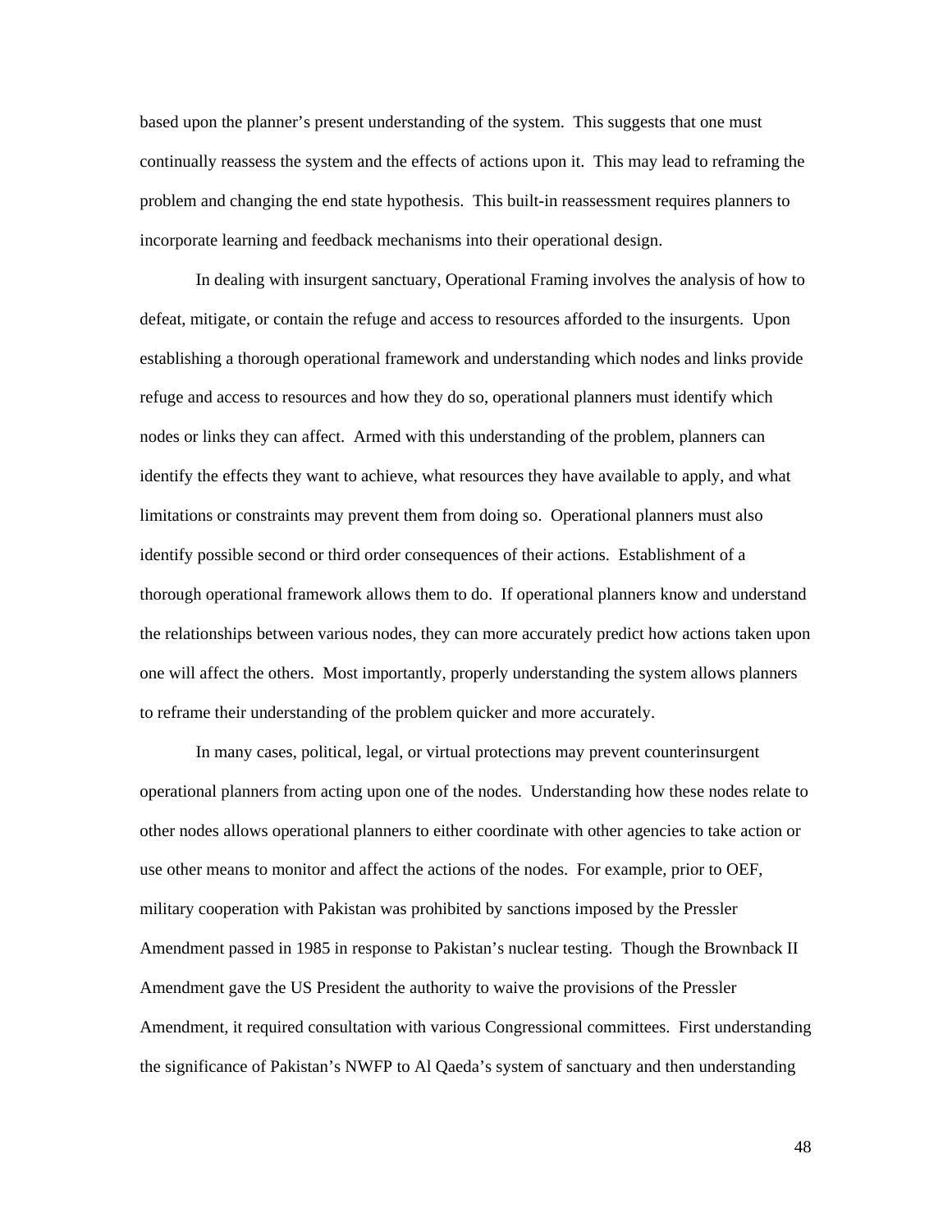based upon the planner's present understanding of the system. This suggests that one must continually reassess the system and the effects of actions upon it. This may lead to reframing the problem and changing the end state hypothesis. This built-in reassessment requires planners to incorporate learning and feedback mechanisms into their operational design.

In dealing with insurgent sanctuary, Operational Framing involves the analysis of how to defeat, mitigate, or contain the refuge and access to resources afforded to the insurgents. Upon establishing a thorough operational framework and understanding which nodes and links provide refuge and access to resources and how they do so, operational planners must identify which nodes or links they can affect. Armed with this understanding of the problem, planners can identify the effects they want to achieve, what resources they have available to apply, and what limitations or constraints may prevent them from doing so. Operational planners must also identify possible second or third order consequences of their actions. Establishment of a thorough operational framework allows them to do. If operational planners know and understand the relationships between various nodes, they can more accurately predict how actions taken upon one will affect the others. Most importantly, properly understanding the system allows planners to reframe their understanding of the problem quicker and more accurately.

In many cases, political, legal, or virtual protections may prevent counterinsurgent operational planners from acting upon one of the nodes. Understanding how these nodes relate to other nodes allows operational planners to either coordinate with other agencies to take action or use other means to monitor and affect the actions of the nodes. For example, prior to OEF, military cooperation with Pakistan was prohibited by sanctions imposed by the Pressler Amendment passed in 1985 in response to Pakistan's nuclear testing. Though the Brownback II Amendment gave the US President the authority to waive the provisions of the Pressler Amendment, it required consultation with various Congressional committees. First understanding the significance of Pakistan's NWFP to Al Qaeda's system of sanctuary and then understanding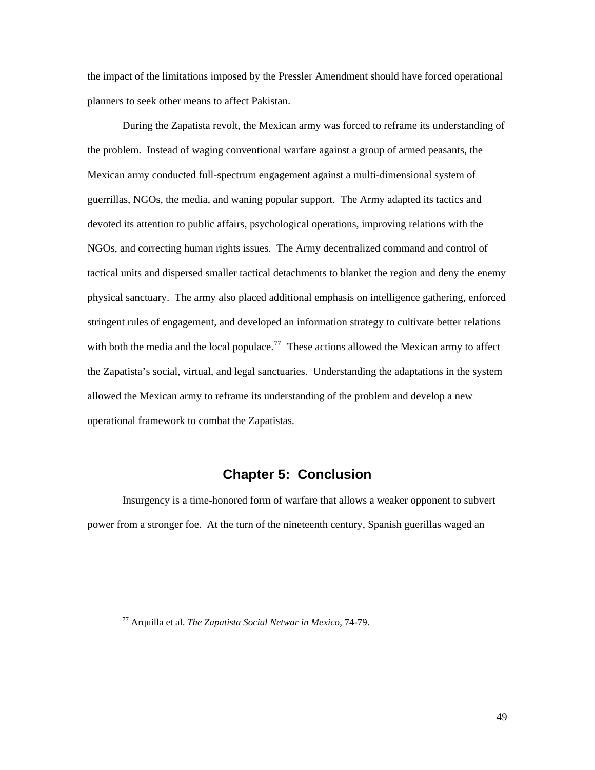the impact of the limitations imposed by the Pressler Amendment should have forced operational planners to seek other means to affect Pakistan.

During the Zapatista revolt, the Mexican army was forced to reframe its understanding of the problem. Instead of waging conventional warfare against a group of armed peasants, the Mexican army conducted full-spectrum engagement against a multi-dimensional system of guerrillas, NGOs, the media, and waning popular support. The Army adapted its tactics and devoted its attention to public affairs, psychological operations, improving relations with the NGOs, and correcting human rights issues. The Army decentralized command and control of tactical units and dispersed smaller tactical detachments to blanket the region and deny the enemy physical sanctuary. The army also placed additional emphasis on intelligence gathering, enforced stringent rules of engagement, and developed an information strategy to cultivate better relations with both the media and the local populace.[77] These actions allowed the Mexican army to affect the Zapatista's social, virtual, and legal sanctuaries. Understanding the adaptations in the system allowed the Mexican army to reframe its understanding of the problem and develop a new operational framework to combat the Zapatistas.

## Chapter 5: Conclusion

Insurgency is a time-honored form of warfare that allows a weaker opponent to subvert power from a stronger foe. At the turn of the nineteenth century, Spanish guerillas waged an

---

[77] Arquilla et al. *The Zapatista Social Netwar in Mexico*, 74-79.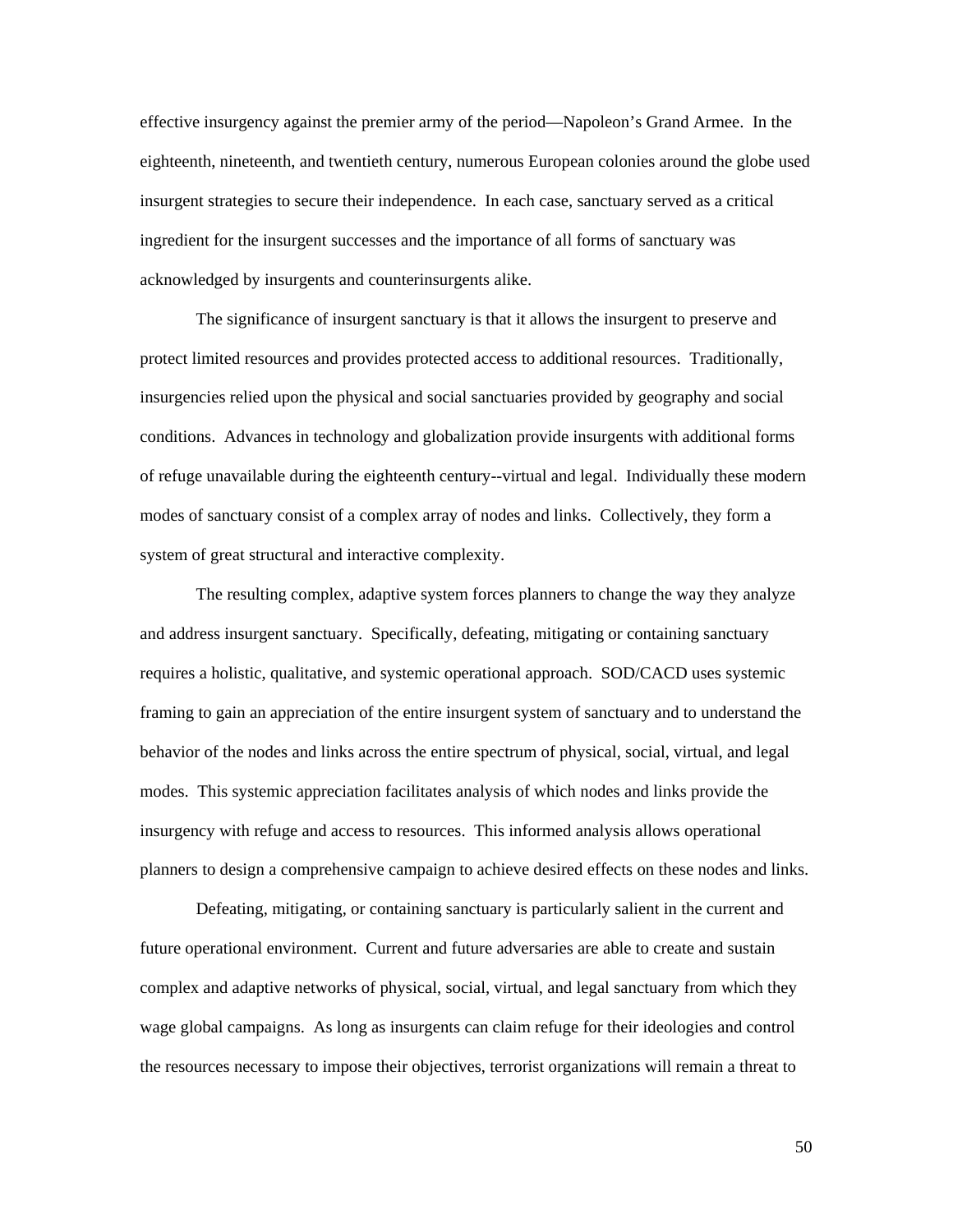effective insurgency against the premier army of the period—Napoleon's Grand Armee. In the eighteenth, nineteenth, and twentieth century, numerous European colonies around the globe used insurgent strategies to secure their independence. In each case, sanctuary served as a critical ingredient for the insurgent successes and the importance of all forms of sanctuary was acknowledged by insurgents and counterinsurgents alike.

The significance of insurgent sanctuary is that it allows the insurgent to preserve and protect limited resources and provides protected access to additional resources. Traditionally, insurgencies relied upon the physical and social sanctuaries provided by geography and social conditions. Advances in technology and globalization provide insurgents with additional forms of refuge unavailable during the eighteenth century--virtual and legal. Individually these modern modes of sanctuary consist of a complex array of nodes and links. Collectively, they form a system of great structural and interactive complexity.

The resulting complex, adaptive system forces planners to change the way they analyze and address insurgent sanctuary. Specifically, defeating, mitigating or containing sanctuary requires a holistic, qualitative, and systemic operational approach. SOD/CACD uses systemic framing to gain an appreciation of the entire insurgent system of sanctuary and to understand the behavior of the nodes and links across the entire spectrum of physical, social, virtual, and legal modes. This systemic appreciation facilitates analysis of which nodes and links provide the insurgency with refuge and access to resources. This informed analysis allows operational planners to design a comprehensive campaign to achieve desired effects on these nodes and links.

Defeating, mitigating, or containing sanctuary is particularly salient in the current and future operational environment. Current and future adversaries are able to create and sustain complex and adaptive networks of physical, social, virtual, and legal sanctuary from which they wage global campaigns. As long as insurgents can claim refuge for their ideologies and control the resources necessary to impose their objectives, terrorist organizations will remain a threat to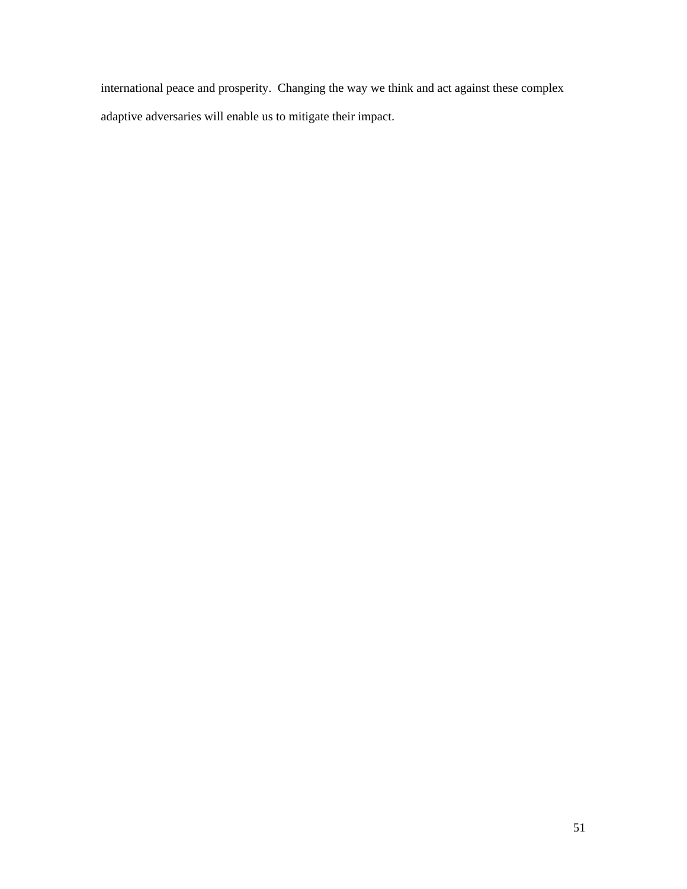international peace and prosperity.  Changing the way we think and act against these complex adaptive adversaries will enable us to mitigate their impact.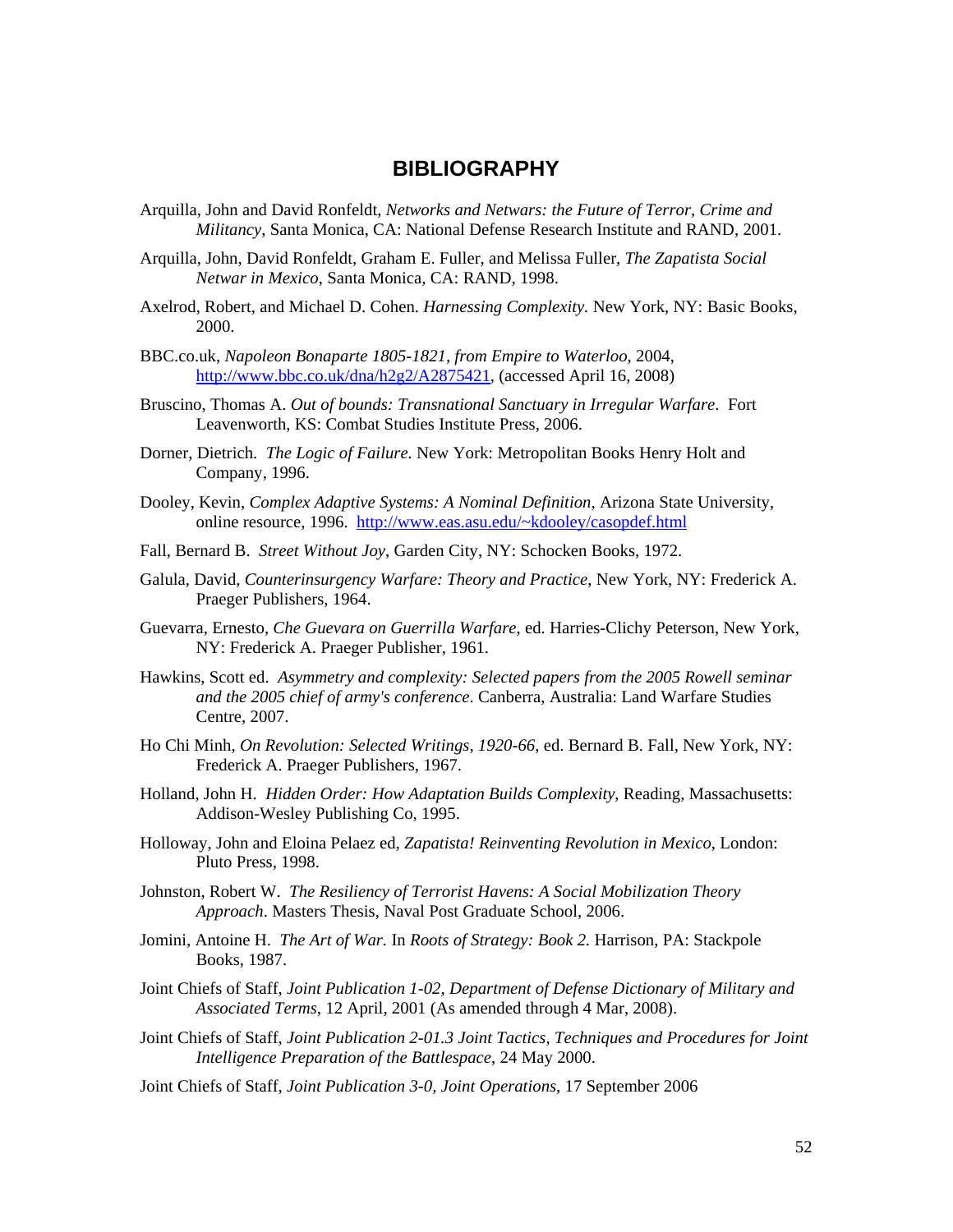# BIBLIOGRAPHY

Arquilla, John and David Ronfeldt, *Networks and Netwars: the Future of Terror, Crime and Militancy*, Santa Monica, CA: National Defense Research Institute and RAND, 2001.

Arquilla, John, David Ronfeldt, Graham E. Fuller, and Melissa Fuller, *The Zapatista Social Netwar in Mexico*, Santa Monica, CA: RAND, 1998.

Axelrod, Robert, and Michael D. Cohen. *Harnessing Complexity.* New York, NY: Basic Books, 2000.

BBC.co.uk, *Napoleon Bonaparte 1805-1821, from Empire to Waterloo*, 2004, http://www.bbc.co.uk/dna/h2g2/A2875421, (accessed April 16, 2008)

Bruscino, Thomas A. *Out of bounds: Transnational Sanctuary in Irregular Warfare*. Fort Leavenworth, KS: Combat Studies Institute Press, 2006.

Dorner, Dietrich. *The Logic of Failure.* New York: Metropolitan Books Henry Holt and Company, 1996.

Dooley, Kevin, *Complex Adaptive Systems: A Nominal Definition*, Arizona State University, online resource, 1996. http://www.eas.asu.edu/~kdooley/casopdef.html

Fall, Bernard B. *Street Without Joy*, Garden City, NY: Schocken Books, 1972.

Galula, David, *Counterinsurgency Warfare: Theory and Practice*, New York, NY: Frederick A. Praeger Publishers, 1964.

Guevarra, Ernesto, *Che Guevara on Guerrilla Warfare*, ed. Harries-Clichy Peterson, New York, NY: Frederick A. Praeger Publisher, 1961.

Hawkins, Scott ed. *Asymmetry and complexity: Selected papers from the 2005 Rowell seminar and the 2005 chief of army's conference*. Canberra, Australia: Land Warfare Studies Centre, 2007.

Ho Chi Minh, *On Revolution: Selected Writings, 1920-66*, ed. Bernard B. Fall, New York, NY: Frederick A. Praeger Publishers, 1967.

Holland, John H. *Hidden Order: How Adaptation Builds Complexity*, Reading, Massachusetts: Addison-Wesley Publishing Co, 1995.

Holloway, John and Eloina Pelaez ed, *Zapatista! Reinventing Revolution in Mexico*, London: Pluto Press, 1998.

Johnston, Robert W. *The Resiliency of Terrorist Havens: A Social Mobilization Theory Approach*. Masters Thesis, Naval Post Graduate School, 2006.

Jomini, Antoine H. *The Art of War.* In *Roots of Strategy: Book 2.* Harrison, PA: Stackpole Books, 1987.

Joint Chiefs of Staff, *Joint Publication 1-02, Department of Defense Dictionary of Military and Associated Terms*, 12 April, 2001 (As amended through 4 Mar, 2008).

Joint Chiefs of Staff, *Joint Publication 2-01.3 Joint Tactics, Techniques and Procedures for Joint Intelligence Preparation of the Battlespace*, 24 May 2000.

Joint Chiefs of Staff, *Joint Publication 3-0, Joint Operations*, 17 September 2006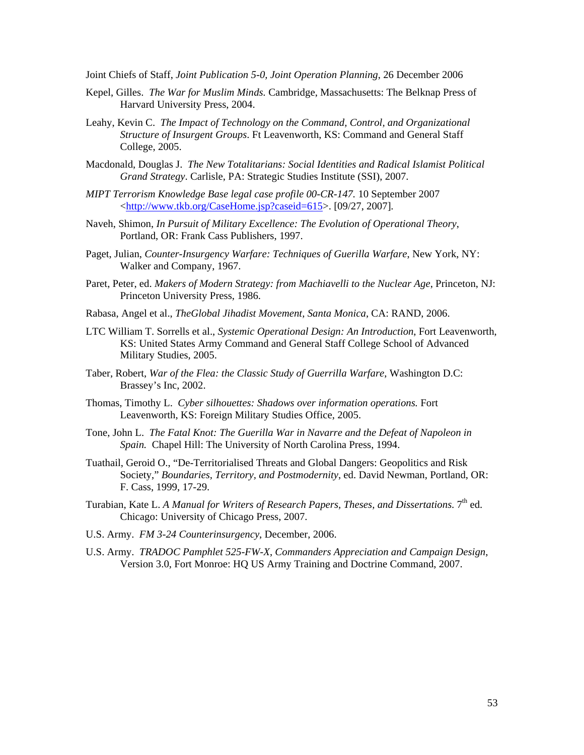Joint Chiefs of Staff, *Joint Publication 5-0, Joint Operation Planning*, 26 December 2006

Kepel, Gilles. *The War for Muslim Minds.* Cambridge, Massachusetts: The Belknap Press of Harvard University Press, 2004.

Leahy, Kevin C. *The Impact of Technology on the Command, Control, and Organizational Structure of Insurgent Groups*. Ft Leavenworth, KS: Command and General Staff College, 2005.

Macdonald, Douglas J. *The New Totalitarians: Social Identities and Radical Islamist Political Grand Strategy*. Carlisle, PA: Strategic Studies Institute (SSI), 2007.

*MIPT Terrorism Knowledge Base legal case profile 00-CR-147.* 10 September 2007 <http://www.tkb.org/CaseHome.jsp?caseid=615>. [09/27, 2007].

Naveh, Shimon, *In Pursuit of Military Excellence: The Evolution of Operational Theory*, Portland, OR: Frank Cass Publishers, 1997.

Paget, Julian, *Counter-Insurgency Warfare: Techniques of Guerilla Warfare*, New York, NY: Walker and Company, 1967.

Paret, Peter, ed. *Makers of Modern Strategy: from Machiavelli to the Nuclear Age*, Princeton, NJ: Princeton University Press, 1986.

Rabasa, Angel et al., *TheGlobal Jihadist Movement, Santa Monica*, CA: RAND, 2006.

LTC William T. Sorrells et al., *Systemic Operational Design: An Introduction*, Fort Leavenworth, KS: United States Army Command and General Staff College School of Advanced Military Studies, 2005.

Taber, Robert, *War of the Flea: the Classic Study of Guerrilla Warfare*, Washington D.C: Brassey's Inc, 2002.

Thomas, Timothy L. *Cyber silhouettes: Shadows over information operations.* Fort Leavenworth, KS: Foreign Military Studies Office, 2005.

Tone, John L. *The Fatal Knot: The Guerilla War in Navarre and the Defeat of Napoleon in Spain.* Chapel Hill: The University of North Carolina Press, 1994.

Tuathail, Geroid O., "De-Territorialised Threats and Global Dangers: Geopolitics and Risk Society," *Boundaries, Territory, and Postmodernity*, ed. David Newman, Portland, OR: F. Cass, 1999, 17-29.

Turabian, Kate L. *A Manual for Writers of Research Papers, Theses, and Dissertations*. 7th ed. Chicago: University of Chicago Press, 2007.

U.S. Army. *FM 3-24 Counterinsurgency*, December, 2006.

U.S. Army. *TRADOC Pamphlet 525-FW-X, Commanders Appreciation and Campaign Design*, Version 3.0, Fort Monroe: HQ US Army Training and Doctrine Command, 2007.